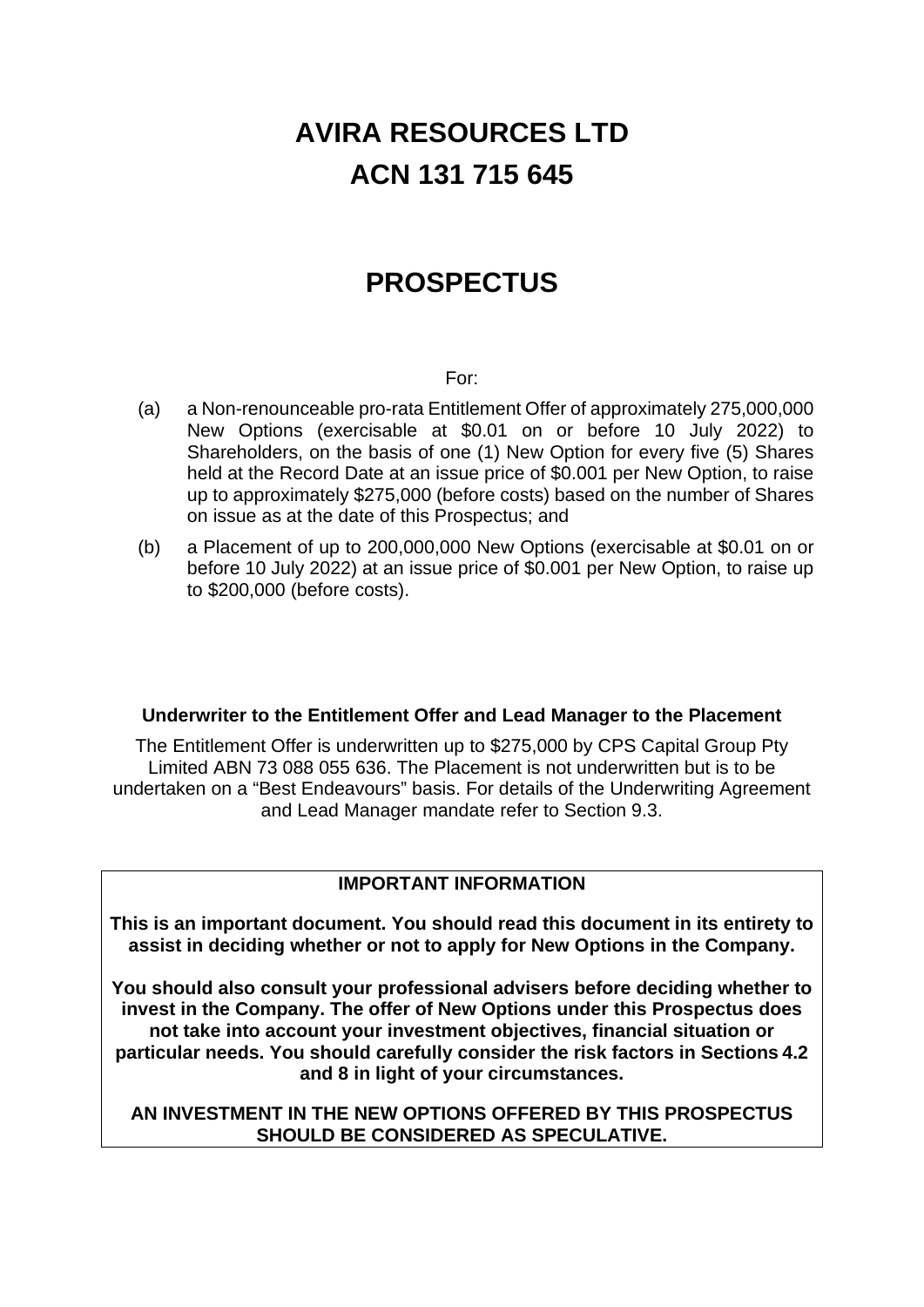# AVIRA RESOURCES LTD

# ACN 131 715 645

# PROSPECTUS

For:

(a) a Non-renounceable pro-rata Entitlement Offer of approximately 275,000,000 New Options (exercisable at $0.01 on or before 10 July 2022) to Shareholders, on the basis of one (1) New Option for every five (5) Shares held at the Record Date at an issue price of $0.001 per New Option, to raise up to approximately $275,000 (before costs) based on the number of Shares on issue as at the date of this Prospectus; and

(b) a Placement of up to 200,000,000 New Options (exercisable at $0.01 on or before 10 July 2022) at an issue price of $0.001 per New Option, to raise up to $200,000 (before costs).

**Underwriter to the Entitlement Offer and Lead Manager to the Placement**

The Entitlement Offer is underwritten up to $275,000 by CPS Capital Group Pty Limited ABN 73 088 055 636. The Placement is not underwritten but is to be undertaken on a "Best Endeavours" basis. For details of the Underwriting Agreement and Lead Manager mandate refer to Section 9.3.

**IMPORTANT INFORMATION**

**This is an important document. You should read this document in its entirety to assist in deciding whether or not to apply for New Options in the Company.**

**You should also consult your professional advisers before deciding whether to invest in the Company. The offer of New Options under this Prospectus does not take into account your investment objectives, financial situation or particular needs. You should carefully consider the risk factors in Sections 4.2 and 8 in light of your circumstances.**

**AN INVESTMENT IN THE NEW OPTIONS OFFERED BY THIS PROSPECTUS SHOULD BE CONSIDERED AS SPECULATIVE.**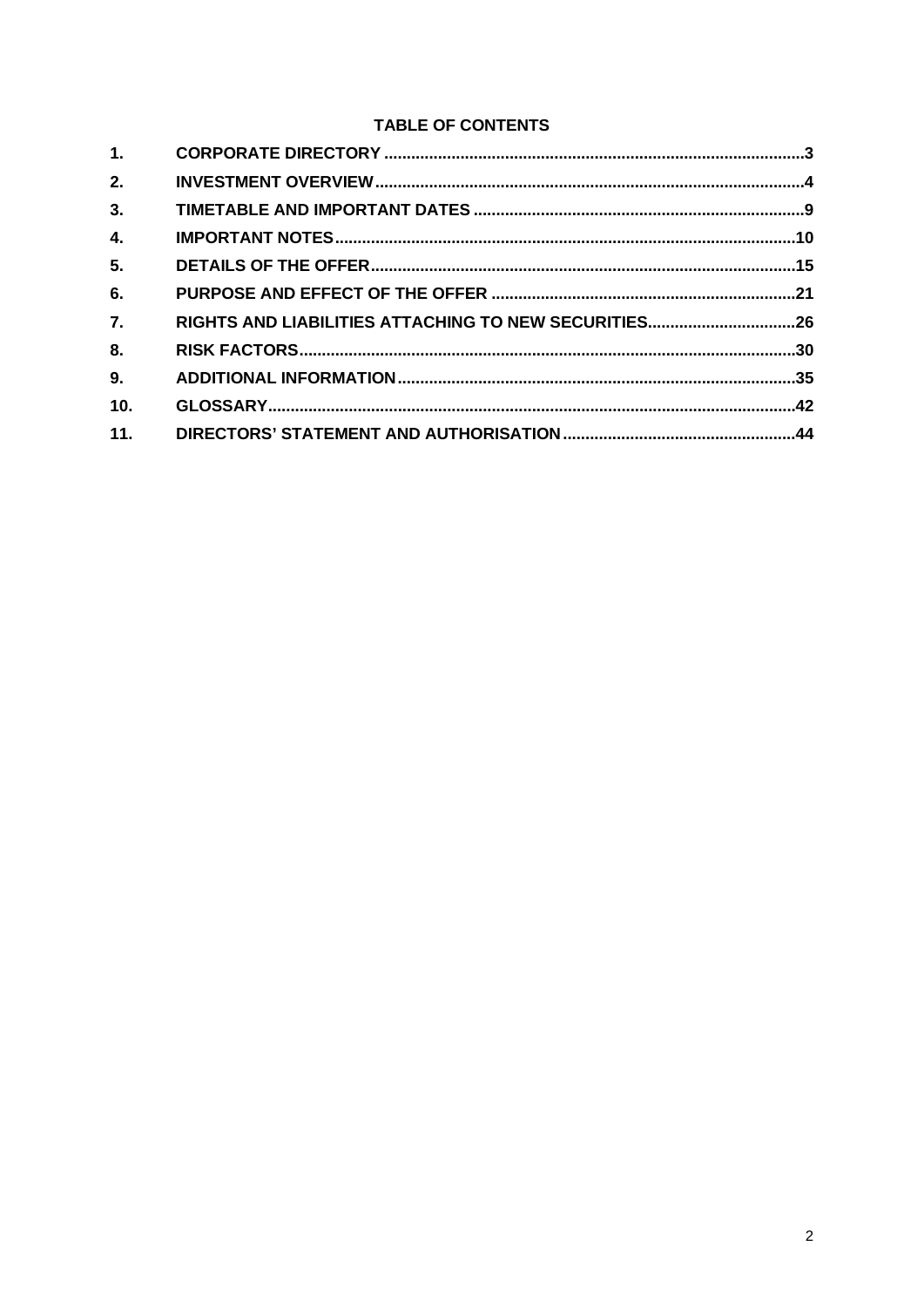## TABLE OF CONTENTS

| | | |
|---|---|---|
| 1. | CORPORATE DIRECTORY | 3 |
| 2. | INVESTMENT OVERVIEW | 4 |
| 3. | TIMETABLE AND IMPORTANT DATES | 9 |
| 4. | IMPORTANT NOTES | 10 |
| 5. | DETAILS OF THE OFFER | 15 |
| 6. | PURPOSE AND EFFECT OF THE OFFER | 21 |
| 7. | RIGHTS AND LIABILITIES ATTACHING TO NEW SECURITIES | 26 |
| 8. | RISK FACTORS | 30 |
| 9. | ADDITIONAL INFORMATION | 35 |
| 10. | GLOSSARY | 42 |
| 11. | DIRECTORS' STATEMENT AND AUTHORISATION | 44 |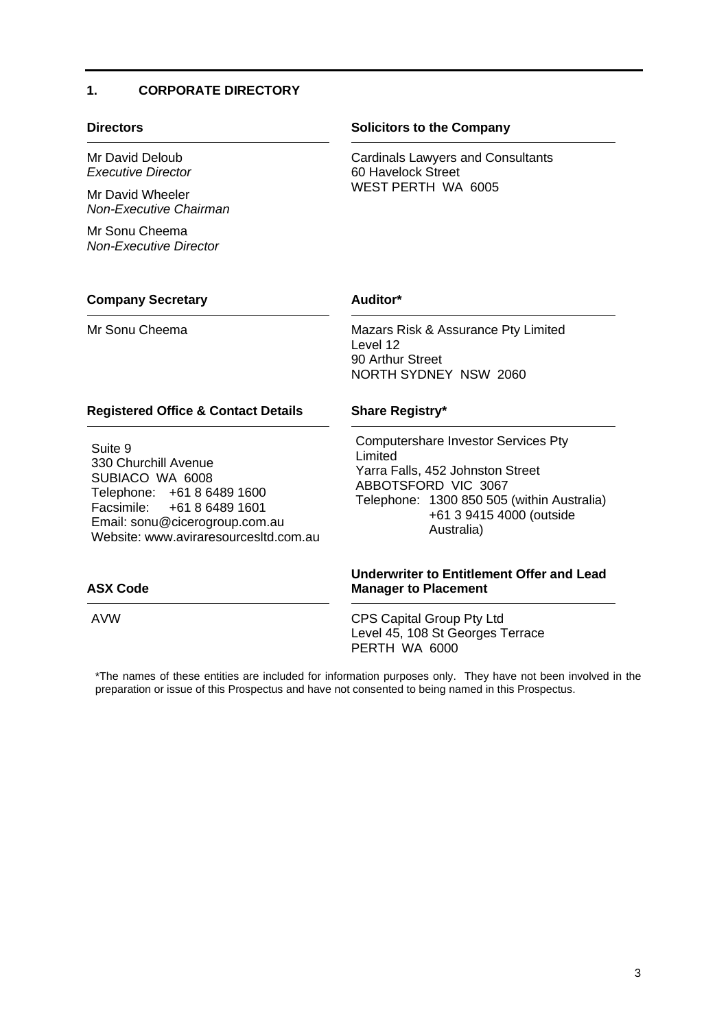# 1. CORPORATE DIRECTORY

### Directors

Mr David Deloub
*Executive Director*

Mr David Wheeler
*Non-Executive Chairman*

Mr Sonu Cheema
*Non-Executive Director*

### Company Secretary

Mr Sonu Cheema

### Registered Office & Contact Details

Suite 9
330 Churchill Avenue
SUBIACO WA 6008
Telephone: +61 8 6489 1600
Facsimile: +61 8 6489 1601
Email: sonu@cicerogroup.com.au
Website: www.aviraresourcesltd.com.au

### ASX Code

AVW

### Solicitors to the Company

Cardinals Lawyers and Consultants
60 Havelock Street
WEST PERTH WA 6005

### Auditor*

Mazars Risk & Assurance Pty Limited
Level 12
90 Arthur Street
NORTH SYDNEY NSW 2060

### Share Registry*

Computershare Investor Services Pty Limited
Yarra Falls, 452 Johnston Street
ABBOTSFORD VIC 3067
Telephone: 1300 850 505 (within Australia)
+61 3 9415 4000 (outside Australia)

### Underwriter to Entitlement Offer and Lead Manager to Placement

CPS Capital Group Pty Ltd
Level 45, 108 St Georges Terrace
PERTH WA 6000

*The names of these entities are included for information purposes only. They have not been involved in the preparation or issue of this Prospectus and have not consented to being named in this Prospectus.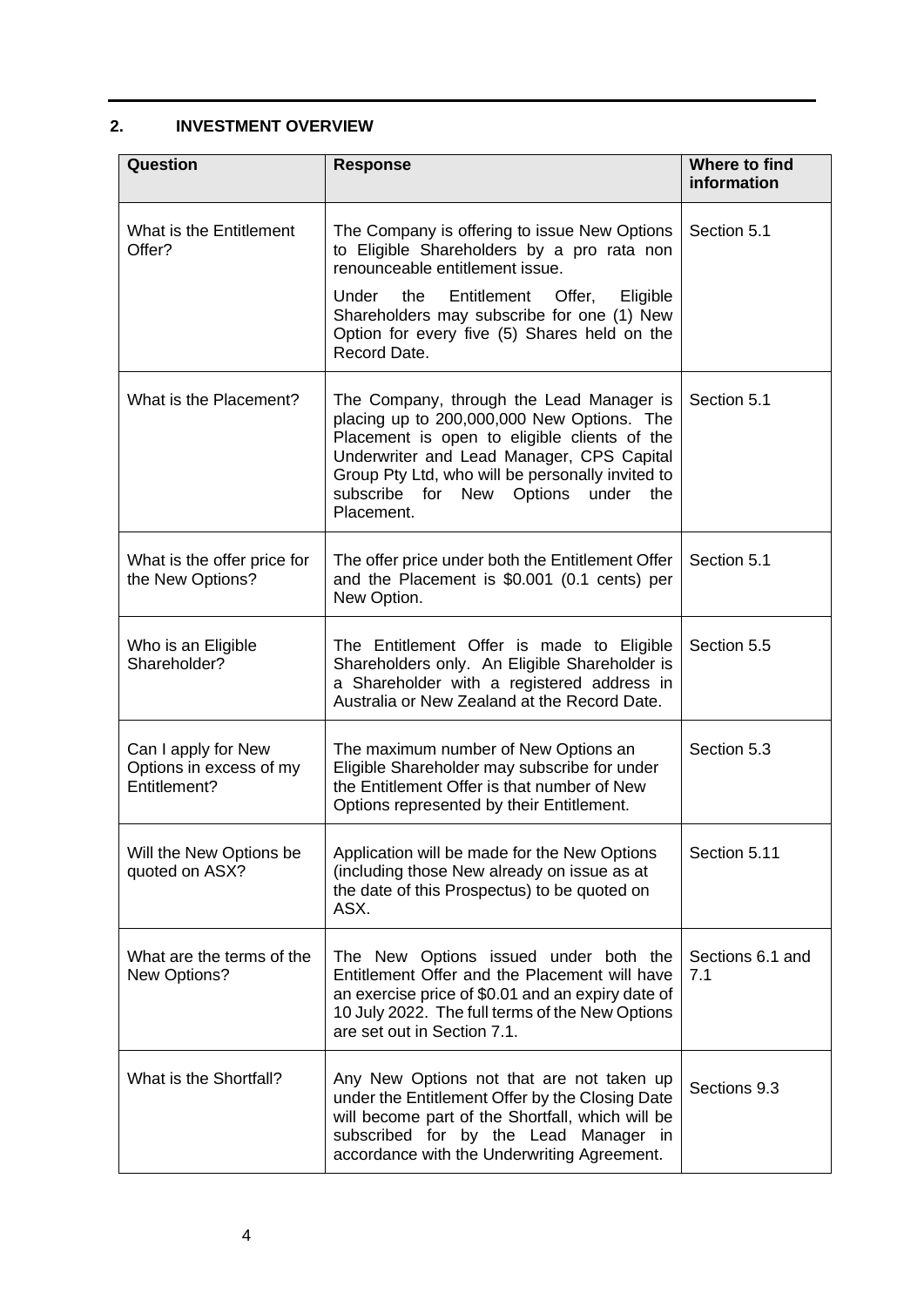## 2. INVESTMENT OVERVIEW

| Question | Response | Where to find information |
| --- | --- | --- |
| What is the Entitlement Offer? | The Company is offering to issue New Options to Eligible Shareholders by a pro rata non renounceable entitlement issue.<br><br>Under the Entitlement Offer, Eligible Shareholders may subscribe for one (1) New Option for every five (5) Shares held on the Record Date. | Section 5.1 |
| What is the Placement? | The Company, through the Lead Manager is placing up to 200,000,000 New Options. The Placement is open to eligible clients of the Underwriter and Lead Manager, CPS Capital Group Pty Ltd, who will be personally invited to subscribe for New Options under the Placement. | Section 5.1 |
| What is the offer price for the New Options? | The offer price under both the Entitlement Offer and the Placement is $0.001 (0.1 cents) per New Option. | Section 5.1 |
| Who is an Eligible Shareholder? | The Entitlement Offer is made to Eligible Shareholders only. An Eligible Shareholder is a Shareholder with a registered address in Australia or New Zealand at the Record Date. | Section 5.5 |
| Can I apply for New Options in excess of my Entitlement? | The maximum number of New Options an Eligible Shareholder may subscribe for under the Entitlement Offer is that number of New Options represented by their Entitlement. | Section 5.3 |
| Will the New Options be quoted on ASX? | Application will be made for the New Options (including those New already on issue as at the date of this Prospectus) to be quoted on ASX. | Section 5.11 |
| What are the terms of the New Options? | The New Options issued under both the Entitlement Offer and the Placement will have an exercise price of $0.01 and an expiry date of 10 July 2022. The full terms of the New Options are set out in Section 7.1. | Sections 6.1 and 7.1 |
| What is the Shortfall? | Any New Options not that are not taken up under the Entitlement Offer by the Closing Date will become part of the Shortfall, which will be subscribed for by the Lead Manager in accordance with the Underwriting Agreement. | Sections 9.3 |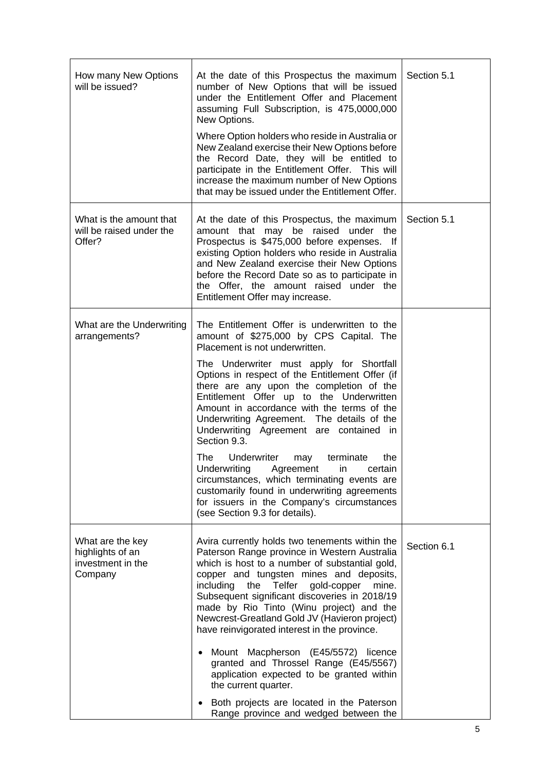| | | |
|---|---|---|
| How many New Options will be issued? | At the date of this Prospectus the maximum number of New Options that will be issued under the Entitlement Offer and Placement assuming Full Subscription, is 475,0000,000 New Options.<br><br>Where Option holders who reside in Australia or New Zealand exercise their New Options before the Record Date, they will be entitled to participate in the Entitlement Offer. This will increase the maximum number of New Options that may be issued under the Entitlement Offer. | Section 5.1 |
| What is the amount that will be raised under the Offer? | At the date of this Prospectus, the maximum amount that may be raised under the Prospectus is $475,000 before expenses. If existing Option holders who reside in Australia and New Zealand exercise their New Options before the Record Date so as to participate in the Offer, the amount raised under the Entitlement Offer may increase. | Section 5.1 |
| What are the Underwriting arrangements? | The Entitlement Offer is underwritten to the amount of $275,000 by CPS Capital. The Placement is not underwritten.<br><br>The Underwriter must apply for Shortfall Options in respect of the Entitlement Offer (if there are any upon the completion of the Entitlement Offer up to the Underwritten Amount in accordance with the terms of the Underwriting Agreement. The details of the Underwriting Agreement are contained in Section 9.3.<br><br>The Underwriter may terminate the Underwriting Agreement in certain circumstances, which terminating events are customarily found in underwriting agreements for issuers in the Company's circumstances (see Section 9.3 for details). | |
| What are the key highlights of an investment in the Company | Avira currently holds two tenements within the Paterson Range province in Western Australia which is host to a number of substantial gold, copper and tungsten mines and deposits, including the Telfer gold-copper mine. Subsequent significant discoveries in 2018/19 made by Rio Tinto (Winu project) and the Newcrest-Greatland Gold JV (Havieron project) have reinvigorated interest in the province.<br><br>• Mount Macpherson (E45/5572) licence granted and Throssel Range (E45/5567) application expected to be granted within the current quarter.<br><br>• Both projects are located in the Paterson Range province and wedged between the | Section 6.1 |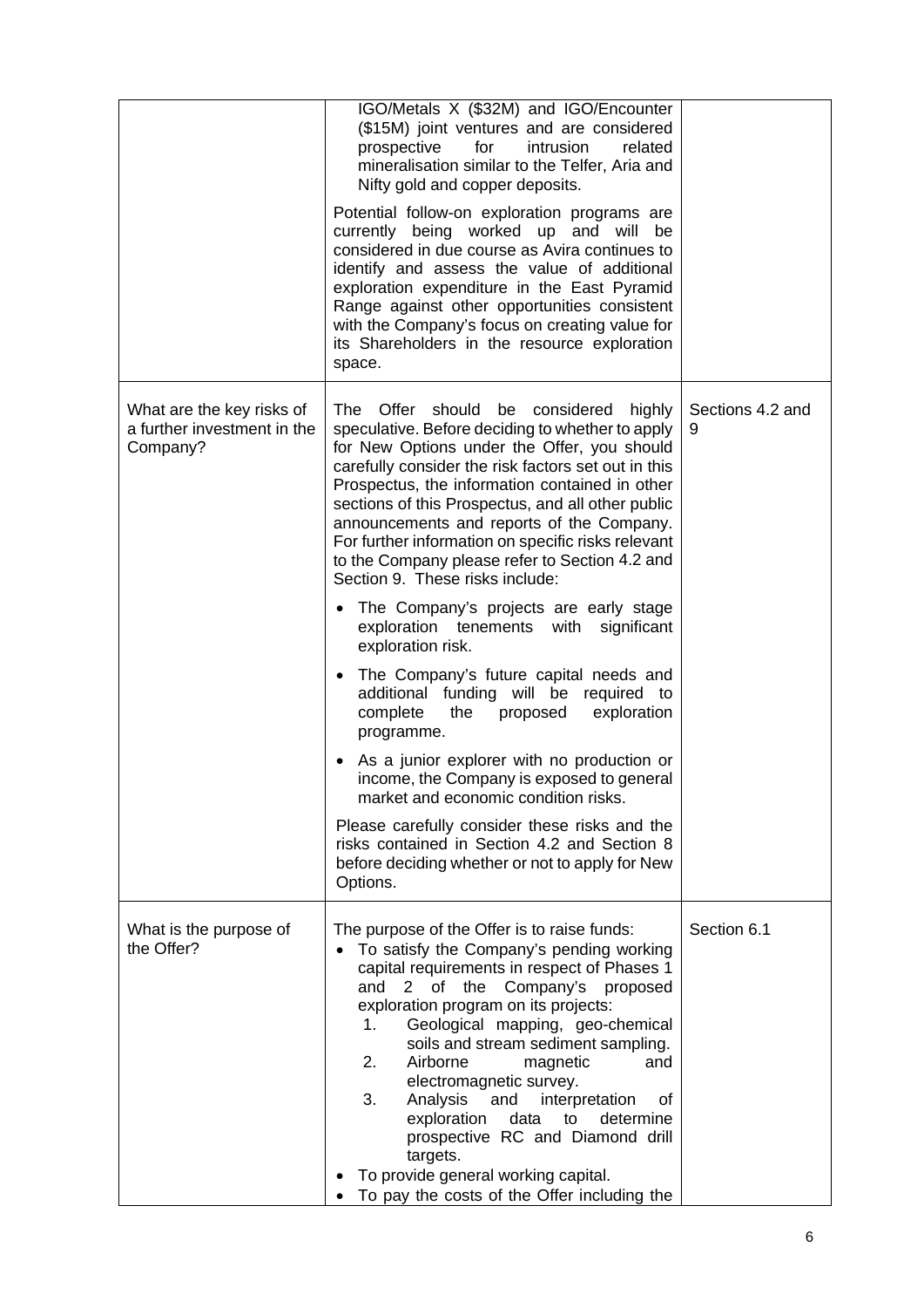| | | |
|---|---|---|
| | IGO/Metals X ($32M) and IGO/Encounter ($15M) joint ventures and are considered prospective for intrusion related mineralisation similar to the Telfer, Aria and Nifty gold and copper deposits.<br><br>Potential follow-on exploration programs are currently being worked up and will be considered in due course as Avira continues to identify and assess the value of additional exploration expenditure in the East Pyramid Range against other opportunities consistent with the Company's focus on creating value for its Shareholders in the resource exploration space. | |
| What are the key risks of a further investment in the Company? | The Offer should be considered highly speculative. Before deciding to whether to apply for New Options under the Offer, you should carefully consider the risk factors set out in this Prospectus, the information contained in other sections of this Prospectus, and all other public announcements and reports of the Company. For further information on specific risks relevant to the Company please refer to Section 4.2 and Section 9. These risks include:<br><br>• The Company's projects are early stage exploration tenements with significant exploration risk.<br><br>• The Company's future capital needs and additional funding will be required to complete the proposed exploration programme.<br><br>• As a junior explorer with no production or income, the Company is exposed to general market and economic condition risks.<br><br>Please carefully consider these risks and the risks contained in Section 4.2 and Section 8 before deciding whether or not to apply for New Options. | Sections 4.2 and 9 |
| What is the purpose of the Offer? | The purpose of the Offer is to raise funds:<br>• To satisfy the Company's pending working capital requirements in respect of Phases 1 and 2 of the Company's proposed exploration program on its projects:<br>1. Geological mapping, geo-chemical soils and stream sediment sampling.<br>2. Airborne magnetic and electromagnetic survey.<br>3. Analysis and interpretation of exploration data to determine prospective RC and Diamond drill targets.<br>• To provide general working capital.<br>• To pay the costs of the Offer including the | Section 6.1 |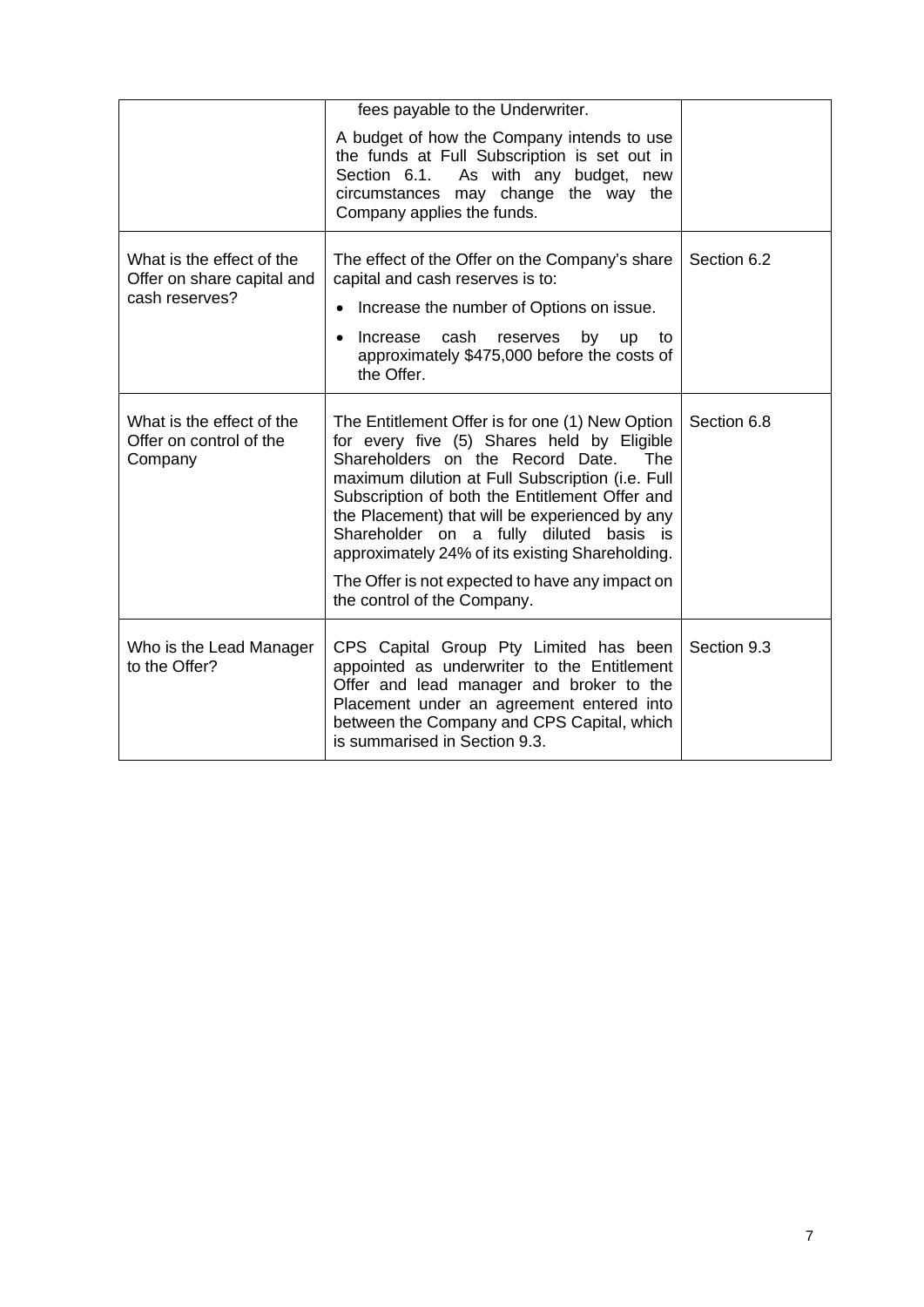|  |  |  |
|---|---|---|
|  | fees payable to the Underwriter.<br><br>A budget of how the Company intends to use the funds at Full Subscription is set out in Section 6.1. As with any budget, new circumstances may change the way the Company applies the funds. |  |
| What is the effect of the Offer on share capital and cash reserves? | The effect of the Offer on the Company's share capital and cash reserves is to:<br><br>• Increase the number of Options on issue.<br>• Increase cash reserves by up to approximately $475,000 before the costs of the Offer. | Section 6.2 |
| What is the effect of the Offer on control of the Company | The Entitlement Offer is for one (1) New Option for every five (5) Shares held by Eligible Shareholders on the Record Date. The maximum dilution at Full Subscription (i.e. Full Subscription of both the Entitlement Offer and the Placement) that will be experienced by any Shareholder on a fully diluted basis is approximately 24% of its existing Shareholding.<br><br>The Offer is not expected to have any impact on the control of the Company. | Section 6.8 |
| Who is the Lead Manager to the Offer? | CPS Capital Group Pty Limited has been appointed as underwriter to the Entitlement Offer and lead manager and broker to the Placement under an agreement entered into between the Company and CPS Capital, which is summarised in Section 9.3. | Section 9.3 |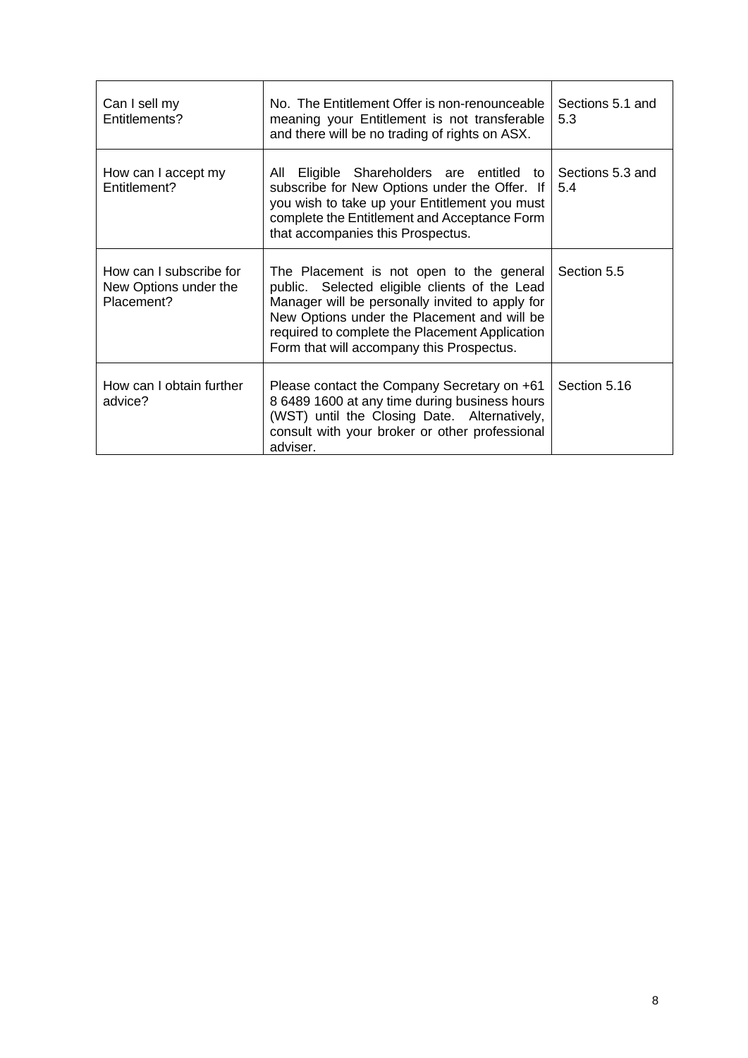| Can I sell my Entitlements? | No. The Entitlement Offer is non-renounceable meaning your Entitlement is not transferable and there will be no trading of rights on ASX. | Sections 5.1 and 5.3 |
|---|---|---|
| How can I accept my Entitlement? | All Eligible Shareholders are entitled to subscribe for New Options under the Offer. If you wish to take up your Entitlement you must complete the Entitlement and Acceptance Form that accompanies this Prospectus. | Sections 5.3 and 5.4 |
| How can I subscribe for New Options under the Placement? | The Placement is not open to the general public. Selected eligible clients of the Lead Manager will be personally invited to apply for New Options under the Placement and will be required to complete the Placement Application Form that will accompany this Prospectus. | Section 5.5 |
| How can I obtain further advice? | Please contact the Company Secretary on +61 8 6489 1600 at any time during business hours (WST) until the Closing Date. Alternatively, consult with your broker or other professional adviser. | Section 5.16 |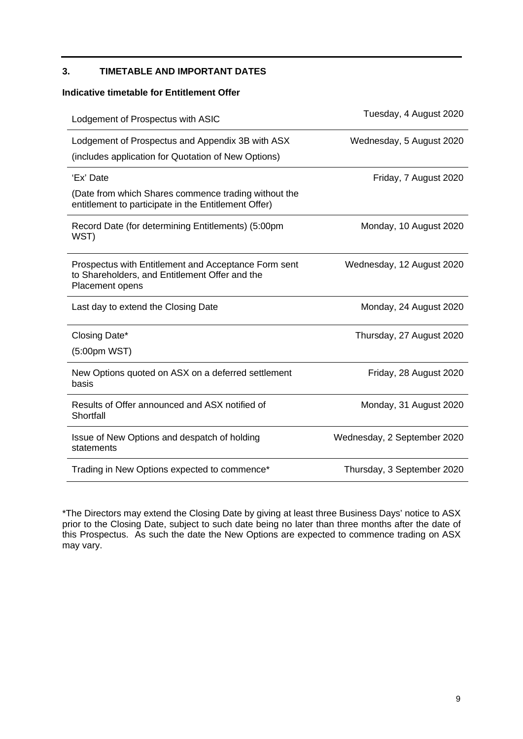## 3. TIMETABLE AND IMPORTANT DATES

**Indicative timetable for Entitlement Offer**

| | |
|---|---|
| Lodgement of Prospectus with ASIC | Tuesday, 4 August 2020 |
| Lodgement of Prospectus and Appendix 3B with ASX (includes application for Quotation of New Options) | Wednesday, 5 August 2020 |
| 'Ex' Date (Date from which Shares commence trading without the entitlement to participate in the Entitlement Offer) | Friday, 7 August 2020 |
| Record Date (for determining Entitlements) (5:00pm WST) | Monday, 10 August 2020 |
| Prospectus with Entitlement and Acceptance Form sent to Shareholders, and Entitlement Offer and the Placement opens | Wednesday, 12 August 2020 |
| Last day to extend the Closing Date | Monday, 24 August 2020 |
| Closing Date* (5:00pm WST) | Thursday, 27 August 2020 |
| New Options quoted on ASX on a deferred settlement basis | Friday, 28 August 2020 |
| Results of Offer announced and ASX notified of Shortfall | Monday, 31 August 2020 |
| Issue of New Options and despatch of holding statements | Wednesday, 2 September 2020 |
| Trading in New Options expected to commence* | Thursday, 3 September 2020 |

*The Directors may extend the Closing Date by giving at least three Business Days' notice to ASX prior to the Closing Date, subject to such date being no later than three months after the date of this Prospectus. As such the date the New Options are expected to commence trading on ASX may vary.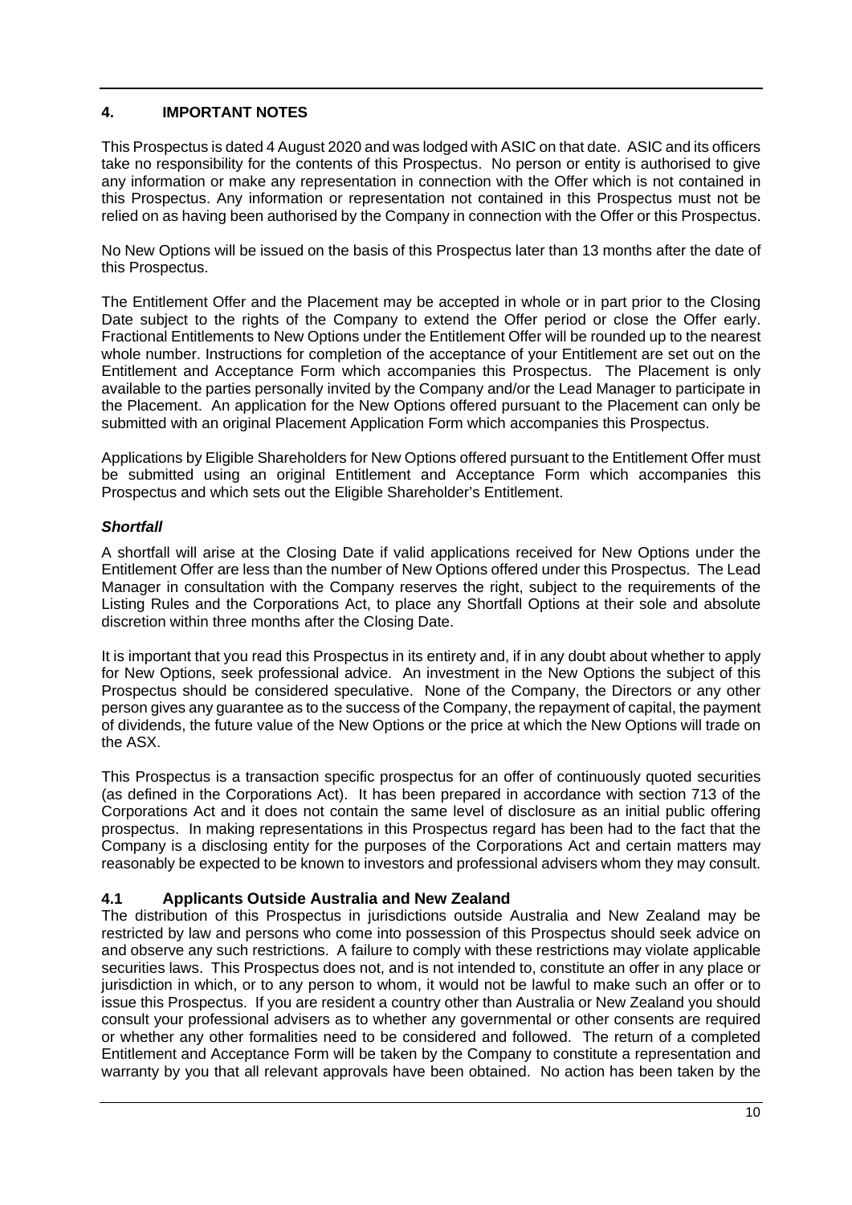## 4. IMPORTANT NOTES

This Prospectus is dated 4 August 2020 and was lodged with ASIC on that date. ASIC and its officers take no responsibility for the contents of this Prospectus. No person or entity is authorised to give any information or make any representation in connection with the Offer which is not contained in this Prospectus. Any information or representation not contained in this Prospectus must not be relied on as having been authorised by the Company in connection with the Offer or this Prospectus.

No New Options will be issued on the basis of this Prospectus later than 13 months after the date of this Prospectus.

The Entitlement Offer and the Placement may be accepted in whole or in part prior to the Closing Date subject to the rights of the Company to extend the Offer period or close the Offer early. Fractional Entitlements to New Options under the Entitlement Offer will be rounded up to the nearest whole number. Instructions for completion of the acceptance of your Entitlement are set out on the Entitlement and Acceptance Form which accompanies this Prospectus. The Placement is only available to the parties personally invited by the Company and/or the Lead Manager to participate in the Placement. An application for the New Options offered pursuant to the Placement can only be submitted with an original Placement Application Form which accompanies this Prospectus.

Applications by Eligible Shareholders for New Options offered pursuant to the Entitlement Offer must be submitted using an original Entitlement and Acceptance Form which accompanies this Prospectus and which sets out the Eligible Shareholder's Entitlement.

***Shortfall***

A shortfall will arise at the Closing Date if valid applications received for New Options under the Entitlement Offer are less than the number of New Options offered under this Prospectus. The Lead Manager in consultation with the Company reserves the right, subject to the requirements of the Listing Rules and the Corporations Act, to place any Shortfall Options at their sole and absolute discretion within three months after the Closing Date.

It is important that you read this Prospectus in its entirety and, if in any doubt about whether to apply for New Options, seek professional advice. An investment in the New Options the subject of this Prospectus should be considered speculative. None of the Company, the Directors or any other person gives any guarantee as to the success of the Company, the repayment of capital, the payment of dividends, the future value of the New Options or the price at which the New Options will trade on the ASX.

This Prospectus is a transaction specific prospectus for an offer of continuously quoted securities (as defined in the Corporations Act). It has been prepared in accordance with section 713 of the Corporations Act and it does not contain the same level of disclosure as an initial public offering prospectus. In making representations in this Prospectus regard has been had to the fact that the Company is a disclosing entity for the purposes of the Corporations Act and certain matters may reasonably be expected to be known to investors and professional advisers whom they may consult.

### 4.1 Applicants Outside Australia and New Zealand

The distribution of this Prospectus in jurisdictions outside Australia and New Zealand may be restricted by law and persons who come into possession of this Prospectus should seek advice on and observe any such restrictions. A failure to comply with these restrictions may violate applicable securities laws. This Prospectus does not, and is not intended to, constitute an offer in any place or jurisdiction in which, or to any person to whom, it would not be lawful to make such an offer or to issue this Prospectus. If you are resident a country other than Australia or New Zealand you should consult your professional advisers as to whether any governmental or other consents are required or whether any other formalities need to be considered and followed. The return of a completed Entitlement and Acceptance Form will be taken by the Company to constitute a representation and warranty by you that all relevant approvals have been obtained. No action has been taken by the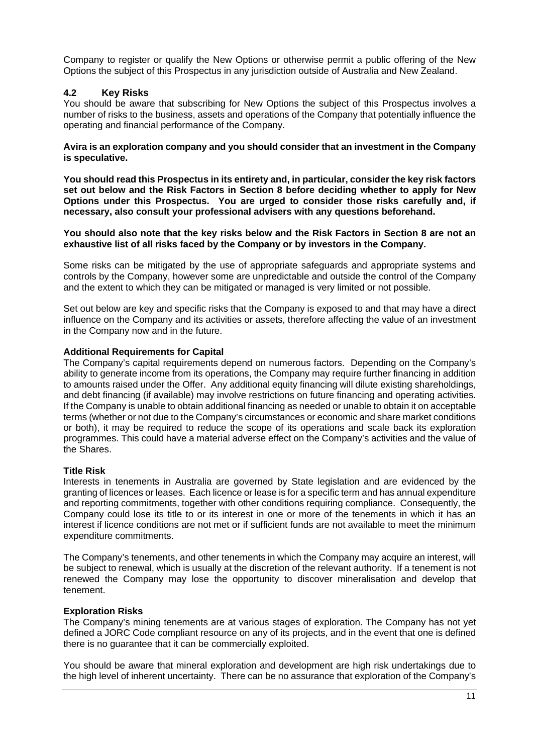Company to register or qualify the New Options or otherwise permit a public offering of the New Options the subject of this Prospectus in any jurisdiction outside of Australia and New Zealand.

### 4.2 Key Risks

You should be aware that subscribing for New Options the subject of this Prospectus involves a number of risks to the business, assets and operations of the Company that potentially influence the operating and financial performance of the Company.

**Avira is an exploration company and you should consider that an investment in the Company is speculative.**

**You should read this Prospectus in its entirety and, in particular, consider the key risk factors set out below and the Risk Factors in Section 8 before deciding whether to apply for New Options under this Prospectus. You are urged to consider those risks carefully and, if necessary, also consult your professional advisers with any questions beforehand.**

**You should also note that the key risks below and the Risk Factors in Section 8 are not an exhaustive list of all risks faced by the Company or by investors in the Company.**

Some risks can be mitigated by the use of appropriate safeguards and appropriate systems and controls by the Company, however some are unpredictable and outside the control of the Company and the extent to which they can be mitigated or managed is very limited or not possible.

Set out below are key and specific risks that the Company is exposed to and that may have a direct influence on the Company and its activities or assets, therefore affecting the value of an investment in the Company now and in the future.

**Additional Requirements for Capital**

The Company's capital requirements depend on numerous factors. Depending on the Company's ability to generate income from its operations, the Company may require further financing in addition to amounts raised under the Offer. Any additional equity financing will dilute existing shareholdings, and debt financing (if available) may involve restrictions on future financing and operating activities. If the Company is unable to obtain additional financing as needed or unable to obtain it on acceptable terms (whether or not due to the Company's circumstances or economic and share market conditions or both), it may be required to reduce the scope of its operations and scale back its exploration programmes. This could have a material adverse effect on the Company's activities and the value of the Shares.

**Title Risk**

Interests in tenements in Australia are governed by State legislation and are evidenced by the granting of licences or leases. Each licence or lease is for a specific term and has annual expenditure and reporting commitments, together with other conditions requiring compliance. Consequently, the Company could lose its title to or its interest in one or more of the tenements in which it has an interest if licence conditions are not met or if sufficient funds are not available to meet the minimum expenditure commitments.

The Company's tenements, and other tenements in which the Company may acquire an interest, will be subject to renewal, which is usually at the discretion of the relevant authority. If a tenement is not renewed the Company may lose the opportunity to discover mineralisation and develop that tenement.

**Exploration Risks**

The Company's mining tenements are at various stages of exploration. The Company has not yet defined a JORC Code compliant resource on any of its projects, and in the event that one is defined there is no guarantee that it can be commercially exploited.

You should be aware that mineral exploration and development are high risk undertakings due to the high level of inherent uncertainty. There can be no assurance that exploration of the Company's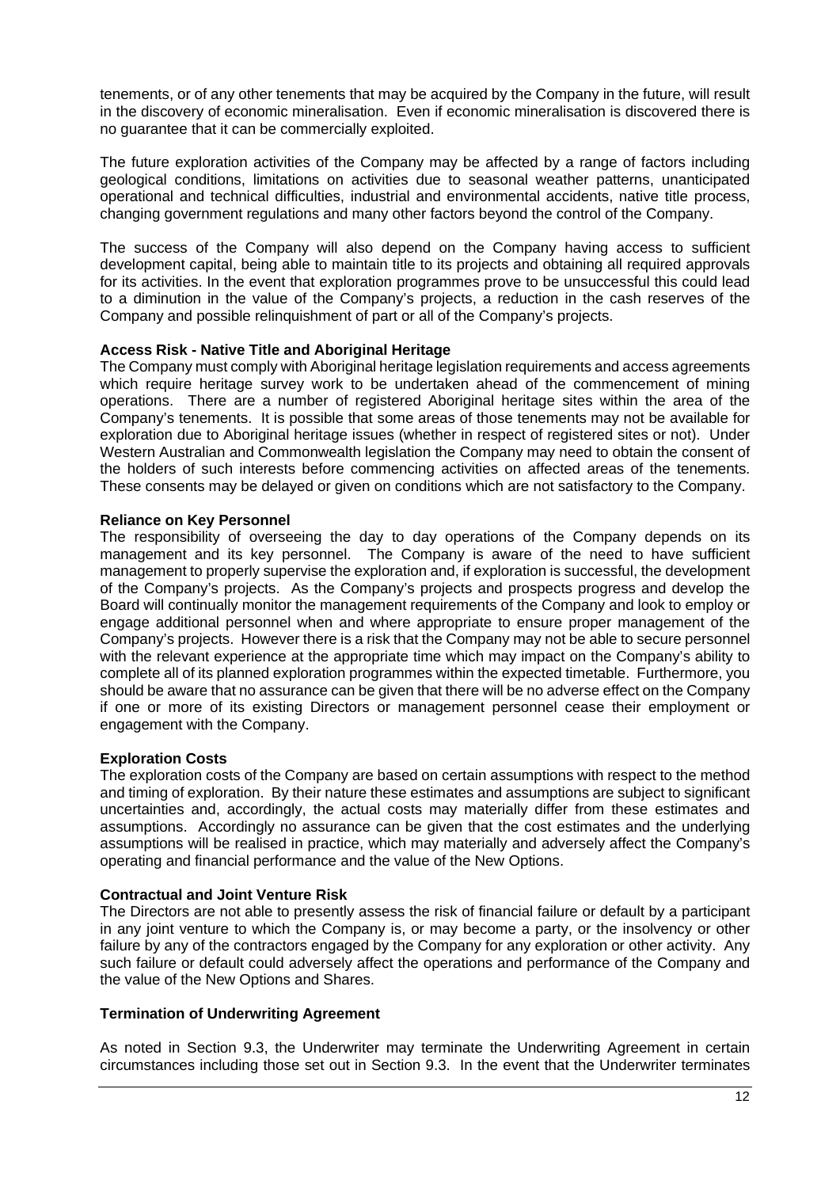tenements, or of any other tenements that may be acquired by the Company in the future, will result in the discovery of economic mineralisation. Even if economic mineralisation is discovered there is no guarantee that it can be commercially exploited.

The future exploration activities of the Company may be affected by a range of factors including geological conditions, limitations on activities due to seasonal weather patterns, unanticipated operational and technical difficulties, industrial and environmental accidents, native title process, changing government regulations and many other factors beyond the control of the Company.

The success of the Company will also depend on the Company having access to sufficient development capital, being able to maintain title to its projects and obtaining all required approvals for its activities. In the event that exploration programmes prove to be unsuccessful this could lead to a diminution in the value of the Company's projects, a reduction in the cash reserves of the Company and possible relinquishment of part or all of the Company's projects.

**Access Risk - Native Title and Aboriginal Heritage**

The Company must comply with Aboriginal heritage legislation requirements and access agreements which require heritage survey work to be undertaken ahead of the commencement of mining operations. There are a number of registered Aboriginal heritage sites within the area of the Company's tenements. It is possible that some areas of those tenements may not be available for exploration due to Aboriginal heritage issues (whether in respect of registered sites or not). Under Western Australian and Commonwealth legislation the Company may need to obtain the consent of the holders of such interests before commencing activities on affected areas of the tenements. These consents may be delayed or given on conditions which are not satisfactory to the Company.

**Reliance on Key Personnel**

The responsibility of overseeing the day to day operations of the Company depends on its management and its key personnel. The Company is aware of the need to have sufficient management to properly supervise the exploration and, if exploration is successful, the development of the Company's projects. As the Company's projects and prospects progress and develop the Board will continually monitor the management requirements of the Company and look to employ or engage additional personnel when and where appropriate to ensure proper management of the Company's projects. However there is a risk that the Company may not be able to secure personnel with the relevant experience at the appropriate time which may impact on the Company's ability to complete all of its planned exploration programmes within the expected timetable. Furthermore, you should be aware that no assurance can be given that there will be no adverse effect on the Company if one or more of its existing Directors or management personnel cease their employment or engagement with the Company.

**Exploration Costs**

The exploration costs of the Company are based on certain assumptions with respect to the method and timing of exploration. By their nature these estimates and assumptions are subject to significant uncertainties and, accordingly, the actual costs may materially differ from these estimates and assumptions. Accordingly no assurance can be given that the cost estimates and the underlying assumptions will be realised in practice, which may materially and adversely affect the Company's operating and financial performance and the value of the New Options.

**Contractual and Joint Venture Risk**

The Directors are not able to presently assess the risk of financial failure or default by a participant in any joint venture to which the Company is, or may become a party, or the insolvency or other failure by any of the contractors engaged by the Company for any exploration or other activity. Any such failure or default could adversely affect the operations and performance of the Company and the value of the New Options and Shares.

**Termination of Underwriting Agreement**

As noted in Section 9.3, the Underwriter may terminate the Underwriting Agreement in certain circumstances including those set out in Section 9.3. In the event that the Underwriter terminates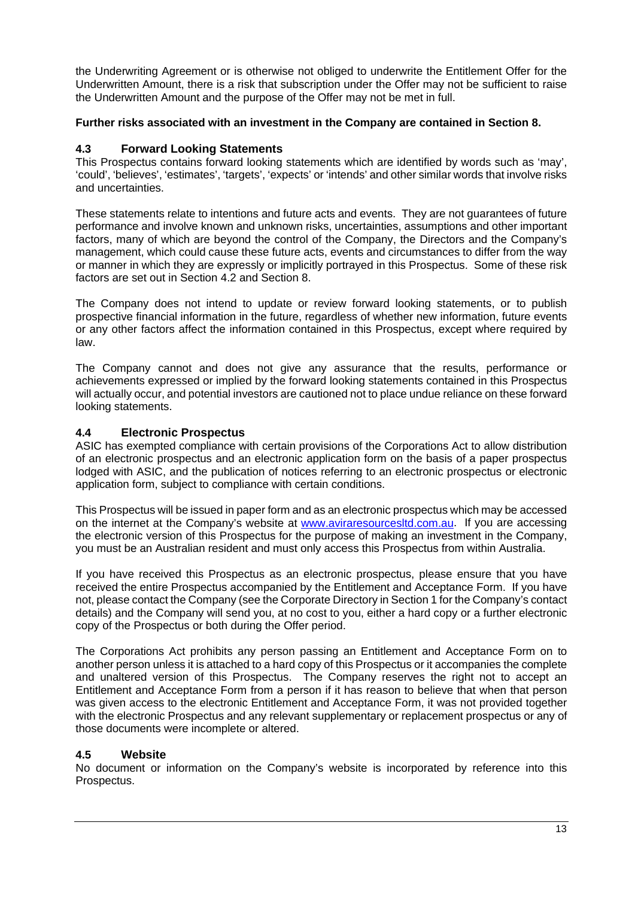the Underwriting Agreement or is otherwise not obliged to underwrite the Entitlement Offer for the Underwritten Amount, there is a risk that subscription under the Offer may not be sufficient to raise the Underwritten Amount and the purpose of the Offer may not be met in full.

**Further risks associated with an investment in the Company are contained in Section 8.**

### 4.3 Forward Looking Statements

This Prospectus contains forward looking statements which are identified by words such as 'may', 'could', 'believes', 'estimates', 'targets', 'expects' or 'intends' and other similar words that involve risks and uncertainties.

These statements relate to intentions and future acts and events. They are not guarantees of future performance and involve known and unknown risks, uncertainties, assumptions and other important factors, many of which are beyond the control of the Company, the Directors and the Company's management, which could cause these future acts, events and circumstances to differ from the way or manner in which they are expressly or implicitly portrayed in this Prospectus. Some of these risk factors are set out in Section 4.2 and Section 8.

The Company does not intend to update or review forward looking statements, or to publish prospective financial information in the future, regardless of whether new information, future events or any other factors affect the information contained in this Prospectus, except where required by law.

The Company cannot and does not give any assurance that the results, performance or achievements expressed or implied by the forward looking statements contained in this Prospectus will actually occur, and potential investors are cautioned not to place undue reliance on these forward looking statements.

### 4.4 Electronic Prospectus

ASIC has exempted compliance with certain provisions of the Corporations Act to allow distribution of an electronic prospectus and an electronic application form on the basis of a paper prospectus lodged with ASIC, and the publication of notices referring to an electronic prospectus or electronic application form, subject to compliance with certain conditions.

This Prospectus will be issued in paper form and as an electronic prospectus which may be accessed on the internet at the Company's website at www.aviraresourcesltd.com.au. If you are accessing the electronic version of this Prospectus for the purpose of making an investment in the Company, you must be an Australian resident and must only access this Prospectus from within Australia.

If you have received this Prospectus as an electronic prospectus, please ensure that you have received the entire Prospectus accompanied by the Entitlement and Acceptance Form. If you have not, please contact the Company (see the Corporate Directory in Section 1 for the Company's contact details) and the Company will send you, at no cost to you, either a hard copy or a further electronic copy of the Prospectus or both during the Offer period.

The Corporations Act prohibits any person passing an Entitlement and Acceptance Form on to another person unless it is attached to a hard copy of this Prospectus or it accompanies the complete and unaltered version of this Prospectus. The Company reserves the right not to accept an Entitlement and Acceptance Form from a person if it has reason to believe that when that person was given access to the electronic Entitlement and Acceptance Form, it was not provided together with the electronic Prospectus and any relevant supplementary or replacement prospectus or any of those documents were incomplete or altered.

### 4.5 Website

No document or information on the Company's website is incorporated by reference into this Prospectus.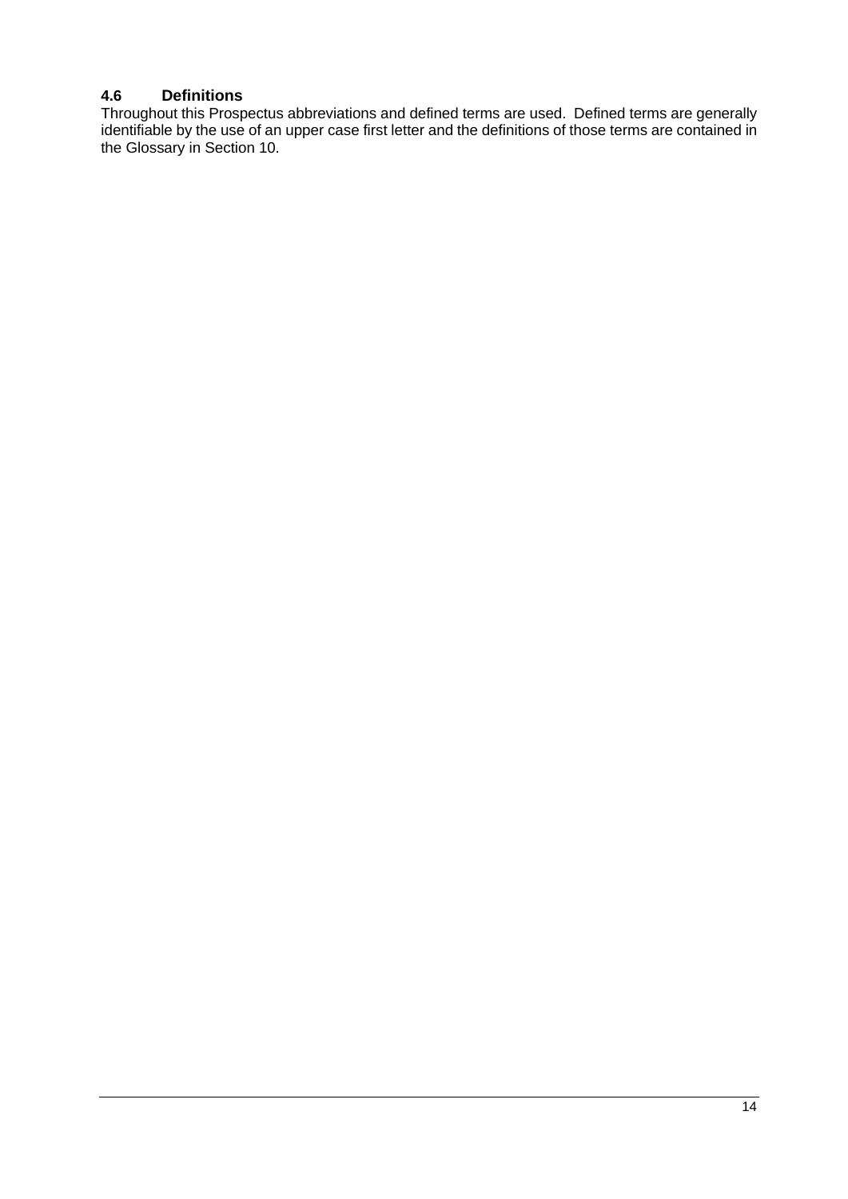### 4.6 Definitions

Throughout this Prospectus abbreviations and defined terms are used. Defined terms are generally identifiable by the use of an upper case first letter and the definitions of those terms are contained in the Glossary in Section 10.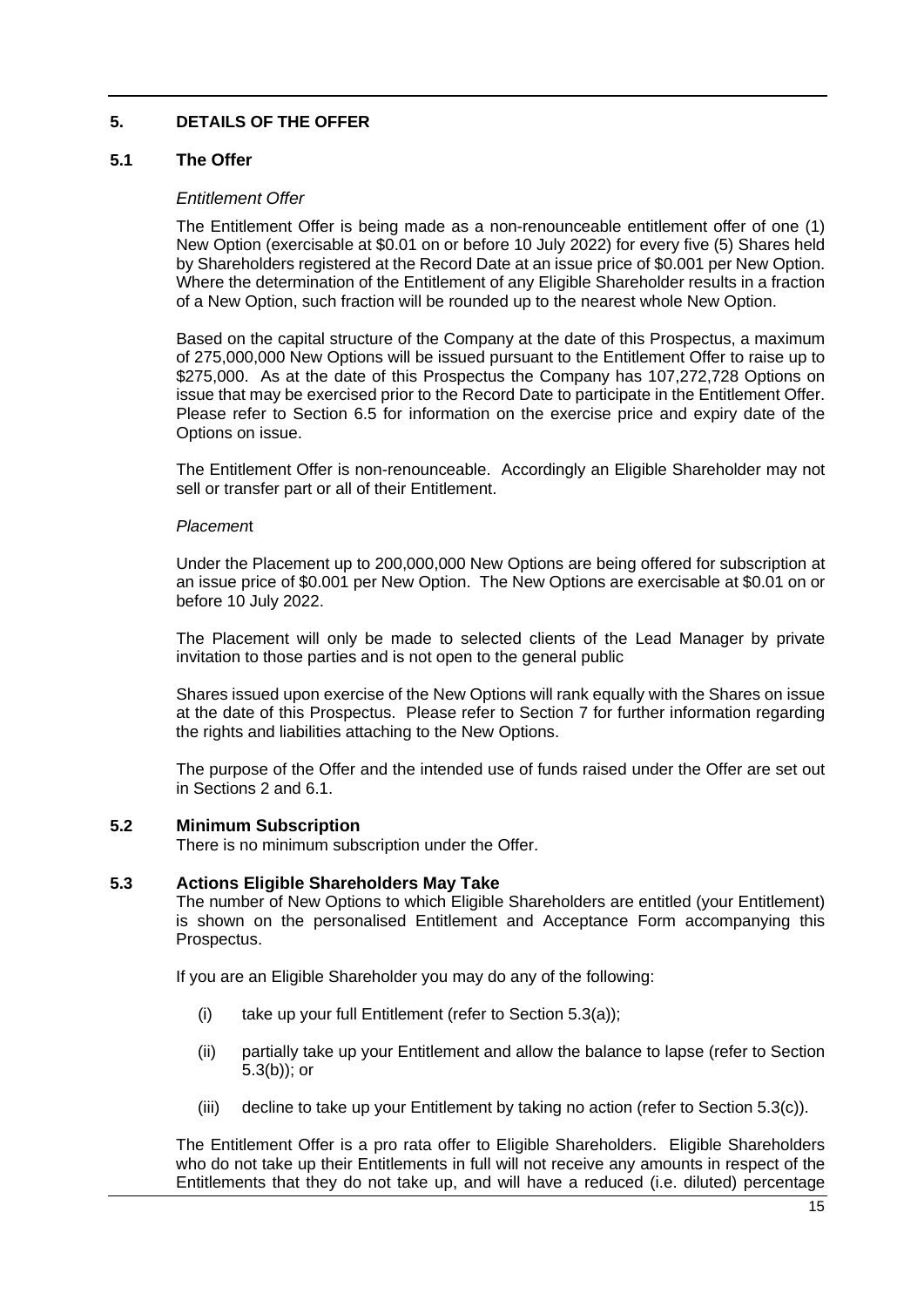## 5. DETAILS OF THE OFFER

### 5.1 The Offer

*Entitlement Offer*

The Entitlement Offer is being made as a non-renounceable entitlement offer of one (1) New Option (exercisable at $0.01 on or before 10 July 2022) for every five (5) Shares held by Shareholders registered at the Record Date at an issue price of $0.001 per New Option. Where the determination of the Entitlement of any Eligible Shareholder results in a fraction of a New Option, such fraction will be rounded up to the nearest whole New Option.

Based on the capital structure of the Company at the date of this Prospectus, a maximum of 275,000,000 New Options will be issued pursuant to the Entitlement Offer to raise up to $275,000. As at the date of this Prospectus the Company has 107,272,728 Options on issue that may be exercised prior to the Record Date to participate in the Entitlement Offer. Please refer to Section 6.5 for information on the exercise price and expiry date of the Options on issue.

The Entitlement Offer is non-renounceable. Accordingly an Eligible Shareholder may not sell or transfer part or all of their Entitlement.

*Placement*

Under the Placement up to 200,000,000 New Options are being offered for subscription at an issue price of $0.001 per New Option. The New Options are exercisable at $0.01 on or before 10 July 2022.

The Placement will only be made to selected clients of the Lead Manager by private invitation to those parties and is not open to the general public

Shares issued upon exercise of the New Options will rank equally with the Shares on issue at the date of this Prospectus. Please refer to Section 7 for further information regarding the rights and liabilities attaching to the New Options.

The purpose of the Offer and the intended use of funds raised under the Offer are set out in Sections 2 and 6.1.

### 5.2 Minimum Subscription

There is no minimum subscription under the Offer.

### 5.3 Actions Eligible Shareholders May Take

The number of New Options to which Eligible Shareholders are entitled (your Entitlement) is shown on the personalised Entitlement and Acceptance Form accompanying this Prospectus.

If you are an Eligible Shareholder you may do any of the following:

(i) take up your full Entitlement (refer to Section 5.3(a));

(ii) partially take up your Entitlement and allow the balance to lapse (refer to Section 5.3(b)); or

(iii) decline to take up your Entitlement by taking no action (refer to Section 5.3(c)).

The Entitlement Offer is a pro rata offer to Eligible Shareholders. Eligible Shareholders who do not take up their Entitlements in full will not receive any amounts in respect of the Entitlements that they do not take up, and will have a reduced (i.e. diluted) percentage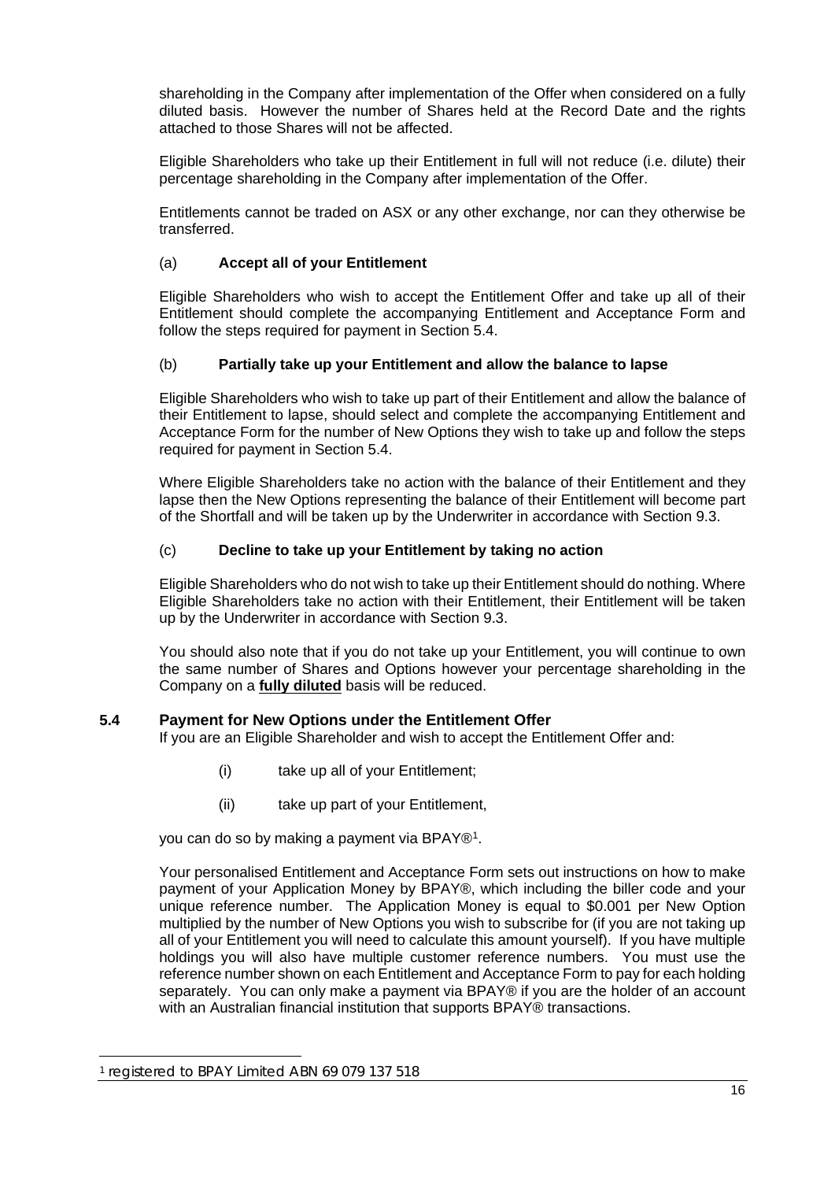shareholding in the Company after implementation of the Offer when considered on a fully diluted basis. However the number of Shares held at the Record Date and the rights attached to those Shares will not be affected.

Eligible Shareholders who take up their Entitlement in full will not reduce (i.e. dilute) their percentage shareholding in the Company after implementation of the Offer.

Entitlements cannot be traded on ASX or any other exchange, nor can they otherwise be transferred.

(a) **Accept all of your Entitlement**

Eligible Shareholders who wish to accept the Entitlement Offer and take up all of their Entitlement should complete the accompanying Entitlement and Acceptance Form and follow the steps required for payment in Section 5.4.

(b) **Partially take up your Entitlement and allow the balance to lapse**

Eligible Shareholders who wish to take up part of their Entitlement and allow the balance of their Entitlement to lapse, should select and complete the accompanying Entitlement and Acceptance Form for the number of New Options they wish to take up and follow the steps required for payment in Section 5.4.

Where Eligible Shareholders take no action with the balance of their Entitlement and they lapse then the New Options representing the balance of their Entitlement will become part of the Shortfall and will be taken up by the Underwriter in accordance with Section 9.3.

(c) **Decline to take up your Entitlement by taking no action**

Eligible Shareholders who do not wish to take up their Entitlement should do nothing. Where Eligible Shareholders take no action with their Entitlement, their Entitlement will be taken up by the Underwriter in accordance with Section 9.3.

You should also note that if you do not take up your Entitlement, you will continue to own the same number of Shares and Options however your percentage shareholding in the Company on a **fully diluted** basis will be reduced.

### 5.4 Payment for New Options under the Entitlement Offer

If you are an Eligible Shareholder and wish to accept the Entitlement Offer and:

(i) take up all of your Entitlement;

(ii) take up part of your Entitlement,

you can do so by making a payment via BPAY®[1].

Your personalised Entitlement and Acceptance Form sets out instructions on how to make payment of your Application Money by BPAY®, which including the biller code and your unique reference number. The Application Money is equal to $0.001 per New Option multiplied by the number of New Options you wish to subscribe for (if you are not taking up all of your Entitlement you will need to calculate this amount yourself). If you have multiple holdings you will also have multiple customer reference numbers. You must use the reference number shown on each Entitlement and Acceptance Form to pay for each holding separately. You can only make a payment via BPAY® if you are the holder of an account with an Australian financial institution that supports BPAY® transactions.

[1] registered to BPAY Limited ABN 69 079 137 518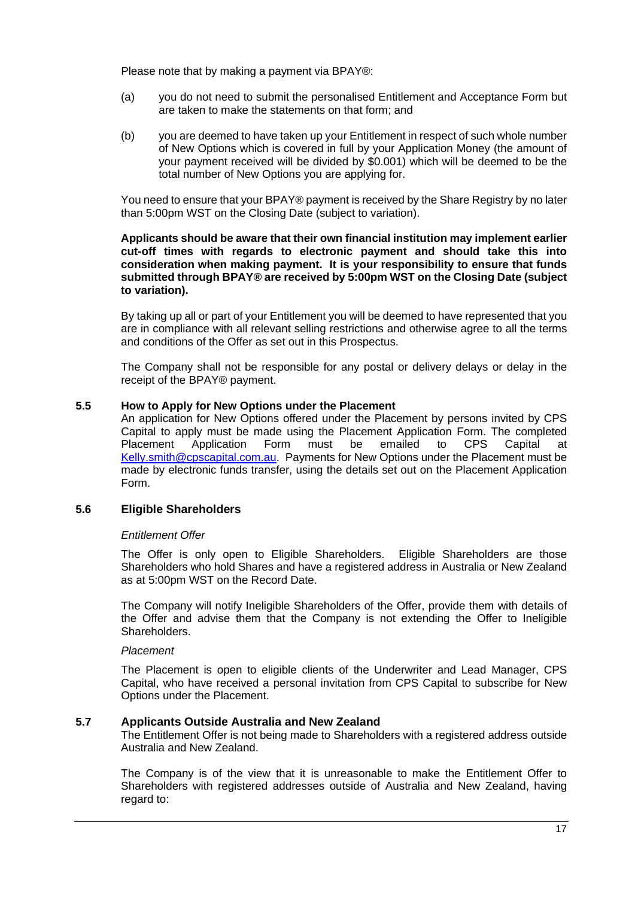Please note that by making a payment via BPAY®:

(a) you do not need to submit the personalised Entitlement and Acceptance Form but are taken to make the statements on that form; and

(b) you are deemed to have taken up your Entitlement in respect of such whole number of New Options which is covered in full by your Application Money (the amount of your payment received will be divided by $0.001) which will be deemed to be the total number of New Options you are applying for.

You need to ensure that your BPAY® payment is received by the Share Registry by no later than 5:00pm WST on the Closing Date (subject to variation).

**Applicants should be aware that their own financial institution may implement earlier cut-off times with regards to electronic payment and should take this into consideration when making payment. It is your responsibility to ensure that funds submitted through BPAY® are received by 5:00pm WST on the Closing Date (subject to variation).**

By taking up all or part of your Entitlement you will be deemed to have represented that you are in compliance with all relevant selling restrictions and otherwise agree to all the terms and conditions of the Offer as set out in this Prospectus.

The Company shall not be responsible for any postal or delivery delays or delay in the receipt of the BPAY® payment.

### 5.5 How to Apply for New Options under the Placement

An application for New Options offered under the Placement by persons invited by CPS Capital to apply must be made using the Placement Application Form. The completed Placement Application Form must be emailed to CPS Capital at Kelly.smith@cpscapital.com.au. Payments for New Options under the Placement must be made by electronic funds transfer, using the details set out on the Placement Application Form.

### 5.6 Eligible Shareholders

*Entitlement Offer*

The Offer is only open to Eligible Shareholders. Eligible Shareholders are those Shareholders who hold Shares and have a registered address in Australia or New Zealand as at 5:00pm WST on the Record Date.

The Company will notify Ineligible Shareholders of the Offer, provide them with details of the Offer and advise them that the Company is not extending the Offer to Ineligible Shareholders.

*Placement*

The Placement is open to eligible clients of the Underwriter and Lead Manager, CPS Capital, who have received a personal invitation from CPS Capital to subscribe for New Options under the Placement.

### 5.7 Applicants Outside Australia and New Zealand

The Entitlement Offer is not being made to Shareholders with a registered address outside Australia and New Zealand.

The Company is of the view that it is unreasonable to make the Entitlement Offer to Shareholders with registered addresses outside of Australia and New Zealand, having regard to: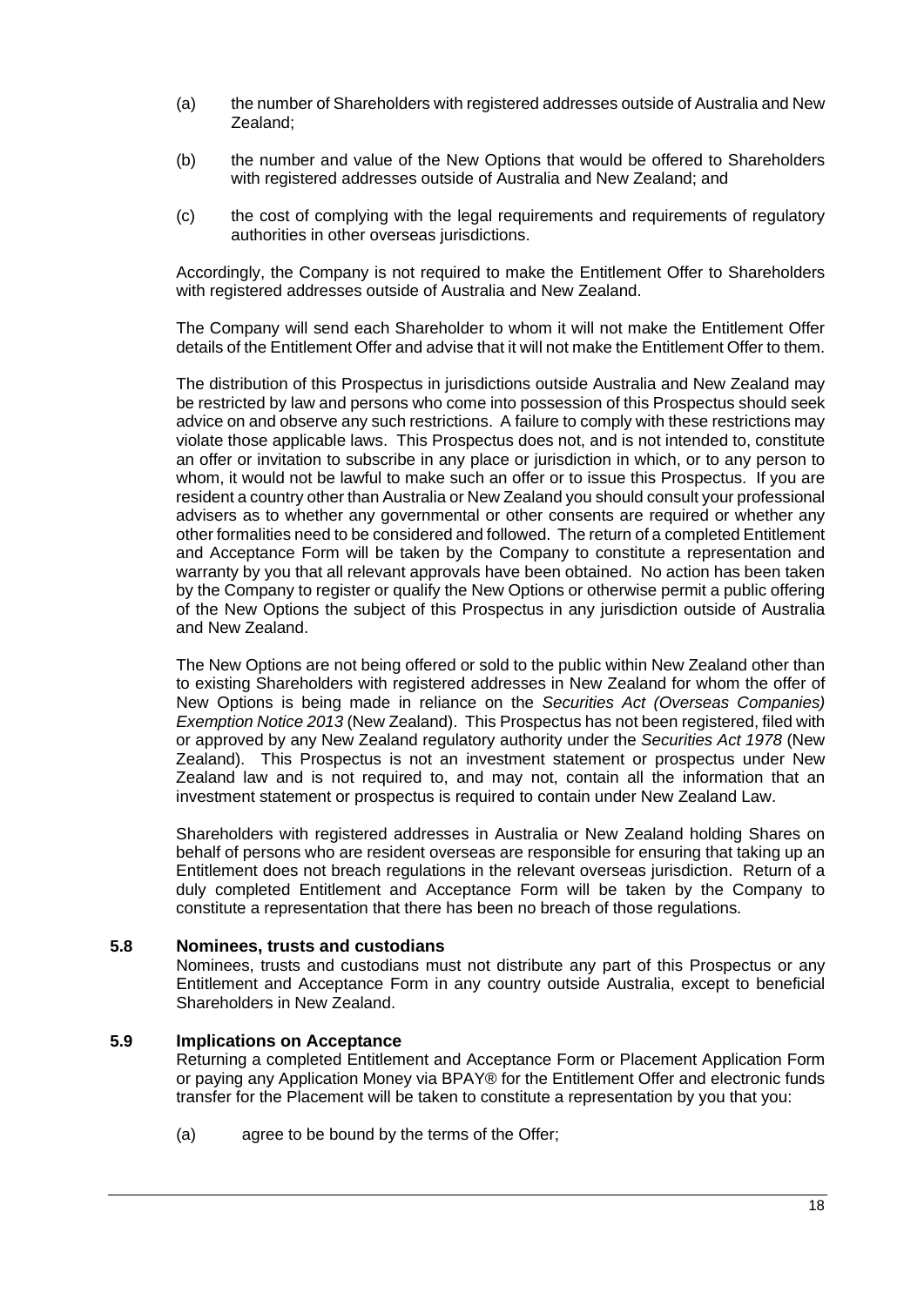(a) the number of Shareholders with registered addresses outside of Australia and New Zealand;

(b) the number and value of the New Options that would be offered to Shareholders with registered addresses outside of Australia and New Zealand; and

(c) the cost of complying with the legal requirements and requirements of regulatory authorities in other overseas jurisdictions.

Accordingly, the Company is not required to make the Entitlement Offer to Shareholders with registered addresses outside of Australia and New Zealand.

The Company will send each Shareholder to whom it will not make the Entitlement Offer details of the Entitlement Offer and advise that it will not make the Entitlement Offer to them.

The distribution of this Prospectus in jurisdictions outside Australia and New Zealand may be restricted by law and persons who come into possession of this Prospectus should seek advice on and observe any such restrictions. A failure to comply with these restrictions may violate those applicable laws. This Prospectus does not, and is not intended to, constitute an offer or invitation to subscribe in any place or jurisdiction in which, or to any person to whom, it would not be lawful to make such an offer or to issue this Prospectus. If you are resident a country other than Australia or New Zealand you should consult your professional advisers as to whether any governmental or other consents are required or whether any other formalities need to be considered and followed. The return of a completed Entitlement and Acceptance Form will be taken by the Company to constitute a representation and warranty by you that all relevant approvals have been obtained. No action has been taken by the Company to register or qualify the New Options or otherwise permit a public offering of the New Options the subject of this Prospectus in any jurisdiction outside of Australia and New Zealand.

The New Options are not being offered or sold to the public within New Zealand other than to existing Shareholders with registered addresses in New Zealand for whom the offer of New Options is being made in reliance on the *Securities Act (Overseas Companies) Exemption Notice 2013* (New Zealand). This Prospectus has not been registered, filed with or approved by any New Zealand regulatory authority under the *Securities Act 1978* (New Zealand). This Prospectus is not an investment statement or prospectus under New Zealand law and is not required to, and may not, contain all the information that an investment statement or prospectus is required to contain under New Zealand Law.

Shareholders with registered addresses in Australia or New Zealand holding Shares on behalf of persons who are resident overseas are responsible for ensuring that taking up an Entitlement does not breach regulations in the relevant overseas jurisdiction. Return of a duly completed Entitlement and Acceptance Form will be taken by the Company to constitute a representation that there has been no breach of those regulations.

## 5.8 Nominees, trusts and custodians

Nominees, trusts and custodians must not distribute any part of this Prospectus or any Entitlement and Acceptance Form in any country outside Australia, except to beneficial Shareholders in New Zealand.

## 5.9 Implications on Acceptance

Returning a completed Entitlement and Acceptance Form or Placement Application Form or paying any Application Money via BPAY® for the Entitlement Offer and electronic funds transfer for the Placement will be taken to constitute a representation by you that you:

(a) agree to be bound by the terms of the Offer;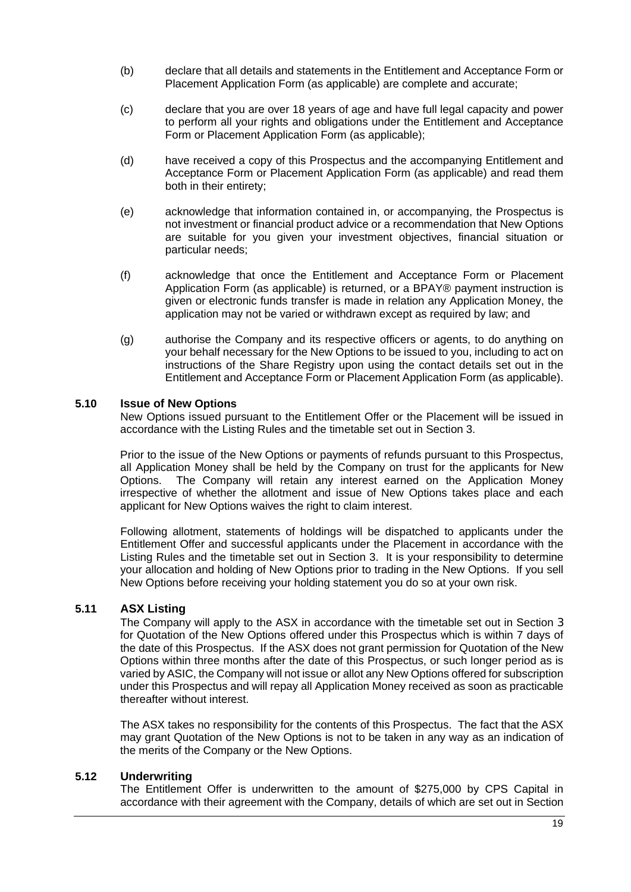(b) declare that all details and statements in the Entitlement and Acceptance Form or Placement Application Form (as applicable) are complete and accurate;

(c) declare that you are over 18 years of age and have full legal capacity and power to perform all your rights and obligations under the Entitlement and Acceptance Form or Placement Application Form (as applicable);

(d) have received a copy of this Prospectus and the accompanying Entitlement and Acceptance Form or Placement Application Form (as applicable) and read them both in their entirety;

(e) acknowledge that information contained in, or accompanying, the Prospectus is not investment or financial product advice or a recommendation that New Options are suitable for you given your investment objectives, financial situation or particular needs;

(f) acknowledge that once the Entitlement and Acceptance Form or Placement Application Form (as applicable) is returned, or a BPAY® payment instruction is given or electronic funds transfer is made in relation any Application Money, the application may not be varied or withdrawn except as required by law; and

(g) authorise the Company and its respective officers or agents, to do anything on your behalf necessary for the New Options to be issued to you, including to act on instructions of the Share Registry upon using the contact details set out in the Entitlement and Acceptance Form or Placement Application Form (as applicable).

### 5.10 Issue of New Options

New Options issued pursuant to the Entitlement Offer or the Placement will be issued in accordance with the Listing Rules and the timetable set out in Section 3.

Prior to the issue of the New Options or payments of refunds pursuant to this Prospectus, all Application Money shall be held by the Company on trust for the applicants for New Options. The Company will retain any interest earned on the Application Money irrespective of whether the allotment and issue of New Options takes place and each applicant for New Options waives the right to claim interest.

Following allotment, statements of holdings will be dispatched to applicants under the Entitlement Offer and successful applicants under the Placement in accordance with the Listing Rules and the timetable set out in Section 3. It is your responsibility to determine your allocation and holding of New Options prior to trading in the New Options. If you sell New Options before receiving your holding statement you do so at your own risk.

### 5.11 ASX Listing

The Company will apply to the ASX in accordance with the timetable set out in Section 3 for Quotation of the New Options offered under this Prospectus which is within 7 days of the date of this Prospectus. If the ASX does not grant permission for Quotation of the New Options within three months after the date of this Prospectus, or such longer period as is varied by ASIC, the Company will not issue or allot any New Options offered for subscription under this Prospectus and will repay all Application Money received as soon as practicable thereafter without interest.

The ASX takes no responsibility for the contents of this Prospectus. The fact that the ASX may grant Quotation of the New Options is not to be taken in any way as an indication of the merits of the Company or the New Options.

### 5.12 Underwriting

The Entitlement Offer is underwritten to the amount of $275,000 by CPS Capital in accordance with their agreement with the Company, details of which are set out in Section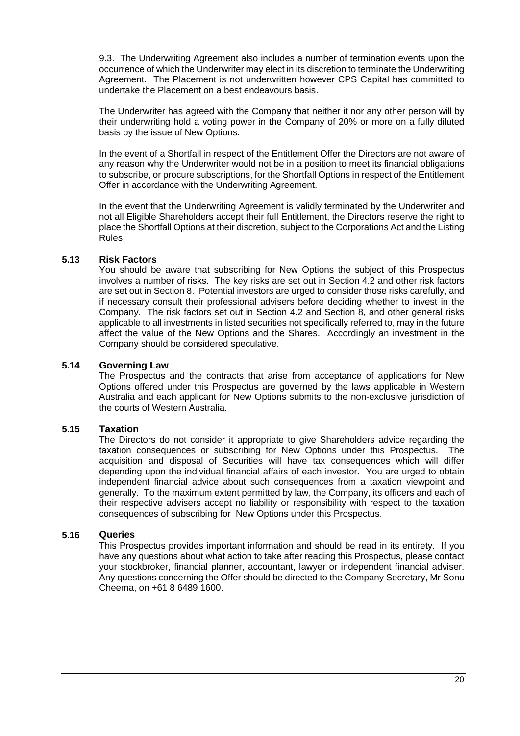9.3. The Underwriting Agreement also includes a number of termination events upon the occurrence of which the Underwriter may elect in its discretion to terminate the Underwriting Agreement. The Placement is not underwritten however CPS Capital has committed to undertake the Placement on a best endeavours basis.

The Underwriter has agreed with the Company that neither it nor any other person will by their underwriting hold a voting power in the Company of 20% or more on a fully diluted basis by the issue of New Options.

In the event of a Shortfall in respect of the Entitlement Offer the Directors are not aware of any reason why the Underwriter would not be in a position to meet its financial obligations to subscribe, or procure subscriptions, for the Shortfall Options in respect of the Entitlement Offer in accordance with the Underwriting Agreement.

In the event that the Underwriting Agreement is validly terminated by the Underwriter and not all Eligible Shareholders accept their full Entitlement, the Directors reserve the right to place the Shortfall Options at their discretion, subject to the Corporations Act and the Listing Rules.

### 5.13 Risk Factors

You should be aware that subscribing for New Options the subject of this Prospectus involves a number of risks. The key risks are set out in Section 4.2 and other risk factors are set out in Section 8. Potential investors are urged to consider those risks carefully, and if necessary consult their professional advisers before deciding whether to invest in the Company. The risk factors set out in Section 4.2 and Section 8, and other general risks applicable to all investments in listed securities not specifically referred to, may in the future affect the value of the New Options and the Shares. Accordingly an investment in the Company should be considered speculative.

### 5.14 Governing Law

The Prospectus and the contracts that arise from acceptance of applications for New Options offered under this Prospectus are governed by the laws applicable in Western Australia and each applicant for New Options submits to the non-exclusive jurisdiction of the courts of Western Australia.

### 5.15 Taxation

The Directors do not consider it appropriate to give Shareholders advice regarding the taxation consequences or subscribing for New Options under this Prospectus. The acquisition and disposal of Securities will have tax consequences which will differ depending upon the individual financial affairs of each investor. You are urged to obtain independent financial advice about such consequences from a taxation viewpoint and generally. To the maximum extent permitted by law, the Company, its officers and each of their respective advisers accept no liability or responsibility with respect to the taxation consequences of subscribing for New Options under this Prospectus.

### 5.16 Queries

This Prospectus provides important information and should be read in its entirety. If you have any questions about what action to take after reading this Prospectus, please contact your stockbroker, financial planner, accountant, lawyer or independent financial adviser. Any questions concerning the Offer should be directed to the Company Secretary, Mr Sonu Cheema, on +61 8 6489 1600.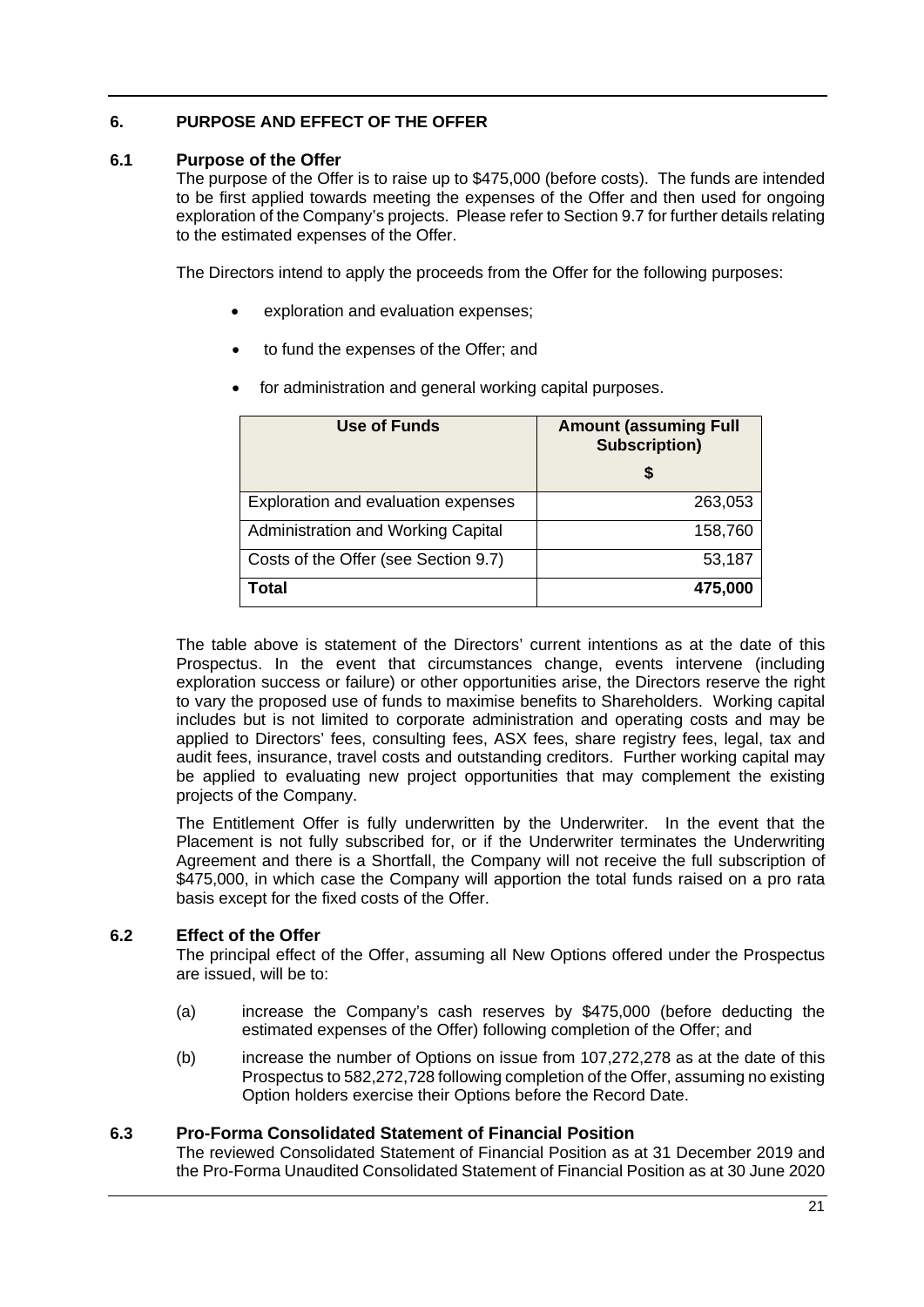## 6. PURPOSE AND EFFECT OF THE OFFER

### 6.1 Purpose of the Offer

The purpose of the Offer is to raise up to $475,000 (before costs). The funds are intended to be first applied towards meeting the expenses of the Offer and then used for ongoing exploration of the Company's projects. Please refer to Section 9.7 for further details relating to the estimated expenses of the Offer.

The Directors intend to apply the proceeds from the Offer for the following purposes:

- exploration and evaluation expenses;
- to fund the expenses of the Offer; and
- for administration and general working capital purposes.

| Use of Funds | Amount (assuming Full Subscription) $ |
|---|---|
| Exploration and evaluation expenses | 263,053 |
| Administration and Working Capital | 158,760 |
| Costs of the Offer (see Section 9.7) | 53,187 |
| **Total** | **475,000** |

The table above is statement of the Directors' current intentions as at the date of this Prospectus. In the event that circumstances change, events intervene (including exploration success or failure) or other opportunities arise, the Directors reserve the right to vary the proposed use of funds to maximise benefits to Shareholders. Working capital includes but is not limited to corporate administration and operating costs and may be applied to Directors' fees, consulting fees, ASX fees, share registry fees, legal, tax and audit fees, insurance, travel costs and outstanding creditors. Further working capital may be applied to evaluating new project opportunities that may complement the existing projects of the Company.

The Entitlement Offer is fully underwritten by the Underwriter. In the event that the Placement is not fully subscribed for, or if the Underwriter terminates the Underwriting Agreement and there is a Shortfall, the Company will not receive the full subscription of $475,000, in which case the Company will apportion the total funds raised on a pro rata basis except for the fixed costs of the Offer.

### 6.2 Effect of the Offer

The principal effect of the Offer, assuming all New Options offered under the Prospectus are issued, will be to:

(a) increase the Company's cash reserves by $475,000 (before deducting the estimated expenses of the Offer) following completion of the Offer; and

(b) increase the number of Options on issue from 107,272,278 as at the date of this Prospectus to 582,272,728 following completion of the Offer, assuming no existing Option holders exercise their Options before the Record Date.

### 6.3 Pro-Forma Consolidated Statement of Financial Position

The reviewed Consolidated Statement of Financial Position as at 31 December 2019 and the Pro-Forma Unaudited Consolidated Statement of Financial Position as at 30 June 2020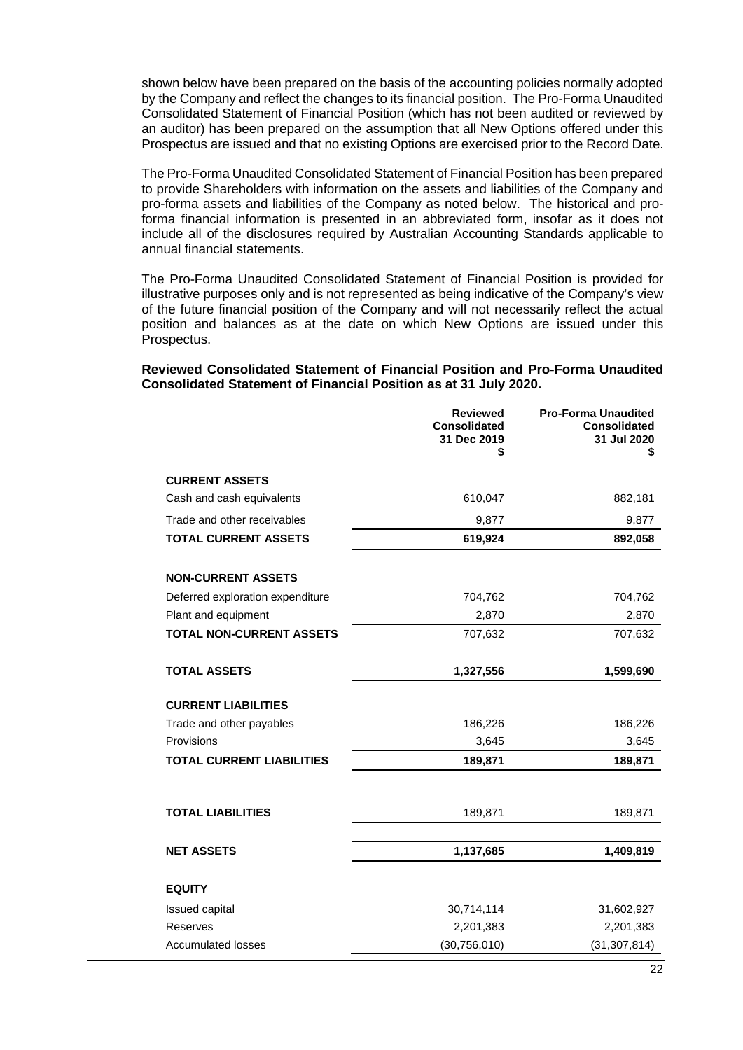shown below have been prepared on the basis of the accounting policies normally adopted by the Company and reflect the changes to its financial position. The Pro-Forma Unaudited Consolidated Statement of Financial Position (which has not been audited or reviewed by an auditor) has been prepared on the assumption that all New Options offered under this Prospectus are issued and that no existing Options are exercised prior to the Record Date.

The Pro-Forma Unaudited Consolidated Statement of Financial Position has been prepared to provide Shareholders with information on the assets and liabilities of the Company and pro-forma assets and liabilities of the Company as noted below. The historical and pro-forma financial information is presented in an abbreviated form, insofar as it does not include all of the disclosures required by Australian Accounting Standards applicable to annual financial statements.

The Pro-Forma Unaudited Consolidated Statement of Financial Position is provided for illustrative purposes only and is not represented as being indicative of the Company's view of the future financial position of the Company and will not necessarily reflect the actual position and balances as at the date on which New Options are issued under this Prospectus.

**Reviewed Consolidated Statement of Financial Position and Pro-Forma Unaudited Consolidated Statement of Financial Position as at 31 July 2020.**

| | Reviewed Consolidated 31 Dec 2019 $ | Pro-Forma Unaudited Consolidated 31 Jul 2020 $ |
|---|---|---|
| **CURRENT ASSETS** | | |
| Cash and cash equivalents | 610,047 | 882,181 |
| Trade and other receivables | 9,877 | 9,877 |
| **TOTAL CURRENT ASSETS** | **619,924** | **892,058** |
| **NON-CURRENT ASSETS** | | |
| Deferred exploration expenditure | 704,762 | 704,762 |
| Plant and equipment | 2,870 | 2,870 |
| **TOTAL NON-CURRENT ASSETS** | 707,632 | 707,632 |
| **TOTAL ASSETS** | **1,327,556** | **1,599,690** |
| **CURRENT LIABILITIES** | | |
| Trade and other payables | 186,226 | 186,226 |
| Provisions | 3,645 | 3,645 |
| **TOTAL CURRENT LIABILITIES** | **189,871** | **189,871** |
| **TOTAL LIABILITIES** | 189,871 | 189,871 |
| **NET ASSETS** | **1,137,685** | **1,409,819** |
| **EQUITY** | | |
| Issued capital | 30,714,114 | 31,602,927 |
| Reserves | 2,201,383 | 2,201,383 |
| Accumulated losses | (30,756,010) | (31,307,814) |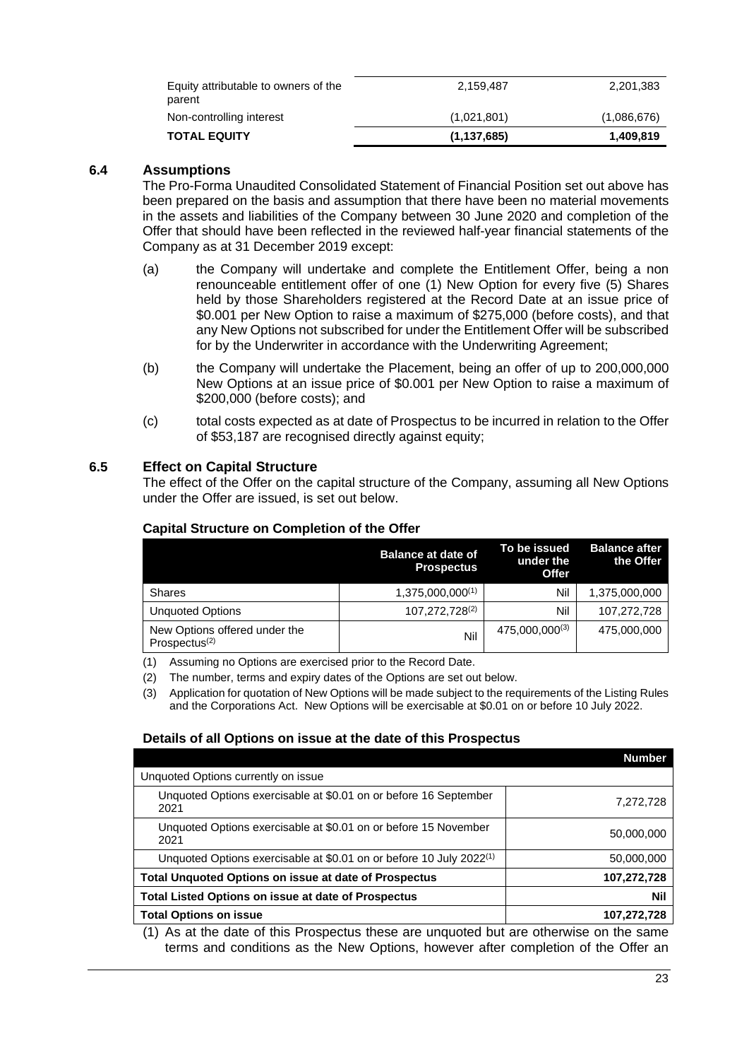| | | |
|---|---|---|
| Equity attributable to owners of the parent | 2,159,487 | 2,201,383 |
| Non-controlling interest | (1,021,801) | (1,086,676) |
| **TOTAL EQUITY** | **(1,137,685)** | **1,409,819** |

## 6.4 Assumptions

The Pro-Forma Unaudited Consolidated Statement of Financial Position set out above has been prepared on the basis and assumption that there have been no material movements in the assets and liabilities of the Company between 30 June 2020 and completion of the Offer that should have been reflected in the reviewed half-year financial statements of the Company as at 31 December 2019 except:

(a) the Company will undertake and complete the Entitlement Offer, being a non renounceable entitlement offer of one (1) New Option for every five (5) Shares held by those Shareholders registered at the Record Date at an issue price of \$0.001 per New Option to raise a maximum of \$275,000 (before costs), and that any New Options not subscribed for under the Entitlement Offer will be subscribed for by the Underwriter in accordance with the Underwriting Agreement;

(b) the Company will undertake the Placement, being an offer of up to 200,000,000 New Options at an issue price of \$0.001 per New Option to raise a maximum of \$200,000 (before costs); and

(c) total costs expected as at date of Prospectus to be incurred in relation to the Offer of \$53,187 are recognised directly against equity;

## 6.5 Effect on Capital Structure

The effect of the Offer on the capital structure of the Company, assuming all New Options under the Offer are issued, is set out below.

**Capital Structure on Completion of the Offer**

| | Balance at date of Prospectus | To be issued under the Offer | Balance after the Offer |
|---|---|---|---|
| Shares | 1,375,000,000[(1)] | Nil | 1,375,000,000 |
| Unquoted Options | 107,272,728[(2)] | Nil | 107,272,728 |
| New Options offered under the Prospectus[(2)] | Nil | 475,000,000[(3)] | 475,000,000 |

(1) Assuming no Options are exercised prior to the Record Date.

(2) The number, terms and expiry dates of the Options are set out below.

(3) Application for quotation of New Options will be made subject to the requirements of the Listing Rules and the Corporations Act. New Options will be exercisable at \$0.01 on or before 10 July 2022.

**Details of all Options on issue at the date of this Prospectus**

| | Number |
|---|---|
| Unquoted Options currently on issue | |
| Unquoted Options exercisable at \$0.01 on or before 16 September 2021 | 7,272,728 |
| Unquoted Options exercisable at \$0.01 on or before 15 November 2021 | 50,000,000 |
| Unquoted Options exercisable at \$0.01 on or before 10 July 2022[(1)] | 50,000,000 |
| **Total Unquoted Options on issue at date of Prospectus** | **107,272,728** |
| **Total Listed Options on issue at date of Prospectus** | **Nil** |
| **Total Options on issue** | **107,272,728** |

(1) As at the date of this Prospectus these are unquoted but are otherwise on the same terms and conditions as the New Options, however after completion of the Offer an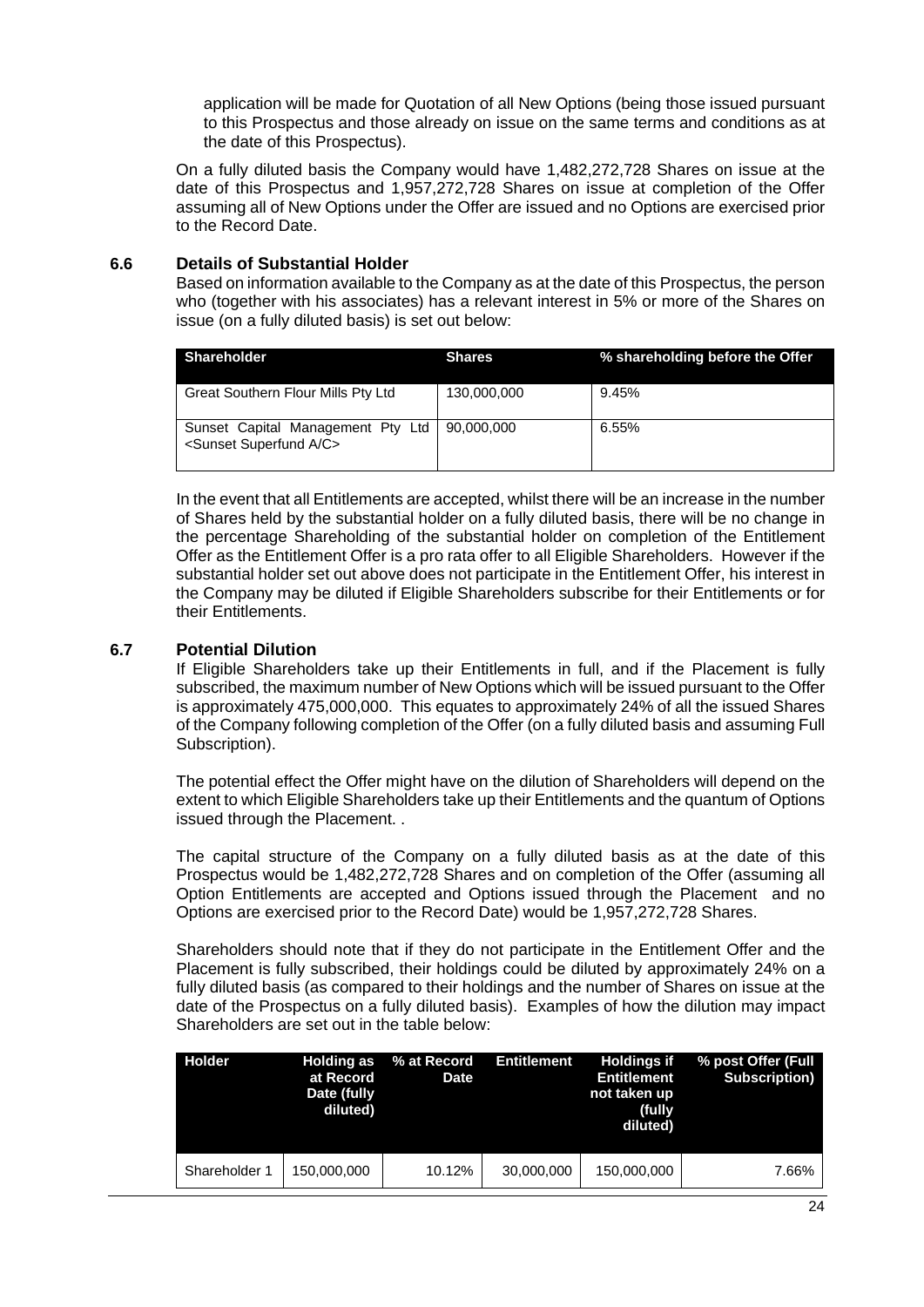application will be made for Quotation of all New Options (being those issued pursuant to this Prospectus and those already on issue on the same terms and conditions as at the date of this Prospectus).

On a fully diluted basis the Company would have 1,482,272,728 Shares on issue at the date of this Prospectus and 1,957,272,728 Shares on issue at completion of the Offer assuming all of New Options under the Offer are issued and no Options are exercised prior to the Record Date.

### 6.6 Details of Substantial Holder

Based on information available to the Company as at the date of this Prospectus, the person who (together with his associates) has a relevant interest in 5% or more of the Shares on issue (on a fully diluted basis) is set out below:

| Shareholder | Shares | % shareholding before the Offer |
|---|---|---|
| Great Southern Flour Mills Pty Ltd | 130,000,000 | 9.45% |
| Sunset Capital Management Pty Ltd <Sunset Superfund A/C> | 90,000,000 | 6.55% |

In the event that all Entitlements are accepted, whilst there will be an increase in the number of Shares held by the substantial holder on a fully diluted basis, there will be no change in the percentage Shareholding of the substantial holder on completion of the Entitlement Offer as the Entitlement Offer is a pro rata offer to all Eligible Shareholders. However if the substantial holder set out above does not participate in the Entitlement Offer, his interest in the Company may be diluted if Eligible Shareholders subscribe for their Entitlements or for their Entitlements.

### 6.7 Potential Dilution

If Eligible Shareholders take up their Entitlements in full, and if the Placement is fully subscribed, the maximum number of New Options which will be issued pursuant to the Offer is approximately 475,000,000. This equates to approximately 24% of all the issued Shares of the Company following completion of the Offer (on a fully diluted basis and assuming Full Subscription).

The potential effect the Offer might have on the dilution of Shareholders will depend on the extent to which Eligible Shareholders take up their Entitlements and the quantum of Options issued through the Placement. .

The capital structure of the Company on a fully diluted basis as at the date of this Prospectus would be 1,482,272,728 Shares and on completion of the Offer (assuming all Option Entitlements are accepted and Options issued through the Placement and no Options are exercised prior to the Record Date) would be 1,957,272,728 Shares.

Shareholders should note that if they do not participate in the Entitlement Offer and the Placement is fully subscribed, their holdings could be diluted by approximately 24% on a fully diluted basis (as compared to their holdings and the number of Shares on issue at the date of the Prospectus on a fully diluted basis). Examples of how the dilution may impact Shareholders are set out in the table below:

| Holder | Holding as at Record Date (fully diluted) | % at Record Date | Entitlement | Holdings if Entitlement not taken up (fully diluted) | % post Offer (Full Subscription) |
|---|---|---|---|---|---|
| Shareholder 1 | 150,000,000 | 10.12% | 30,000,000 | 150,000,000 | 7.66% |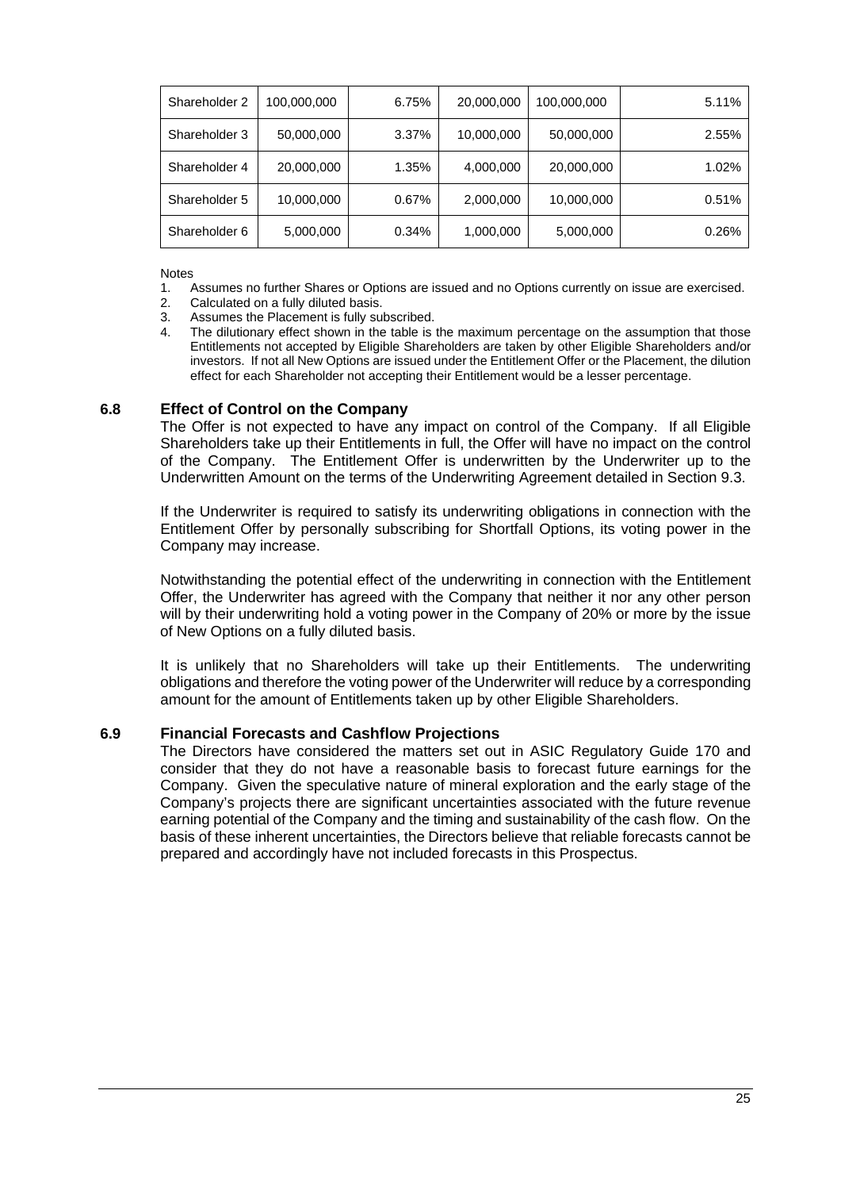| Shareholder 2 | 100,000,000 | 6.75% | 20,000,000 | 100,000,000 | 5.11% |
|---|---|---|---|---|---|
| Shareholder 3 | 50,000,000 | 3.37% | 10,000,000 | 50,000,000 | 2.55% |
| Shareholder 4 | 20,000,000 | 1.35% | 4,000,000 | 20,000,000 | 1.02% |
| Shareholder 5 | 10,000,000 | 0.67% | 2,000,000 | 10,000,000 | 0.51% |
| Shareholder 6 | 5,000,000 | 0.34% | 1,000,000 | 5,000,000 | 0.26% |

Notes

1. Assumes no further Shares or Options are issued and no Options currently on issue are exercised.
2. Calculated on a fully diluted basis.
3. Assumes the Placement is fully subscribed.
4. The dilutionary effect shown in the table is the maximum percentage on the assumption that those Entitlements not accepted by Eligible Shareholders are taken by other Eligible Shareholders and/or investors. If not all New Options are issued under the Entitlement Offer or the Placement, the dilution effect for each Shareholder not accepting their Entitlement would be a lesser percentage.

## 6.8 Effect of Control on the Company

The Offer is not expected to have any impact on control of the Company. If all Eligible Shareholders take up their Entitlements in full, the Offer will have no impact on the control of the Company. The Entitlement Offer is underwritten by the Underwriter up to the Underwritten Amount on the terms of the Underwriting Agreement detailed in Section 9.3.

If the Underwriter is required to satisfy its underwriting obligations in connection with the Entitlement Offer by personally subscribing for Shortfall Options, its voting power in the Company may increase.

Notwithstanding the potential effect of the underwriting in connection with the Entitlement Offer, the Underwriter has agreed with the Company that neither it nor any other person will by their underwriting hold a voting power in the Company of 20% or more by the issue of New Options on a fully diluted basis.

It is unlikely that no Shareholders will take up their Entitlements. The underwriting obligations and therefore the voting power of the Underwriter will reduce by a corresponding amount for the amount of Entitlements taken up by other Eligible Shareholders.

## 6.9 Financial Forecasts and Cashflow Projections

The Directors have considered the matters set out in ASIC Regulatory Guide 170 and consider that they do not have a reasonable basis to forecast future earnings for the Company. Given the speculative nature of mineral exploration and the early stage of the Company's projects there are significant uncertainties associated with the future revenue earning potential of the Company and the timing and sustainability of the cash flow. On the basis of these inherent uncertainties, the Directors believe that reliable forecasts cannot be prepared and accordingly have not included forecasts in this Prospectus.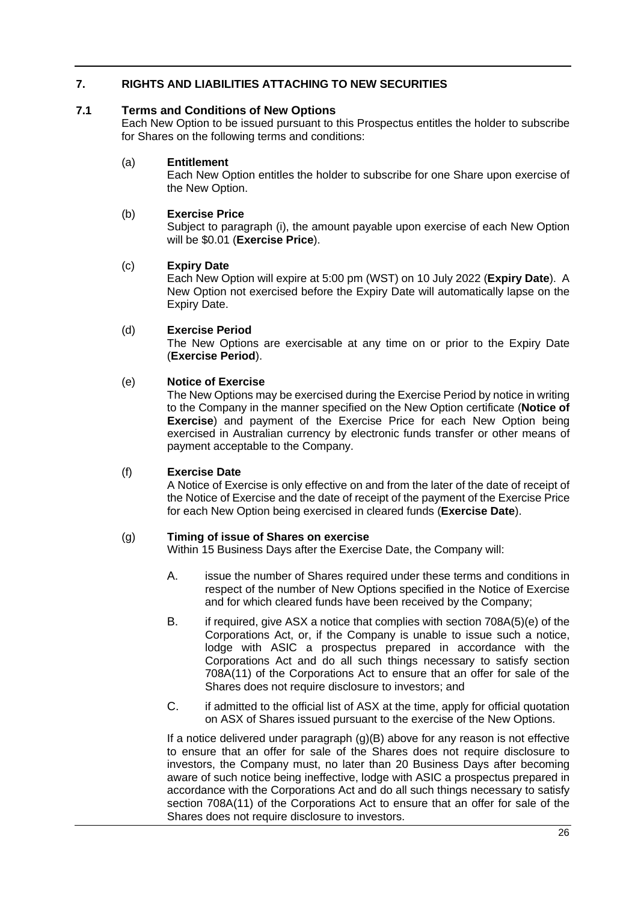## 7. RIGHTS AND LIABILITIES ATTACHING TO NEW SECURITIES

### 7.1 Terms and Conditions of New Options

Each New Option to be issued pursuant to this Prospectus entitles the holder to subscribe for Shares on the following terms and conditions:

(a) **Entitlement**

Each New Option entitles the holder to subscribe for one Share upon exercise of the New Option.

(b) **Exercise Price**

Subject to paragraph (i), the amount payable upon exercise of each New Option will be $0.01 (**Exercise Price**).

(c) **Expiry Date**

Each New Option will expire at 5:00 pm (WST) on 10 July 2022 (**Expiry Date**). A New Option not exercised before the Expiry Date will automatically lapse on the Expiry Date.

(d) **Exercise Period**

The New Options are exercisable at any time on or prior to the Expiry Date (**Exercise Period**).

(e) **Notice of Exercise**

The New Options may be exercised during the Exercise Period by notice in writing to the Company in the manner specified on the New Option certificate (**Notice of Exercise**) and payment of the Exercise Price for each New Option being exercised in Australian currency by electronic funds transfer or other means of payment acceptable to the Company.

(f) **Exercise Date**

A Notice of Exercise is only effective on and from the later of the date of receipt of the Notice of Exercise and the date of receipt of the payment of the Exercise Price for each New Option being exercised in cleared funds (**Exercise Date**).

(g) **Timing of issue of Shares on exercise**

Within 15 Business Days after the Exercise Date, the Company will:

A. issue the number of Shares required under these terms and conditions in respect of the number of New Options specified in the Notice of Exercise and for which cleared funds have been received by the Company;

B. if required, give ASX a notice that complies with section 708A(5)(e) of the Corporations Act, or, if the Company is unable to issue such a notice, lodge with ASIC a prospectus prepared in accordance with the Corporations Act and do all such things necessary to satisfy section 708A(11) of the Corporations Act to ensure that an offer for sale of the Shares does not require disclosure to investors; and

C. if admitted to the official list of ASX at the time, apply for official quotation on ASX of Shares issued pursuant to the exercise of the New Options.

If a notice delivered under paragraph (g)(B) above for any reason is not effective to ensure that an offer for sale of the Shares does not require disclosure to investors, the Company must, no later than 20 Business Days after becoming aware of such notice being ineffective, lodge with ASIC a prospectus prepared in accordance with the Corporations Act and do all such things necessary to satisfy section 708A(11) of the Corporations Act to ensure that an offer for sale of the Shares does not require disclosure to investors.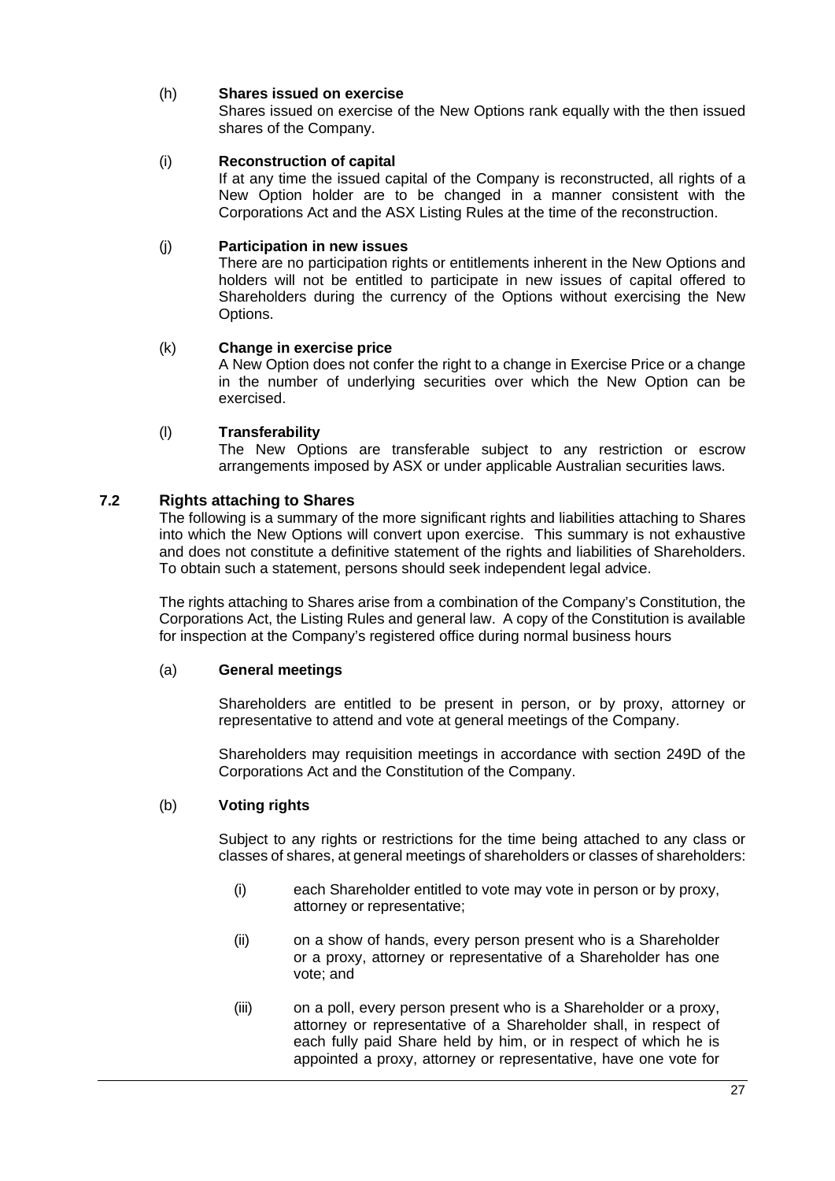(h) **Shares issued on exercise**

Shares issued on exercise of the New Options rank equally with the then issued shares of the Company.

(i) **Reconstruction of capital**

If at any time the issued capital of the Company is reconstructed, all rights of a New Option holder are to be changed in a manner consistent with the Corporations Act and the ASX Listing Rules at the time of the reconstruction.

(j) **Participation in new issues**

There are no participation rights or entitlements inherent in the New Options and holders will not be entitled to participate in new issues of capital offered to Shareholders during the currency of the Options without exercising the New Options.

(k) **Change in exercise price**

A New Option does not confer the right to a change in Exercise Price or a change in the number of underlying securities over which the New Option can be exercised.

(l) **Transferability**

The New Options are transferable subject to any restriction or escrow arrangements imposed by ASX or under applicable Australian securities laws.

## 7.2 Rights attaching to Shares

The following is a summary of the more significant rights and liabilities attaching to Shares into which the New Options will convert upon exercise. This summary is not exhaustive and does not constitute a definitive statement of the rights and liabilities of Shareholders. To obtain such a statement, persons should seek independent legal advice.

The rights attaching to Shares arise from a combination of the Company's Constitution, the Corporations Act, the Listing Rules and general law. A copy of the Constitution is available for inspection at the Company's registered office during normal business hours

(a) **General meetings**

Shareholders are entitled to be present in person, or by proxy, attorney or representative to attend and vote at general meetings of the Company.

Shareholders may requisition meetings in accordance with section 249D of the Corporations Act and the Constitution of the Company.

(b) **Voting rights**

Subject to any rights or restrictions for the time being attached to any class or classes of shares, at general meetings of shareholders or classes of shareholders:

(i) each Shareholder entitled to vote may vote in person or by proxy, attorney or representative;

(ii) on a show of hands, every person present who is a Shareholder or a proxy, attorney or representative of a Shareholder has one vote; and

(iii) on a poll, every person present who is a Shareholder or a proxy, attorney or representative of a Shareholder shall, in respect of each fully paid Share held by him, or in respect of which he is appointed a proxy, attorney or representative, have one vote for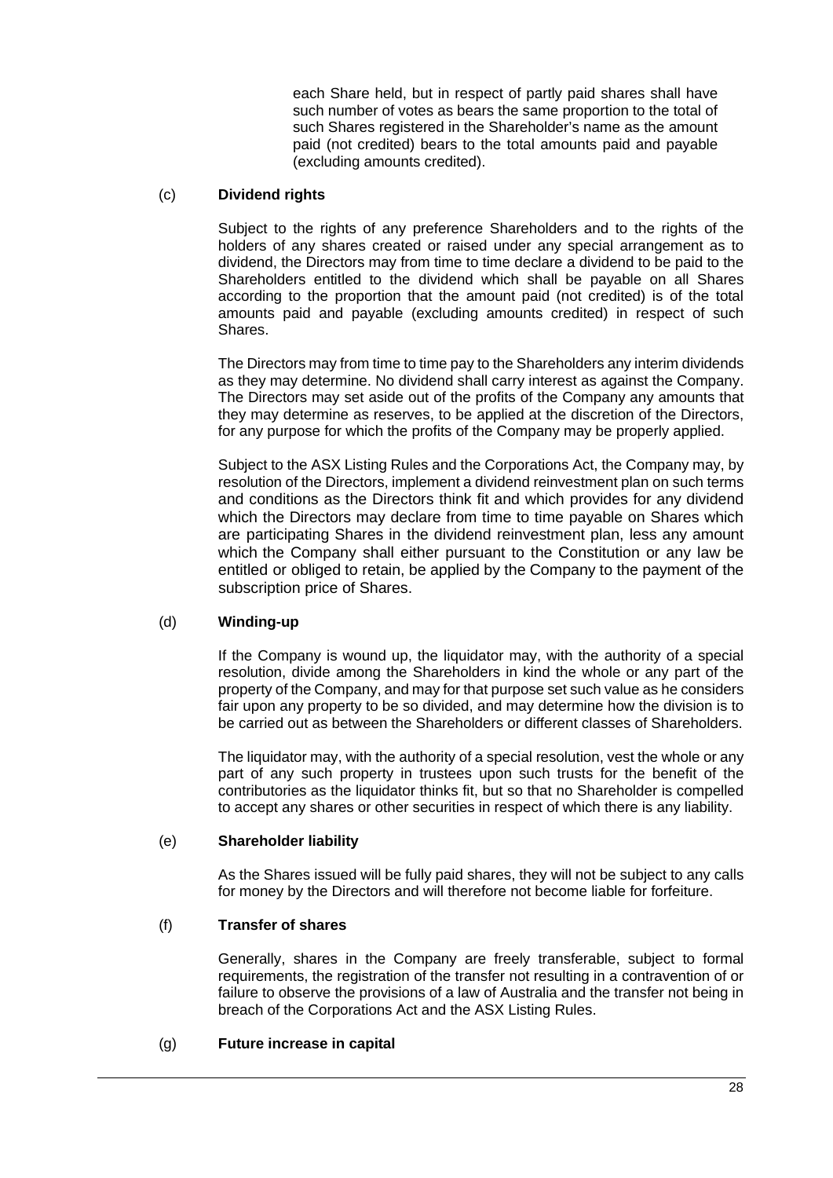each Share held, but in respect of partly paid shares shall have such number of votes as bears the same proportion to the total of such Shares registered in the Shareholder's name as the amount paid (not credited) bears to the total amounts paid and payable (excluding amounts credited).

(c) **Dividend rights**

Subject to the rights of any preference Shareholders and to the rights of the holders of any shares created or raised under any special arrangement as to dividend, the Directors may from time to time declare a dividend to be paid to the Shareholders entitled to the dividend which shall be payable on all Shares according to the proportion that the amount paid (not credited) is of the total amounts paid and payable (excluding amounts credited) in respect of such Shares.

The Directors may from time to time pay to the Shareholders any interim dividends as they may determine. No dividend shall carry interest as against the Company. The Directors may set aside out of the profits of the Company any amounts that they may determine as reserves, to be applied at the discretion of the Directors, for any purpose for which the profits of the Company may be properly applied.

Subject to the ASX Listing Rules and the Corporations Act, the Company may, by resolution of the Directors, implement a dividend reinvestment plan on such terms and conditions as the Directors think fit and which provides for any dividend which the Directors may declare from time to time payable on Shares which are participating Shares in the dividend reinvestment plan, less any amount which the Company shall either pursuant to the Constitution or any law be entitled or obliged to retain, be applied by the Company to the payment of the subscription price of Shares.

(d) **Winding-up**

If the Company is wound up, the liquidator may, with the authority of a special resolution, divide among the Shareholders in kind the whole or any part of the property of the Company, and may for that purpose set such value as he considers fair upon any property to be so divided, and may determine how the division is to be carried out as between the Shareholders or different classes of Shareholders.

The liquidator may, with the authority of a special resolution, vest the whole or any part of any such property in trustees upon such trusts for the benefit of the contributories as the liquidator thinks fit, but so that no Shareholder is compelled to accept any shares or other securities in respect of which there is any liability.

(e) **Shareholder liability**

As the Shares issued will be fully paid shares, they will not be subject to any calls for money by the Directors and will therefore not become liable for forfeiture.

(f) **Transfer of shares**

Generally, shares in the Company are freely transferable, subject to formal requirements, the registration of the transfer not resulting in a contravention of or failure to observe the provisions of a law of Australia and the transfer not being in breach of the Corporations Act and the ASX Listing Rules.

(g) **Future increase in capital**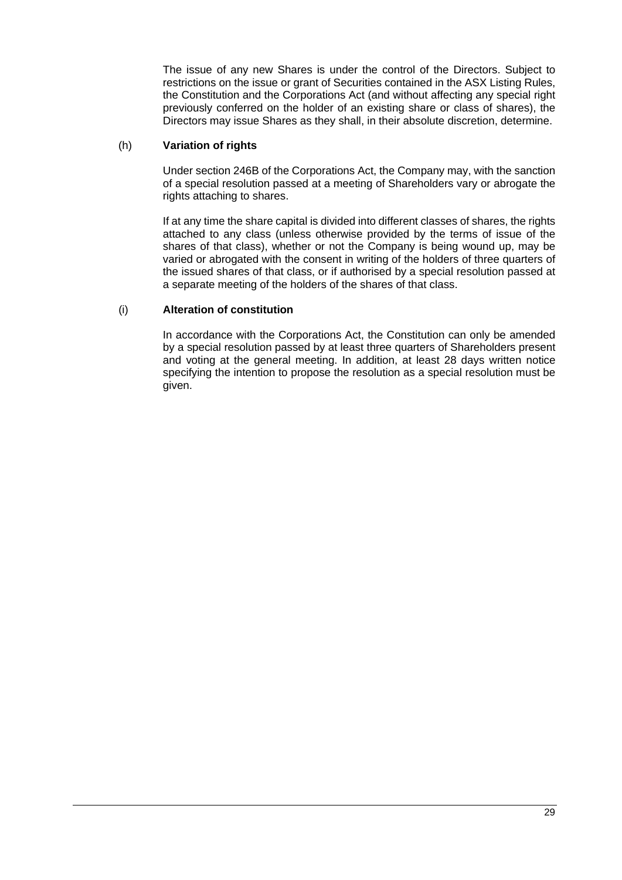The issue of any new Shares is under the control of the Directors. Subject to restrictions on the issue or grant of Securities contained in the ASX Listing Rules, the Constitution and the Corporations Act (and without affecting any special right previously conferred on the holder of an existing share or class of shares), the Directors may issue Shares as they shall, in their absolute discretion, determine.

(h) **Variation of rights**

Under section 246B of the Corporations Act, the Company may, with the sanction of a special resolution passed at a meeting of Shareholders vary or abrogate the rights attaching to shares.

If at any time the share capital is divided into different classes of shares, the rights attached to any class (unless otherwise provided by the terms of issue of the shares of that class), whether or not the Company is being wound up, may be varied or abrogated with the consent in writing of the holders of three quarters of the issued shares of that class, or if authorised by a special resolution passed at a separate meeting of the holders of the shares of that class.

(i) **Alteration of constitution**

In accordance with the Corporations Act, the Constitution can only be amended by a special resolution passed by at least three quarters of Shareholders present and voting at the general meeting. In addition, at least 28 days written notice specifying the intention to propose the resolution as a special resolution must be given.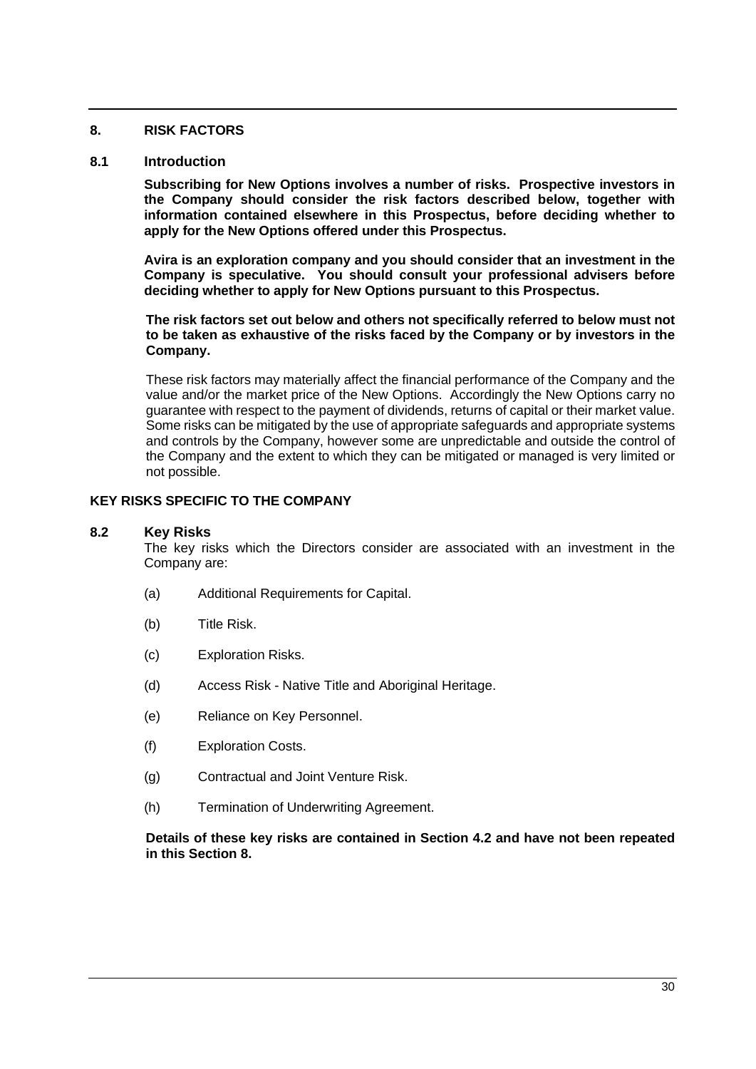## 8. RISK FACTORS

### 8.1 Introduction

**Subscribing for New Options involves a number of risks. Prospective investors in the Company should consider the risk factors described below, together with information contained elsewhere in this Prospectus, before deciding whether to apply for the New Options offered under this Prospectus.**

**Avira is an exploration company and you should consider that an investment in the Company is speculative. You should consult your professional advisers before deciding whether to apply for New Options pursuant to this Prospectus.**

**The risk factors set out below and others not specifically referred to below must not to be taken as exhaustive of the risks faced by the Company or by investors in the Company.**

These risk factors may materially affect the financial performance of the Company and the value and/or the market price of the New Options. Accordingly the New Options carry no guarantee with respect to the payment of dividends, returns of capital or their market value. Some risks can be mitigated by the use of appropriate safeguards and appropriate systems and controls by the Company, however some are unpredictable and outside the control of the Company and the extent to which they can be mitigated or managed is very limited or not possible.

**KEY RISKS SPECIFIC TO THE COMPANY**

### 8.2 Key Risks

The key risks which the Directors consider are associated with an investment in the Company are:

(a) Additional Requirements for Capital.

(b) Title Risk.

(c) Exploration Risks.

(d) Access Risk - Native Title and Aboriginal Heritage.

(e) Reliance on Key Personnel.

(f) Exploration Costs.

(g) Contractual and Joint Venture Risk.

(h) Termination of Underwriting Agreement.

**Details of these key risks are contained in Section 4.2 and have not been repeated in this Section 8.**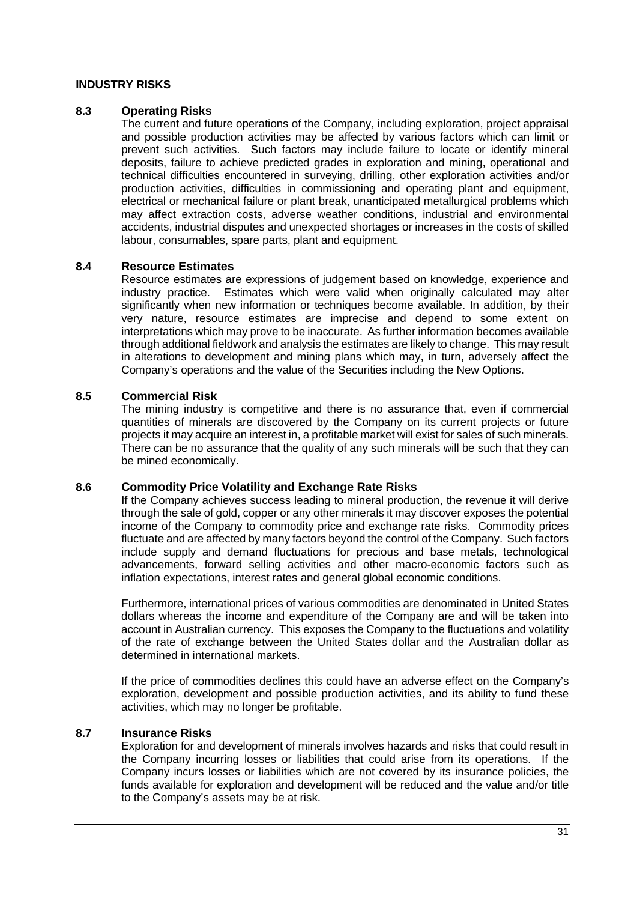## INDUSTRY RISKS

### 8.3 Operating Risks

The current and future operations of the Company, including exploration, project appraisal and possible production activities may be affected by various factors which can limit or prevent such activities. Such factors may include failure to locate or identify mineral deposits, failure to achieve predicted grades in exploration and mining, operational and technical difficulties encountered in surveying, drilling, other exploration activities and/or production activities, difficulties in commissioning and operating plant and equipment, electrical or mechanical failure or plant break, unanticipated metallurgical problems which may affect extraction costs, adverse weather conditions, industrial and environmental accidents, industrial disputes and unexpected shortages or increases in the costs of skilled labour, consumables, spare parts, plant and equipment.

### 8.4 Resource Estimates

Resource estimates are expressions of judgement based on knowledge, experience and industry practice. Estimates which were valid when originally calculated may alter significantly when new information or techniques become available. In addition, by their very nature, resource estimates are imprecise and depend to some extent on interpretations which may prove to be inaccurate. As further information becomes available through additional fieldwork and analysis the estimates are likely to change. This may result in alterations to development and mining plans which may, in turn, adversely affect the Company's operations and the value of the Securities including the New Options.

### 8.5 Commercial Risk

The mining industry is competitive and there is no assurance that, even if commercial quantities of minerals are discovered by the Company on its current projects or future projects it may acquire an interest in, a profitable market will exist for sales of such minerals. There can be no assurance that the quality of any such minerals will be such that they can be mined economically.

### 8.6 Commodity Price Volatility and Exchange Rate Risks

If the Company achieves success leading to mineral production, the revenue it will derive through the sale of gold, copper or any other minerals it may discover exposes the potential income of the Company to commodity price and exchange rate risks. Commodity prices fluctuate and are affected by many factors beyond the control of the Company. Such factors include supply and demand fluctuations for precious and base metals, technological advancements, forward selling activities and other macro-economic factors such as inflation expectations, interest rates and general global economic conditions.

Furthermore, international prices of various commodities are denominated in United States dollars whereas the income and expenditure of the Company are and will be taken into account in Australian currency. This exposes the Company to the fluctuations and volatility of the rate of exchange between the United States dollar and the Australian dollar as determined in international markets.

If the price of commodities declines this could have an adverse effect on the Company's exploration, development and possible production activities, and its ability to fund these activities, which may no longer be profitable.

### 8.7 Insurance Risks

Exploration for and development of minerals involves hazards and risks that could result in the Company incurring losses or liabilities that could arise from its operations. If the Company incurs losses or liabilities which are not covered by its insurance policies, the funds available for exploration and development will be reduced and the value and/or title to the Company's assets may be at risk.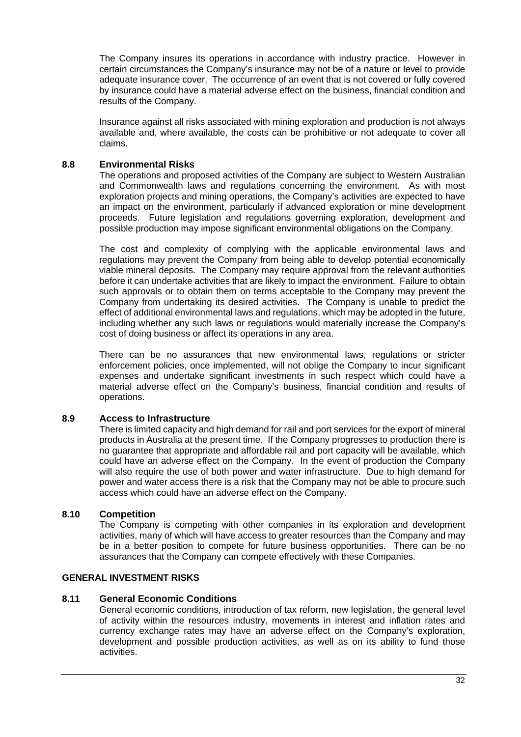The Company insures its operations in accordance with industry practice. However in certain circumstances the Company's insurance may not be of a nature or level to provide adequate insurance cover. The occurrence of an event that is not covered or fully covered by insurance could have a material adverse effect on the business, financial condition and results of the Company.

Insurance against all risks associated with mining exploration and production is not always available and, where available, the costs can be prohibitive or not adequate to cover all claims.

### 8.8 Environmental Risks

The operations and proposed activities of the Company are subject to Western Australian and Commonwealth laws and regulations concerning the environment. As with most exploration projects and mining operations, the Company's activities are expected to have an impact on the environment, particularly if advanced exploration or mine development proceeds. Future legislation and regulations governing exploration, development and possible production may impose significant environmental obligations on the Company.

The cost and complexity of complying with the applicable environmental laws and regulations may prevent the Company from being able to develop potential economically viable mineral deposits. The Company may require approval from the relevant authorities before it can undertake activities that are likely to impact the environment. Failure to obtain such approvals or to obtain them on terms acceptable to the Company may prevent the Company from undertaking its desired activities. The Company is unable to predict the effect of additional environmental laws and regulations, which may be adopted in the future, including whether any such laws or regulations would materially increase the Company's cost of doing business or affect its operations in any area.

There can be no assurances that new environmental laws, regulations or stricter enforcement policies, once implemented, will not oblige the Company to incur significant expenses and undertake significant investments in such respect which could have a material adverse effect on the Company's business, financial condition and results of operations.

### 8.9 Access to Infrastructure

There is limited capacity and high demand for rail and port services for the export of mineral products in Australia at the present time. If the Company progresses to production there is no guarantee that appropriate and affordable rail and port capacity will be available, which could have an adverse effect on the Company. In the event of production the Company will also require the use of both power and water infrastructure. Due to high demand for power and water access there is a risk that the Company may not be able to procure such access which could have an adverse effect on the Company.

### 8.10 Competition

The Company is competing with other companies in its exploration and development activities, many of which will have access to greater resources than the Company and may be in a better position to compete for future business opportunities. There can be no assurances that the Company can compete effectively with these Companies.

## GENERAL INVESTMENT RISKS

### 8.11 General Economic Conditions

General economic conditions, introduction of tax reform, new legislation, the general level of activity within the resources industry, movements in interest and inflation rates and currency exchange rates may have an adverse effect on the Company's exploration, development and possible production activities, as well as on its ability to fund those activities.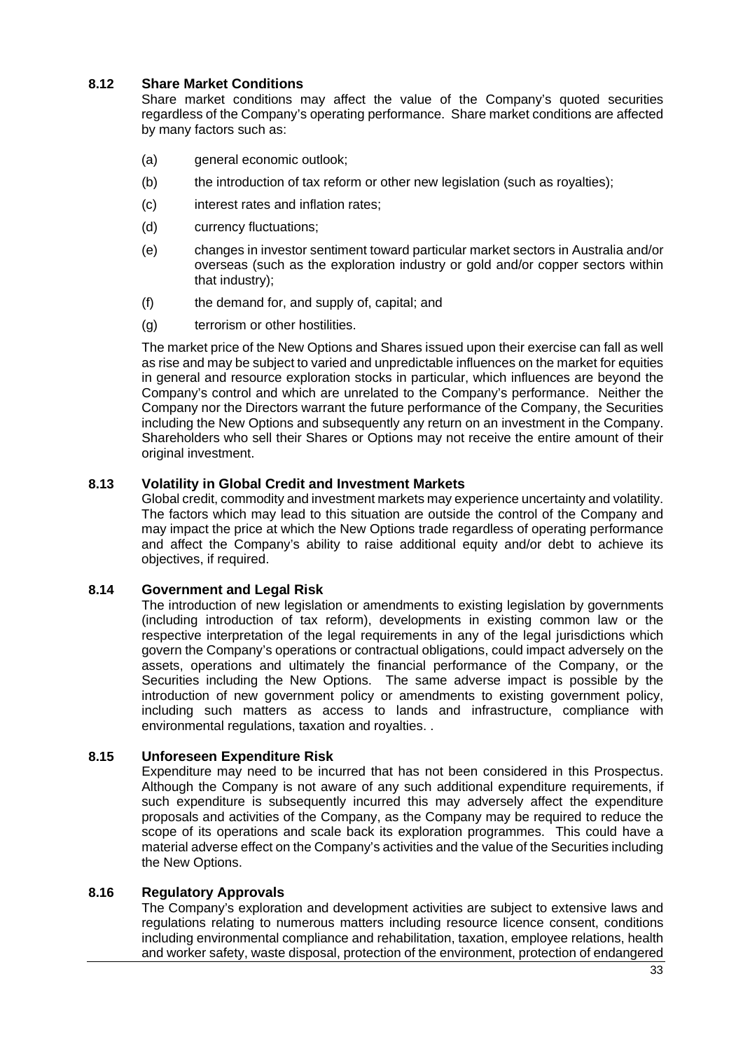### 8.12 Share Market Conditions

Share market conditions may affect the value of the Company's quoted securities regardless of the Company's operating performance. Share market conditions are affected by many factors such as:

(a) general economic outlook;

(b) the introduction of tax reform or other new legislation (such as royalties);

(c) interest rates and inflation rates;

(d) currency fluctuations;

(e) changes in investor sentiment toward particular market sectors in Australia and/or overseas (such as the exploration industry or gold and/or copper sectors within that industry);

(f) the demand for, and supply of, capital; and

(g) terrorism or other hostilities.

The market price of the New Options and Shares issued upon their exercise can fall as well as rise and may be subject to varied and unpredictable influences on the market for equities in general and resource exploration stocks in particular, which influences are beyond the Company's control and which are unrelated to the Company's performance. Neither the Company nor the Directors warrant the future performance of the Company, the Securities including the New Options and subsequently any return on an investment in the Company. Shareholders who sell their Shares or Options may not receive the entire amount of their original investment.

### 8.13 Volatility in Global Credit and Investment Markets

Global credit, commodity and investment markets may experience uncertainty and volatility. The factors which may lead to this situation are outside the control of the Company and may impact the price at which the New Options trade regardless of operating performance and affect the Company's ability to raise additional equity and/or debt to achieve its objectives, if required.

### 8.14 Government and Legal Risk

The introduction of new legislation or amendments to existing legislation by governments (including introduction of tax reform), developments in existing common law or the respective interpretation of the legal requirements in any of the legal jurisdictions which govern the Company's operations or contractual obligations, could impact adversely on the assets, operations and ultimately the financial performance of the Company, or the Securities including the New Options. The same adverse impact is possible by the introduction of new government policy or amendments to existing government policy, including such matters as access to lands and infrastructure, compliance with environmental regulations, taxation and royalties. .

### 8.15 Unforeseen Expenditure Risk

Expenditure may need to be incurred that has not been considered in this Prospectus. Although the Company is not aware of any such additional expenditure requirements, if such expenditure is subsequently incurred this may adversely affect the expenditure proposals and activities of the Company, as the Company may be required to reduce the scope of its operations and scale back its exploration programmes. This could have a material adverse effect on the Company's activities and the value of the Securities including the New Options.

### 8.16 Regulatory Approvals

The Company's exploration and development activities are subject to extensive laws and regulations relating to numerous matters including resource licence consent, conditions including environmental compliance and rehabilitation, taxation, employee relations, health and worker safety, waste disposal, protection of the environment, protection of endangered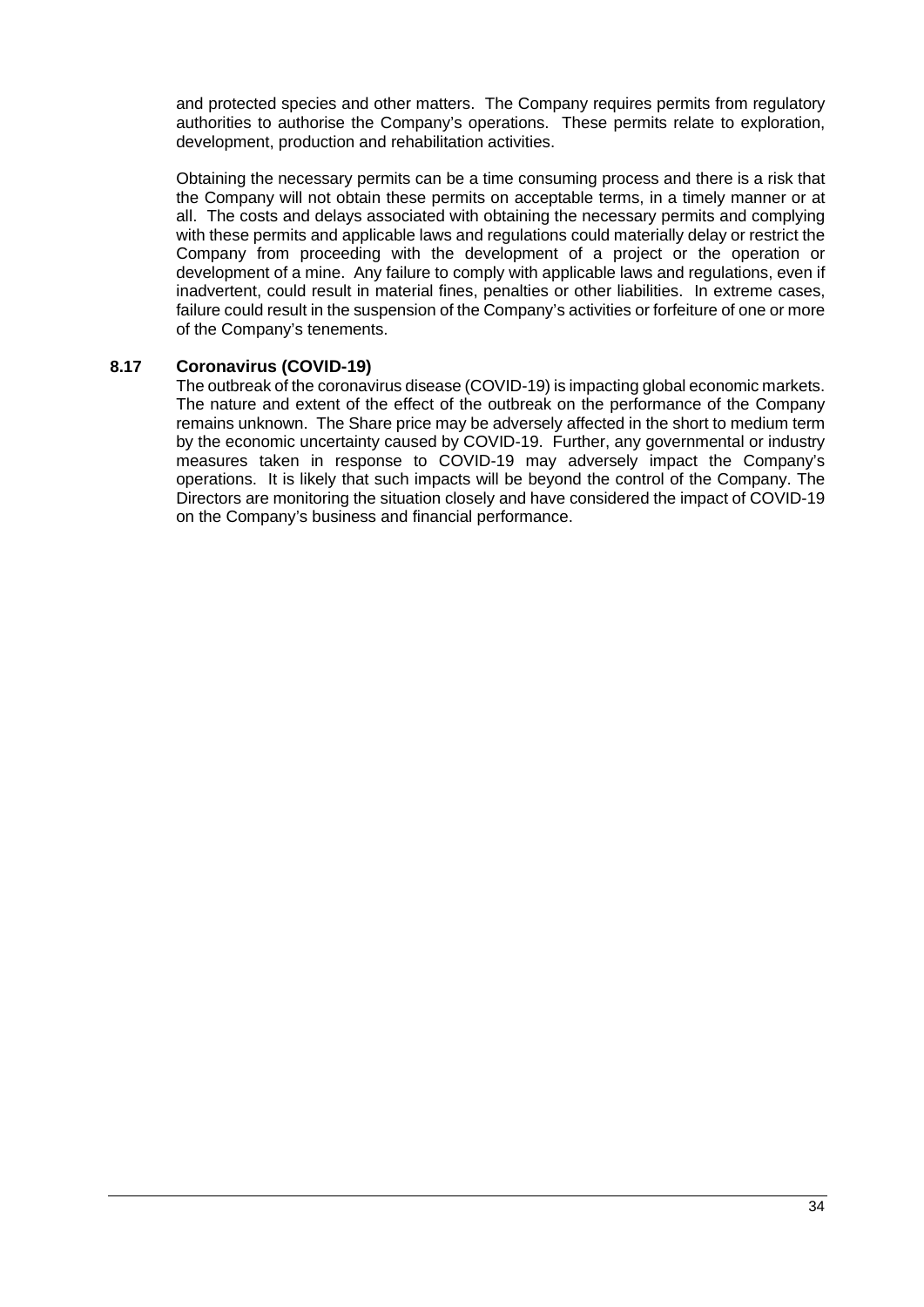and protected species and other matters. The Company requires permits from regulatory authorities to authorise the Company's operations. These permits relate to exploration, development, production and rehabilitation activities.

Obtaining the necessary permits can be a time consuming process and there is a risk that the Company will not obtain these permits on acceptable terms, in a timely manner or at all. The costs and delays associated with obtaining the necessary permits and complying with these permits and applicable laws and regulations could materially delay or restrict the Company from proceeding with the development of a project or the operation or development of a mine. Any failure to comply with applicable laws and regulations, even if inadvertent, could result in material fines, penalties or other liabilities. In extreme cases, failure could result in the suspension of the Company's activities or forfeiture of one or more of the Company's tenements.

### 8.17 Coronavirus (COVID-19)

The outbreak of the coronavirus disease (COVID-19) is impacting global economic markets. The nature and extent of the effect of the outbreak on the performance of the Company remains unknown. The Share price may be adversely affected in the short to medium term by the economic uncertainty caused by COVID-19. Further, any governmental or industry measures taken in response to COVID-19 may adversely impact the Company's operations. It is likely that such impacts will be beyond the control of the Company. The Directors are monitoring the situation closely and have considered the impact of COVID-19 on the Company's business and financial performance.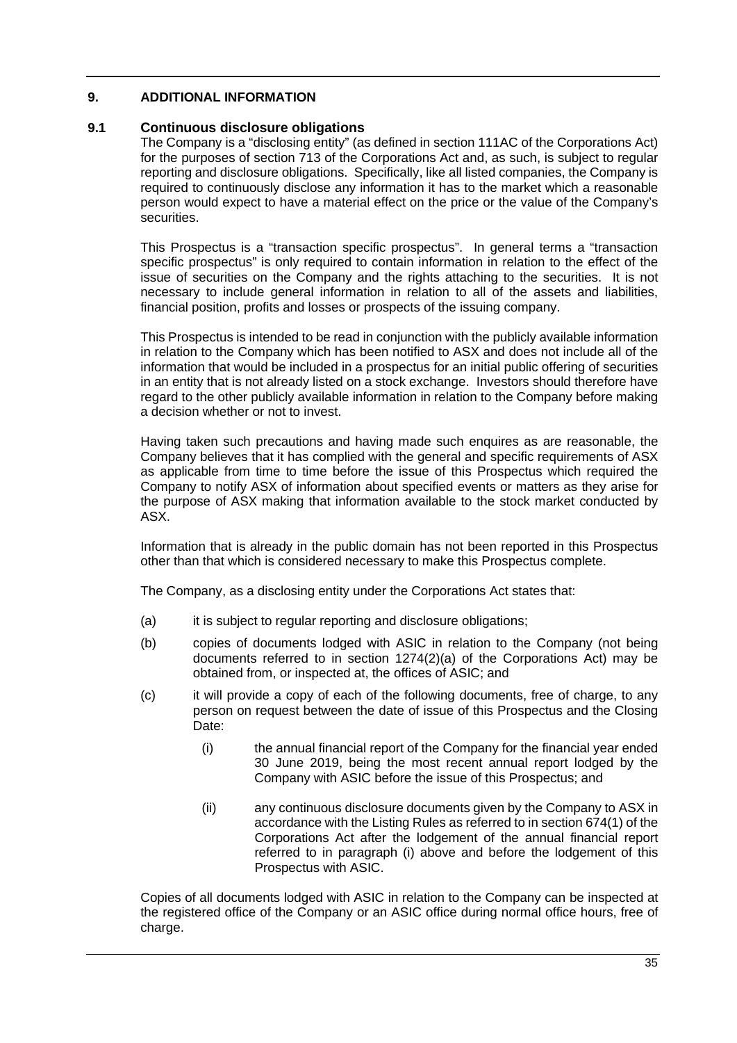# 9. ADDITIONAL INFORMATION

## 9.1 Continuous disclosure obligations

The Company is a "disclosing entity" (as defined in section 111AC of the Corporations Act) for the purposes of section 713 of the Corporations Act and, as such, is subject to regular reporting and disclosure obligations. Specifically, like all listed companies, the Company is required to continuously disclose any information it has to the market which a reasonable person would expect to have a material effect on the price or the value of the Company's securities.

This Prospectus is a "transaction specific prospectus". In general terms a "transaction specific prospectus" is only required to contain information in relation to the effect of the issue of securities on the Company and the rights attaching to the securities. It is not necessary to include general information in relation to all of the assets and liabilities, financial position, profits and losses or prospects of the issuing company.

This Prospectus is intended to be read in conjunction with the publicly available information in relation to the Company which has been notified to ASX and does not include all of the information that would be included in a prospectus for an initial public offering of securities in an entity that is not already listed on a stock exchange. Investors should therefore have regard to the other publicly available information in relation to the Company before making a decision whether or not to invest.

Having taken such precautions and having made such enquires as are reasonable, the Company believes that it has complied with the general and specific requirements of ASX as applicable from time to time before the issue of this Prospectus which required the Company to notify ASX of information about specified events or matters as they arise for the purpose of ASX making that information available to the stock market conducted by ASX.

Information that is already in the public domain has not been reported in this Prospectus other than that which is considered necessary to make this Prospectus complete.

The Company, as a disclosing entity under the Corporations Act states that:

(a) it is subject to regular reporting and disclosure obligations;

(b) copies of documents lodged with ASIC in relation to the Company (not being documents referred to in section 1274(2)(a) of the Corporations Act) may be obtained from, or inspected at, the offices of ASIC; and

(c) it will provide a copy of each of the following documents, free of charge, to any person on request between the date of issue of this Prospectus and the Closing Date:

    (i) the annual financial report of the Company for the financial year ended 30 June 2019, being the most recent annual report lodged by the Company with ASIC before the issue of this Prospectus; and

    (ii) any continuous disclosure documents given by the Company to ASX in accordance with the Listing Rules as referred to in section 674(1) of the Corporations Act after the lodgement of the annual financial report referred to in paragraph (i) above and before the lodgement of this Prospectus with ASIC.

Copies of all documents lodged with ASIC in relation to the Company can be inspected at the registered office of the Company or an ASIC office during normal office hours, free of charge.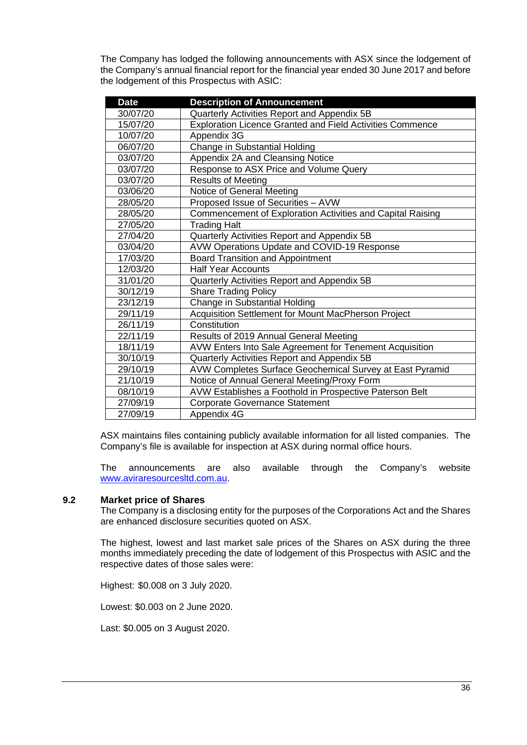The Company has lodged the following announcements with ASX since the lodgement of the Company's annual financial report for the financial year ended 30 June 2017 and before the lodgement of this Prospectus with ASIC:

| Date | Description of Announcement |
|---|---|
| 30/07/20 | Quarterly Activities Report and Appendix 5B |
| 15/07/20 | Exploration Licence Granted and Field Activities Commence |
| 10/07/20 | Appendix 3G |
| 06/07/20 | Change in Substantial Holding |
| 03/07/20 | Appendix 2A and Cleansing Notice |
| 03/07/20 | Response to ASX Price and Volume Query |
| 03/07/20 | Results of Meeting |
| 03/06/20 | Notice of General Meeting |
| 28/05/20 | Proposed Issue of Securities – AVW |
| 28/05/20 | Commencement of Exploration Activities and Capital Raising |
| 27/05/20 | Trading Halt |
| 27/04/20 | Quarterly Activities Report and Appendix 5B |
| 03/04/20 | AVW Operations Update and COVID-19 Response |
| 17/03/20 | Board Transition and Appointment |
| 12/03/20 | Half Year Accounts |
| 31/01/20 | Quarterly Activities Report and Appendix 5B |
| 30/12/19 | Share Trading Policy |
| 23/12/19 | Change in Substantial Holding |
| 29/11/19 | Acquisition Settlement for Mount MacPherson Project |
| 26/11/19 | Constitution |
| 22/11/19 | Results of 2019 Annual General Meeting |
| 18/11/19 | AVW Enters Into Sale Agreement for Tenement Acquisition |
| 30/10/19 | Quarterly Activities Report and Appendix 5B |
| 29/10/19 | AVW Completes Surface Geochemical Survey at East Pyramid |
| 21/10/19 | Notice of Annual General Meeting/Proxy Form |
| 08/10/19 | AVW Establishes a Foothold in Prospective Paterson Belt |
| 27/09/19 | Corporate Governance Statement |
| 27/09/19 | Appendix 4G |

ASX maintains files containing publicly available information for all listed companies. The Company's file is available for inspection at ASX during normal office hours.

The announcements are also available through the Company's website www.aviraresourcesltd.com.au.

## 9.2 Market price of Shares

The Company is a disclosing entity for the purposes of the Corporations Act and the Shares are enhanced disclosure securities quoted on ASX.

The highest, lowest and last market sale prices of the Shares on ASX during the three months immediately preceding the date of lodgement of this Prospectus with ASIC and the respective dates of those sales were:

Highest: $0.008 on 3 July 2020.

Lowest: $0.003 on 2 June 2020.

Last: $0.005 on 3 August 2020.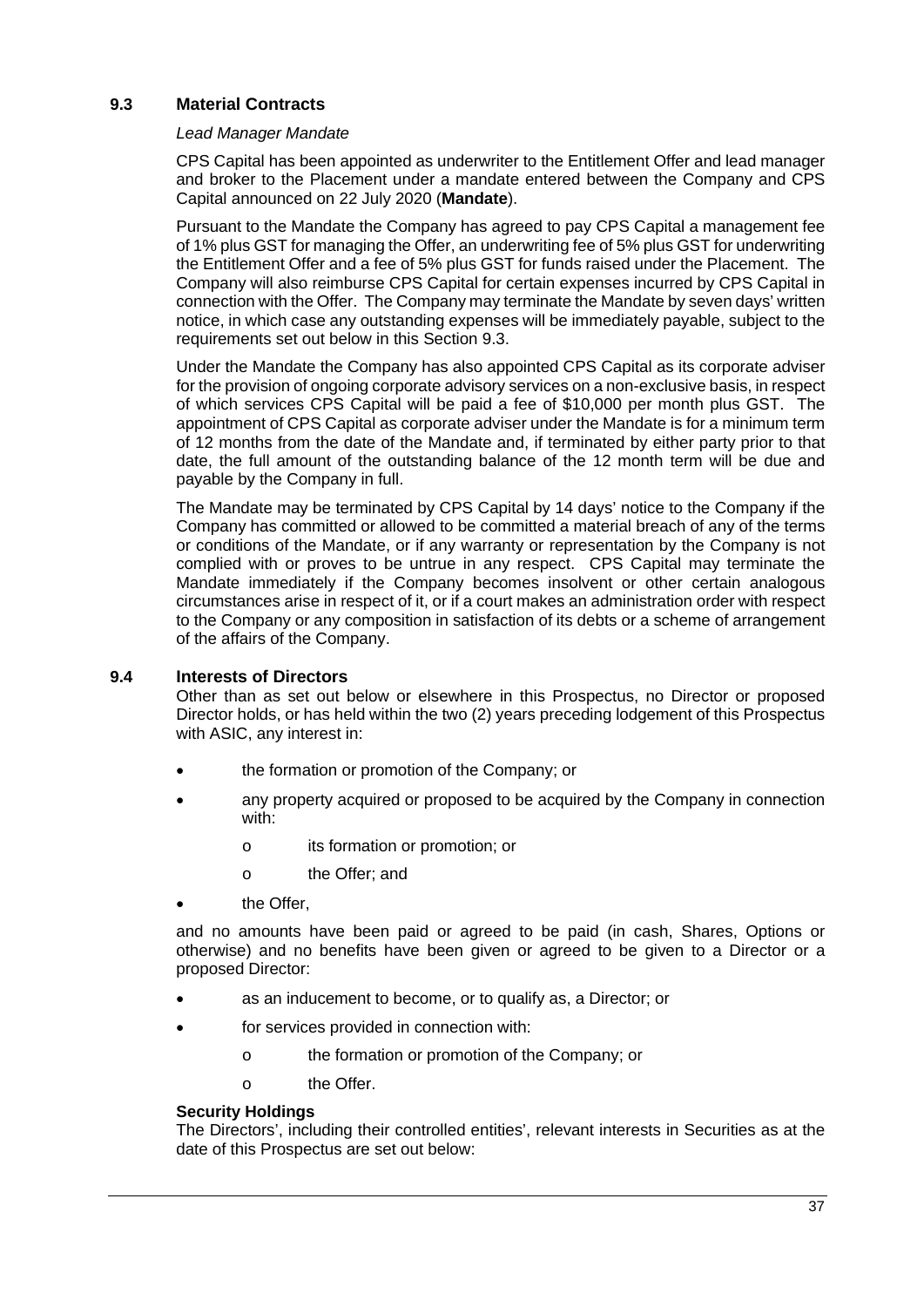## 9.3 Material Contracts

*Lead Manager Mandate*

CPS Capital has been appointed as underwriter to the Entitlement Offer and lead manager and broker to the Placement under a mandate entered between the Company and CPS Capital announced on 22 July 2020 (**Mandate**).

Pursuant to the Mandate the Company has agreed to pay CPS Capital a management fee of 1% plus GST for managing the Offer, an underwriting fee of 5% plus GST for underwriting the Entitlement Offer and a fee of 5% plus GST for funds raised under the Placement. The Company will also reimburse CPS Capital for certain expenses incurred by CPS Capital in connection with the Offer. The Company may terminate the Mandate by seven days' written notice, in which case any outstanding expenses will be immediately payable, subject to the requirements set out below in this Section 9.3.

Under the Mandate the Company has also appointed CPS Capital as its corporate adviser for the provision of ongoing corporate advisory services on a non-exclusive basis, in respect of which services CPS Capital will be paid a fee of $10,000 per month plus GST. The appointment of CPS Capital as corporate adviser under the Mandate is for a minimum term of 12 months from the date of the Mandate and, if terminated by either party prior to that date, the full amount of the outstanding balance of the 12 month term will be due and payable by the Company in full.

The Mandate may be terminated by CPS Capital by 14 days' notice to the Company if the Company has committed or allowed to be committed a material breach of any of the terms or conditions of the Mandate, or if any warranty or representation by the Company is not complied with or proves to be untrue in any respect. CPS Capital may terminate the Mandate immediately if the Company becomes insolvent or other certain analogous circumstances arise in respect of it, or if a court makes an administration order with respect to the Company or any composition in satisfaction of its debts or a scheme of arrangement of the affairs of the Company.

## 9.4 Interests of Directors

Other than as set out below or elsewhere in this Prospectus, no Director or proposed Director holds, or has held within the two (2) years preceding lodgement of this Prospectus with ASIC, any interest in:

- the formation or promotion of the Company; or
- any property acquired or proposed to be acquired by the Company in connection with:
  - its formation or promotion; or
  - the Offer; and
- the Offer,

and no amounts have been paid or agreed to be paid (in cash, Shares, Options or otherwise) and no benefits have been given or agreed to be given to a Director or a proposed Director:

- as an inducement to become, or to qualify as, a Director; or
- for services provided in connection with:
  - the formation or promotion of the Company; or
  - the Offer.

**Security Holdings**

The Directors', including their controlled entities', relevant interests in Securities as at the date of this Prospectus are set out below: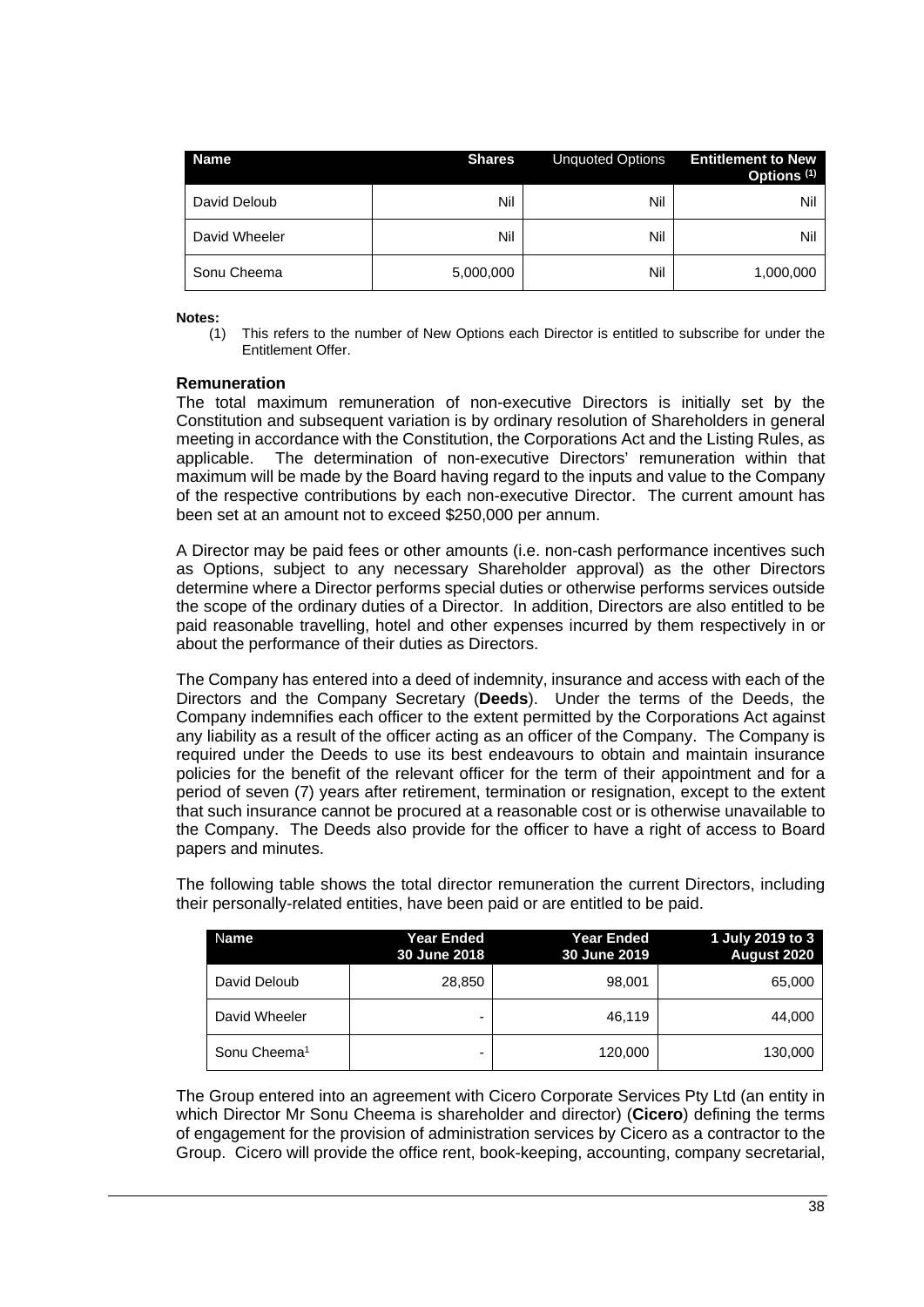| Name | Shares | Unquoted Options | Entitlement to New Options [(1)] |
|---|---|---|---|
| David Deloub | Nil | Nil | Nil |
| David Wheeler | Nil | Nil | Nil |
| Sonu Cheema | 5,000,000 | Nil | 1,000,000 |

**Notes:**

(1) This refers to the number of New Options each Director is entitled to subscribe for under the Entitlement Offer.

**Remuneration**

The total maximum remuneration of non-executive Directors is initially set by the Constitution and subsequent variation is by ordinary resolution of Shareholders in general meeting in accordance with the Constitution, the Corporations Act and the Listing Rules, as applicable. The determination of non-executive Directors' remuneration within that maximum will be made by the Board having regard to the inputs and value to the Company of the respective contributions by each non-executive Director. The current amount has been set at an amount not to exceed $250,000 per annum.

A Director may be paid fees or other amounts (i.e. non-cash performance incentives such as Options, subject to any necessary Shareholder approval) as the other Directors determine where a Director performs special duties or otherwise performs services outside the scope of the ordinary duties of a Director. In addition, Directors are also entitled to be paid reasonable travelling, hotel and other expenses incurred by them respectively in or about the performance of their duties as Directors.

The Company has entered into a deed of indemnity, insurance and access with each of the Directors and the Company Secretary (**Deeds**). Under the terms of the Deeds, the Company indemnifies each officer to the extent permitted by the Corporations Act against any liability as a result of the officer acting as an officer of the Company. The Company is required under the Deeds to use its best endeavours to obtain and maintain insurance policies for the benefit of the relevant officer for the term of their appointment and for a period of seven (7) years after retirement, termination or resignation, except to the extent that such insurance cannot be procured at a reasonable cost or is otherwise unavailable to the Company. The Deeds also provide for the officer to have a right of access to Board papers and minutes.

The following table shows the total director remuneration the current Directors, including their personally-related entities, have been paid or are entitled to be paid.

| Name | Year Ended 30 June 2018 | Year Ended 30 June 2019 | 1 July 2019 to 3 August 2020 |
|---|---|---|---|
| David Deloub | 28,850 | 98,001 | 65,000 |
| David Wheeler | - | 46,119 | 44,000 |
| Sonu Cheema[1] | - | 120,000 | 130,000 |

The Group entered into an agreement with Cicero Corporate Services Pty Ltd (an entity in which Director Mr Sonu Cheema is shareholder and director) (**Cicero**) defining the terms of engagement for the provision of administration services by Cicero as a contractor to the Group. Cicero will provide the office rent, book-keeping, accounting, company secretarial,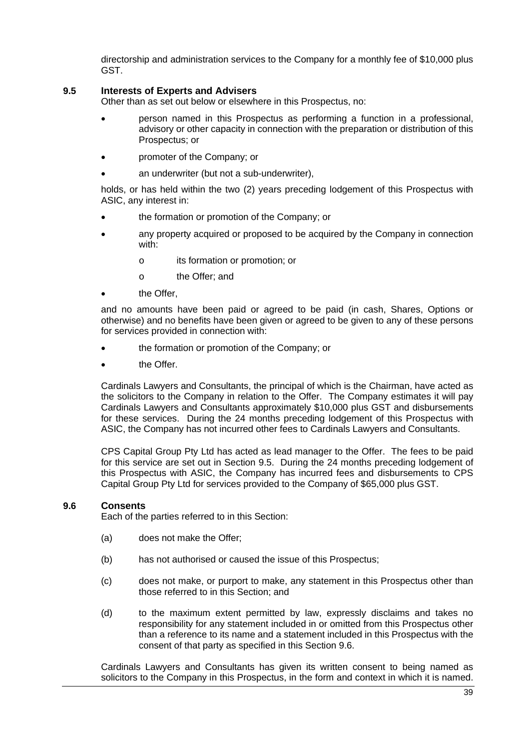directorship and administration services to the Company for a monthly fee of $10,000 plus GST.

## 9.5 Interests of Experts and Advisers

Other than as set out below or elsewhere in this Prospectus, no:

- person named in this Prospectus as performing a function in a professional, advisory or other capacity in connection with the preparation or distribution of this Prospectus; or
- promoter of the Company; or
- an underwriter (but not a sub-underwriter),

holds, or has held within the two (2) years preceding lodgement of this Prospectus with ASIC, any interest in:

- the formation or promotion of the Company; or
- any property acquired or proposed to be acquired by the Company in connection with:
  - its formation or promotion; or
  - the Offer; and
- the Offer,

and no amounts have been paid or agreed to be paid (in cash, Shares, Options or otherwise) and no benefits have been given or agreed to be given to any of these persons for services provided in connection with:

- the formation or promotion of the Company; or
- the Offer.

Cardinals Lawyers and Consultants, the principal of which is the Chairman, have acted as the solicitors to the Company in relation to the Offer. The Company estimates it will pay Cardinals Lawyers and Consultants approximately $10,000 plus GST and disbursements for these services. During the 24 months preceding lodgement of this Prospectus with ASIC, the Company has not incurred other fees to Cardinals Lawyers and Consultants.

CPS Capital Group Pty Ltd has acted as lead manager to the Offer. The fees to be paid for this service are set out in Section 9.5. During the 24 months preceding lodgement of this Prospectus with ASIC, the Company has incurred fees and disbursements to CPS Capital Group Pty Ltd for services provided to the Company of $65,000 plus GST.

## 9.6 Consents

Each of the parties referred to in this Section:

(a) does not make the Offer;

(b) has not authorised or caused the issue of this Prospectus;

(c) does not make, or purport to make, any statement in this Prospectus other than those referred to in this Section; and

(d) to the maximum extent permitted by law, expressly disclaims and takes no responsibility for any statement included in or omitted from this Prospectus other than a reference to its name and a statement included in this Prospectus with the consent of that party as specified in this Section 9.6.

Cardinals Lawyers and Consultants has given its written consent to being named as solicitors to the Company in this Prospectus, in the form and context in which it is named.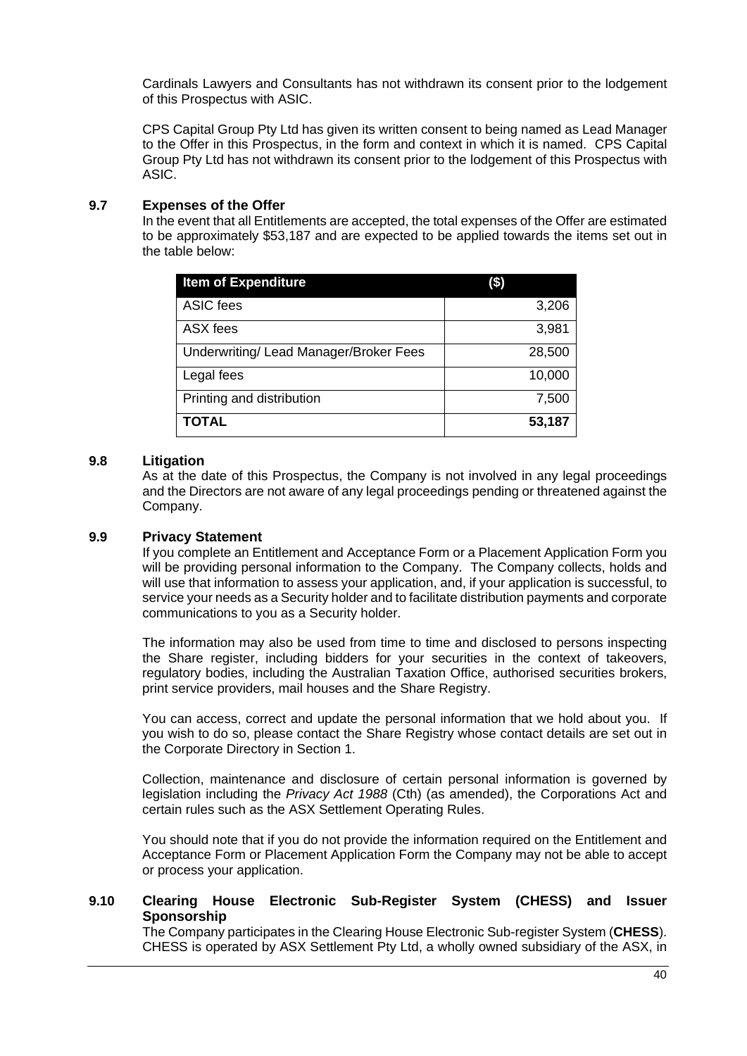Cardinals Lawyers and Consultants has not withdrawn its consent prior to the lodgement of this Prospectus with ASIC.

CPS Capital Group Pty Ltd has given its written consent to being named as Lead Manager to the Offer in this Prospectus, in the form and context in which it is named. CPS Capital Group Pty Ltd has not withdrawn its consent prior to the lodgement of this Prospectus with ASIC.

## 9.7 Expenses of the Offer

In the event that all Entitlements are accepted, the total expenses of the Offer are estimated to be approximately $53,187 and are expected to be applied towards the items set out in the table below:

| Item of Expenditure | ($) |
|---|---:|
| ASIC fees | 3,206 |
| ASX fees | 3,981 |
| Underwriting/ Lead Manager/Broker Fees | 28,500 |
| Legal fees | 10,000 |
| Printing and distribution | 7,500 |
| **TOTAL** | **53,187** |

## 9.8 Litigation

As at the date of this Prospectus, the Company is not involved in any legal proceedings and the Directors are not aware of any legal proceedings pending or threatened against the Company.

## 9.9 Privacy Statement

If you complete an Entitlement and Acceptance Form or a Placement Application Form you will be providing personal information to the Company. The Company collects, holds and will use that information to assess your application, and, if your application is successful, to service your needs as a Security holder and to facilitate distribution payments and corporate communications to you as a Security holder.

The information may also be used from time to time and disclosed to persons inspecting the Share register, including bidders for your securities in the context of takeovers, regulatory bodies, including the Australian Taxation Office, authorised securities brokers, print service providers, mail houses and the Share Registry.

You can access, correct and update the personal information that we hold about you. If you wish to do so, please contact the Share Registry whose contact details are set out in the Corporate Directory in Section 1.

Collection, maintenance and disclosure of certain personal information is governed by legislation including the *Privacy Act 1988* (Cth) (as amended), the Corporations Act and certain rules such as the ASX Settlement Operating Rules.

You should note that if you do not provide the information required on the Entitlement and Acceptance Form or Placement Application Form the Company may not be able to accept or process your application.

## 9.10 Clearing House Electronic Sub-Register System (CHESS) and Issuer Sponsorship

The Company participates in the Clearing House Electronic Sub-register System (**CHESS**). CHESS is operated by ASX Settlement Pty Ltd, a wholly owned subsidiary of the ASX, in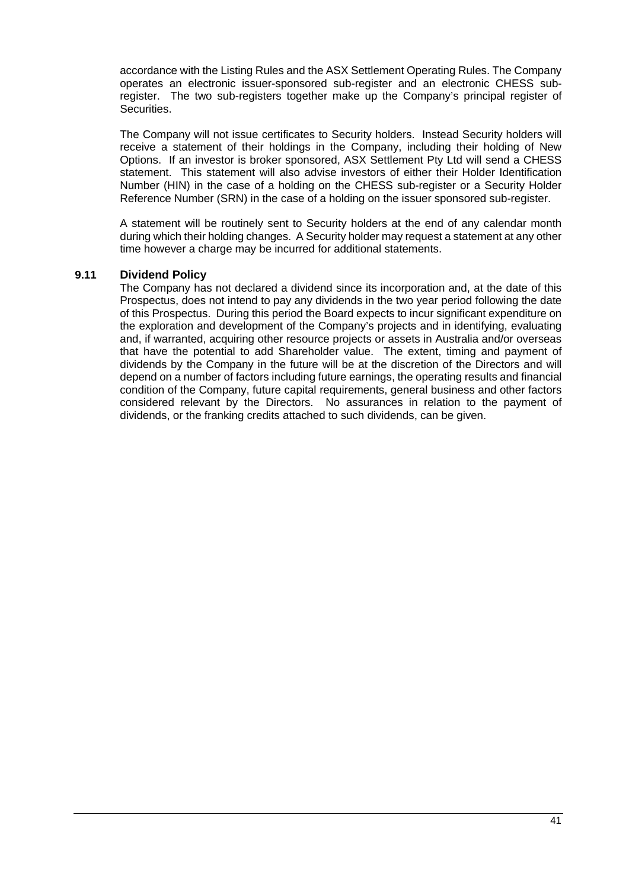accordance with the Listing Rules and the ASX Settlement Operating Rules. The Company operates an electronic issuer-sponsored sub-register and an electronic CHESS sub-register. The two sub-registers together make up the Company's principal register of Securities.

The Company will not issue certificates to Security holders. Instead Security holders will receive a statement of their holdings in the Company, including their holding of New Options. If an investor is broker sponsored, ASX Settlement Pty Ltd will send a CHESS statement. This statement will also advise investors of either their Holder Identification Number (HIN) in the case of a holding on the CHESS sub-register or a Security Holder Reference Number (SRN) in the case of a holding on the issuer sponsored sub-register.

A statement will be routinely sent to Security holders at the end of any calendar month during which their holding changes. A Security holder may request a statement at any other time however a charge may be incurred for additional statements.

### 9.11 Dividend Policy

The Company has not declared a dividend since its incorporation and, at the date of this Prospectus, does not intend to pay any dividends in the two year period following the date of this Prospectus. During this period the Board expects to incur significant expenditure on the exploration and development of the Company's projects and in identifying, evaluating and, if warranted, acquiring other resource projects or assets in Australia and/or overseas that have the potential to add Shareholder value. The extent, timing and payment of dividends by the Company in the future will be at the discretion of the Directors and will depend on a number of factors including future earnings, the operating results and financial condition of the Company, future capital requirements, general business and other factors considered relevant by the Directors. No assurances in relation to the payment of dividends, or the franking credits attached to such dividends, can be given.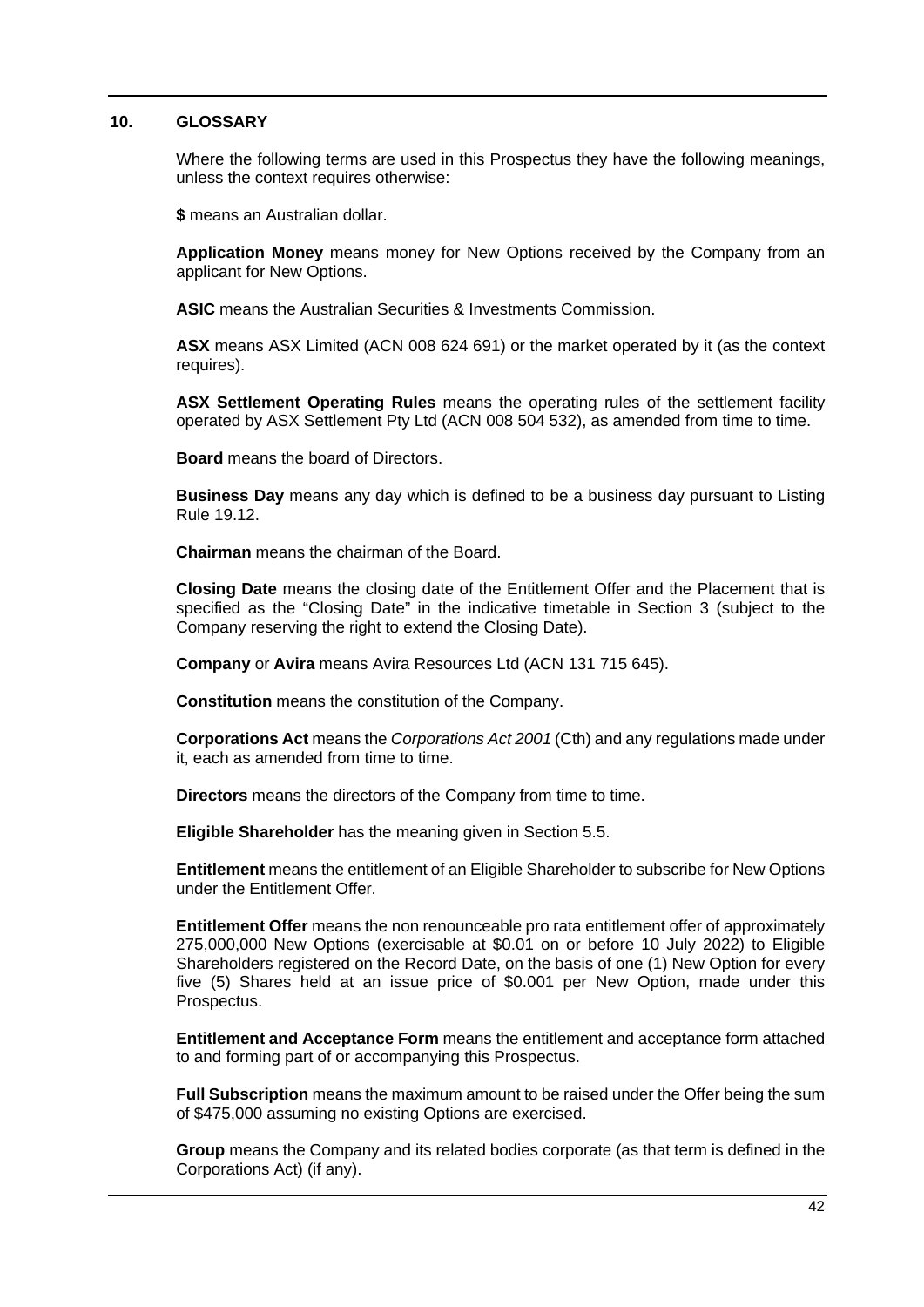## 10. GLOSSARY

Where the following terms are used in this Prospectus they have the following meanings, unless the context requires otherwise:

**$** means an Australian dollar.

**Application Money** means money for New Options received by the Company from an applicant for New Options.

**ASIC** means the Australian Securities & Investments Commission.

**ASX** means ASX Limited (ACN 008 624 691) or the market operated by it (as the context requires).

**ASX Settlement Operating Rules** means the operating rules of the settlement facility operated by ASX Settlement Pty Ltd (ACN 008 504 532), as amended from time to time.

**Board** means the board of Directors.

**Business Day** means any day which is defined to be a business day pursuant to Listing Rule 19.12.

**Chairman** means the chairman of the Board.

**Closing Date** means the closing date of the Entitlement Offer and the Placement that is specified as the "Closing Date" in the indicative timetable in Section 3 (subject to the Company reserving the right to extend the Closing Date).

**Company** or **Avira** means Avira Resources Ltd (ACN 131 715 645).

**Constitution** means the constitution of the Company.

**Corporations Act** means the *Corporations Act 2001* (Cth) and any regulations made under it, each as amended from time to time.

**Directors** means the directors of the Company from time to time.

**Eligible Shareholder** has the meaning given in Section 5.5.

**Entitlement** means the entitlement of an Eligible Shareholder to subscribe for New Options under the Entitlement Offer.

**Entitlement Offer** means the non renounceable pro rata entitlement offer of approximately 275,000,000 New Options (exercisable at $0.01 on or before 10 July 2022) to Eligible Shareholders registered on the Record Date, on the basis of one (1) New Option for every five (5) Shares held at an issue price of $0.001 per New Option, made under this Prospectus.

**Entitlement and Acceptance Form** means the entitlement and acceptance form attached to and forming part of or accompanying this Prospectus.

**Full Subscription** means the maximum amount to be raised under the Offer being the sum of $475,000 assuming no existing Options are exercised.

**Group** means the Company and its related bodies corporate (as that term is defined in the Corporations Act) (if any).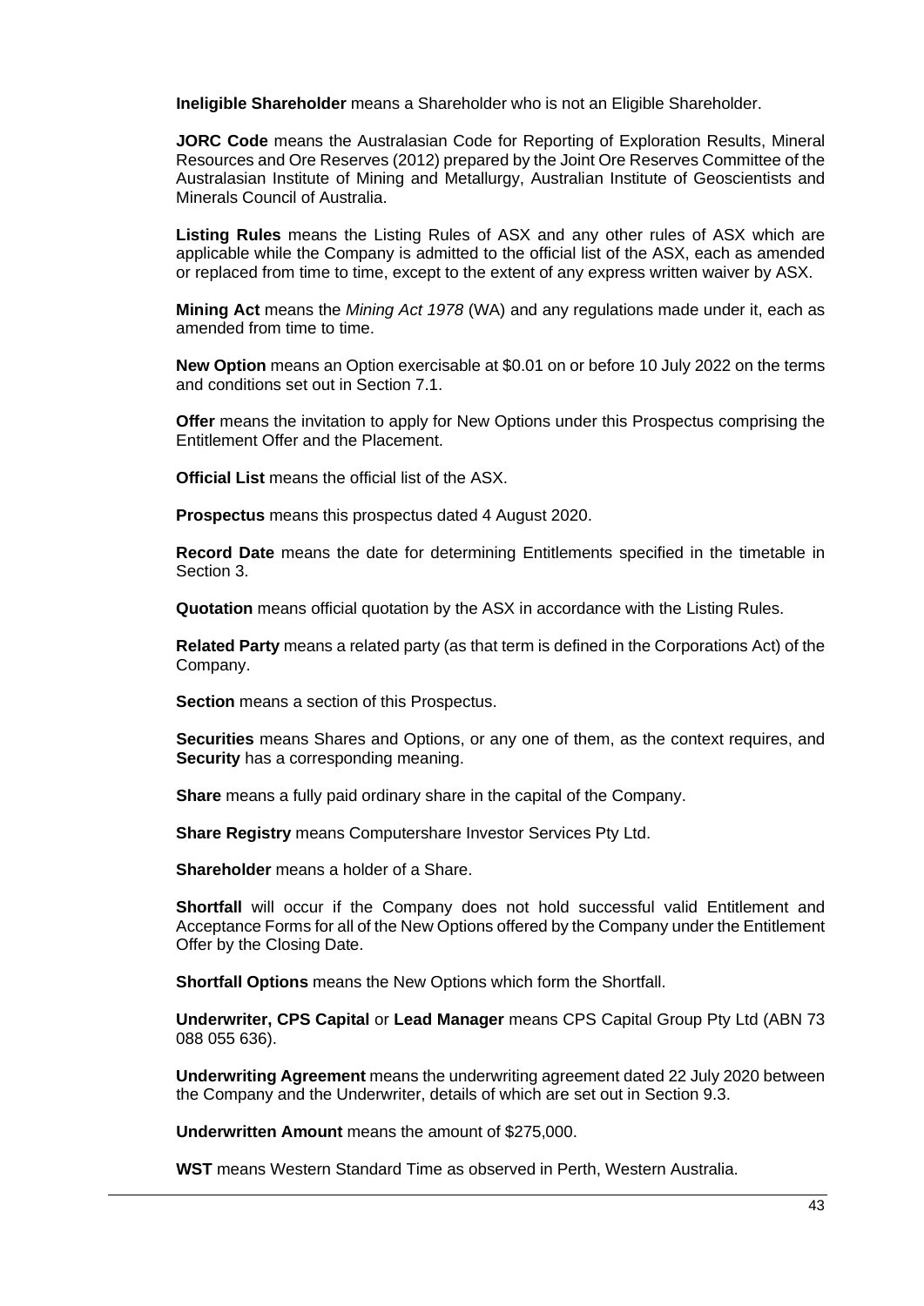**Ineligible Shareholder** means a Shareholder who is not an Eligible Shareholder.

**JORC Code** means the Australasian Code for Reporting of Exploration Results, Mineral Resources and Ore Reserves (2012) prepared by the Joint Ore Reserves Committee of the Australasian Institute of Mining and Metallurgy, Australian Institute of Geoscientists and Minerals Council of Australia.

**Listing Rules** means the Listing Rules of ASX and any other rules of ASX which are applicable while the Company is admitted to the official list of the ASX, each as amended or replaced from time to time, except to the extent of any express written waiver by ASX.

**Mining Act** means the *Mining Act 1978* (WA) and any regulations made under it, each as amended from time to time.

**New Option** means an Option exercisable at $0.01 on or before 10 July 2022 on the terms and conditions set out in Section 7.1.

**Offer** means the invitation to apply for New Options under this Prospectus comprising the Entitlement Offer and the Placement.

**Official List** means the official list of the ASX.

**Prospectus** means this prospectus dated 4 August 2020.

**Record Date** means the date for determining Entitlements specified in the timetable in Section 3.

**Quotation** means official quotation by the ASX in accordance with the Listing Rules.

**Related Party** means a related party (as that term is defined in the Corporations Act) of the Company.

**Section** means a section of this Prospectus.

**Securities** means Shares and Options, or any one of them, as the context requires, and **Security** has a corresponding meaning.

**Share** means a fully paid ordinary share in the capital of the Company.

**Share Registry** means Computershare Investor Services Pty Ltd.

**Shareholder** means a holder of a Share.

**Shortfall** will occur if the Company does not hold successful valid Entitlement and Acceptance Forms for all of the New Options offered by the Company under the Entitlement Offer by the Closing Date.

**Shortfall Options** means the New Options which form the Shortfall.

**Underwriter, CPS Capital** or **Lead Manager** means CPS Capital Group Pty Ltd (ABN 73 088 055 636).

**Underwriting Agreement** means the underwriting agreement dated 22 July 2020 between the Company and the Underwriter, details of which are set out in Section 9.3.

**Underwritten Amount** means the amount of $275,000.

**WST** means Western Standard Time as observed in Perth, Western Australia.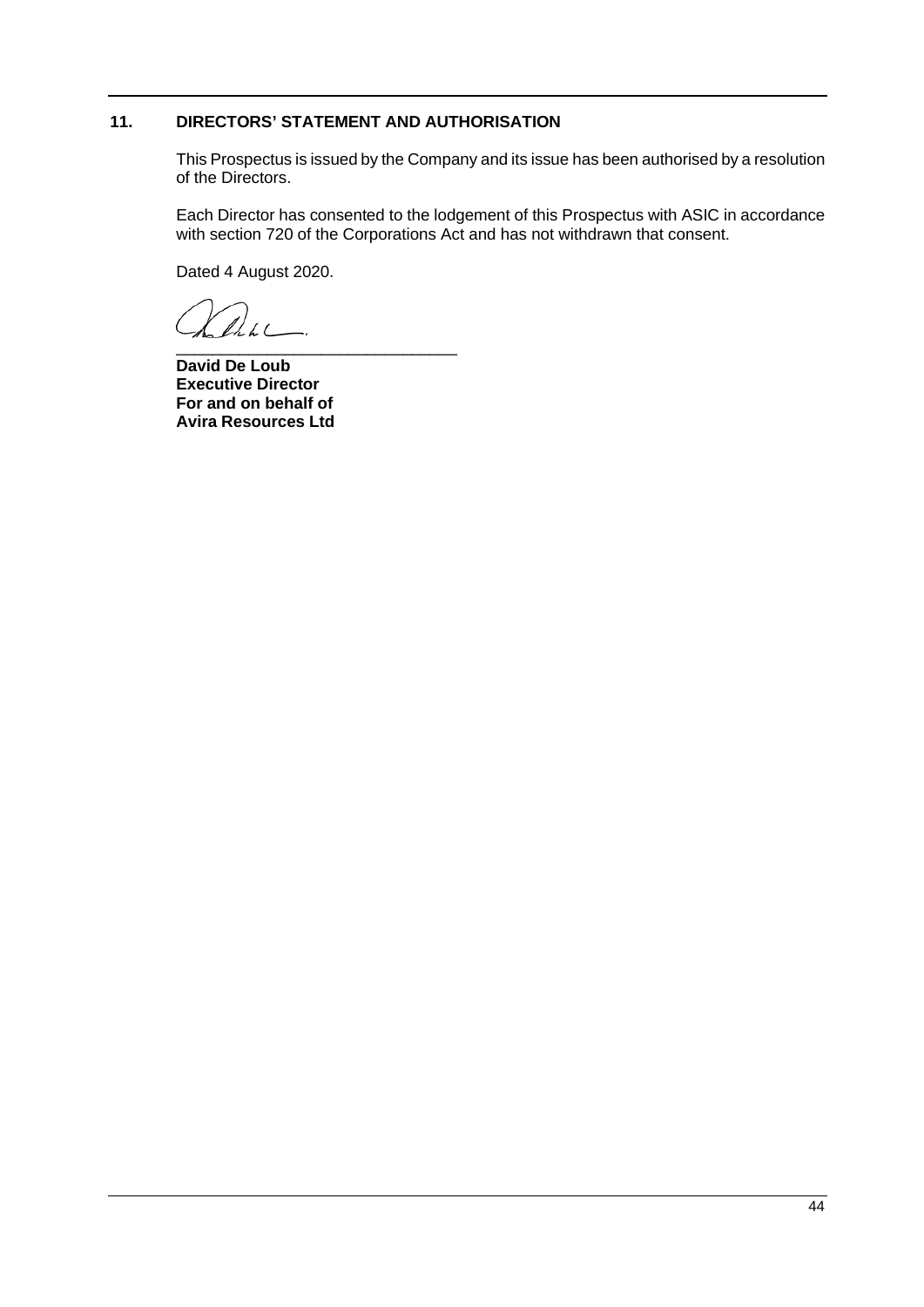## 11. DIRECTORS' STATEMENT AND AUTHORISATION

This Prospectus is issued by the Company and its issue has been authorised by a resolution of the Directors.

Each Director has consented to the lodgement of this Prospectus with ASIC in accordance with section 720 of the Corporations Act and has not withdrawn that consent.

Dated 4 August 2020.

_______________________________

**David De Loub**
**Executive Director**
**For and on behalf of**
**Avira Resources Ltd**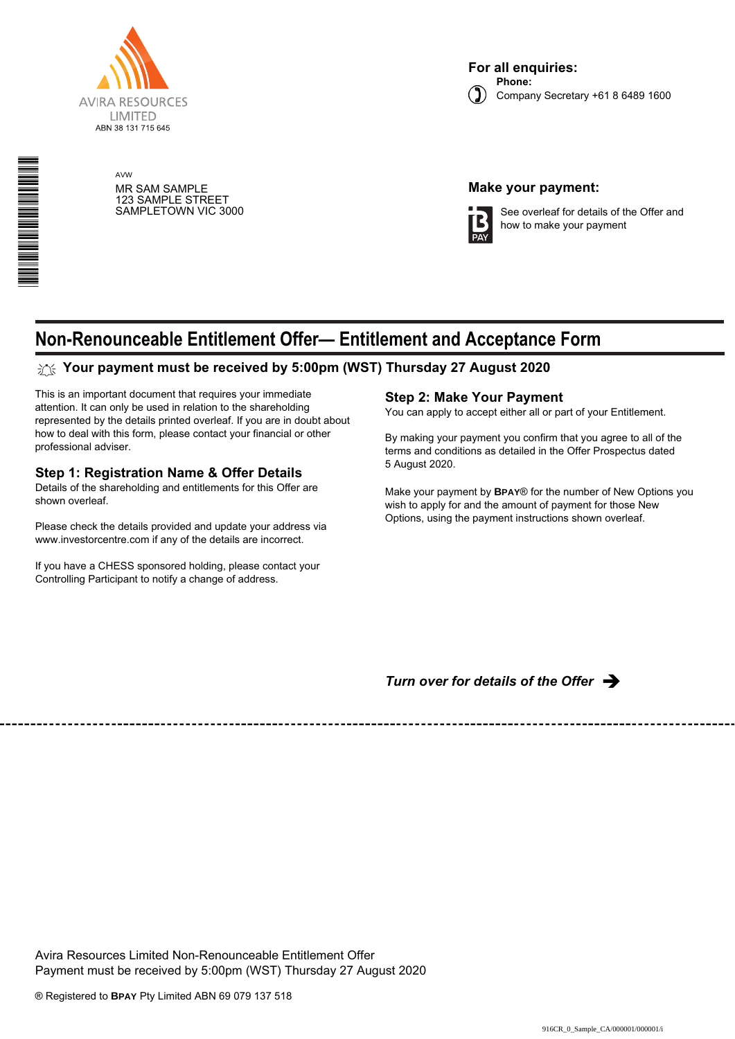AVIRA RESOURCES LIMITED
ABN 38 131 715 645

**For all enquiries:**
**Phone:**
Company Secretary +61 8 6489 1600

AVW
MR SAM SAMPLE
123 SAMPLE STREET
SAMPLETOWN VIC 3000

**Make your payment:**

See overleaf for details of the Offer and how to make your payment

# Non-Renounceable Entitlement Offer— Entitlement and Acceptance Form

**Your payment must be received by 5:00pm (WST) Thursday 27 August 2020**

This is an important document that requires your immediate attention. It can only be used in relation to the shareholding represented by the details printed overleaf. If you are in doubt about how to deal with this form, please contact your financial or other professional adviser.

## Step 1: Registration Name & Offer Details

Details of the shareholding and entitlements for this Offer are shown overleaf.

Please check the details provided and update your address via www.investorcentre.com if any of the details are incorrect.

If you have a CHESS sponsored holding, please contact your Controlling Participant to notify a change of address.

## Step 2: Make Your Payment

You can apply to accept either all or part of your Entitlement.

By making your payment you confirm that you agree to all of the terms and conditions as detailed in the Offer Prospectus dated 5 August 2020.

Make your payment by **BPAY**® for the number of New Options you wish to apply for and the amount of payment for those New Options, using the payment instructions shown overleaf.

***Turn over for details of the Offer*** ➔

---

Avira Resources Limited Non-Renounceable Entitlement Offer
Payment must be received by 5:00pm (WST) Thursday 27 August 2020

® Registered to **BPAY** Pty Limited ABN 69 079 137 518

916CR_0_Sample_CA/000001/000001/i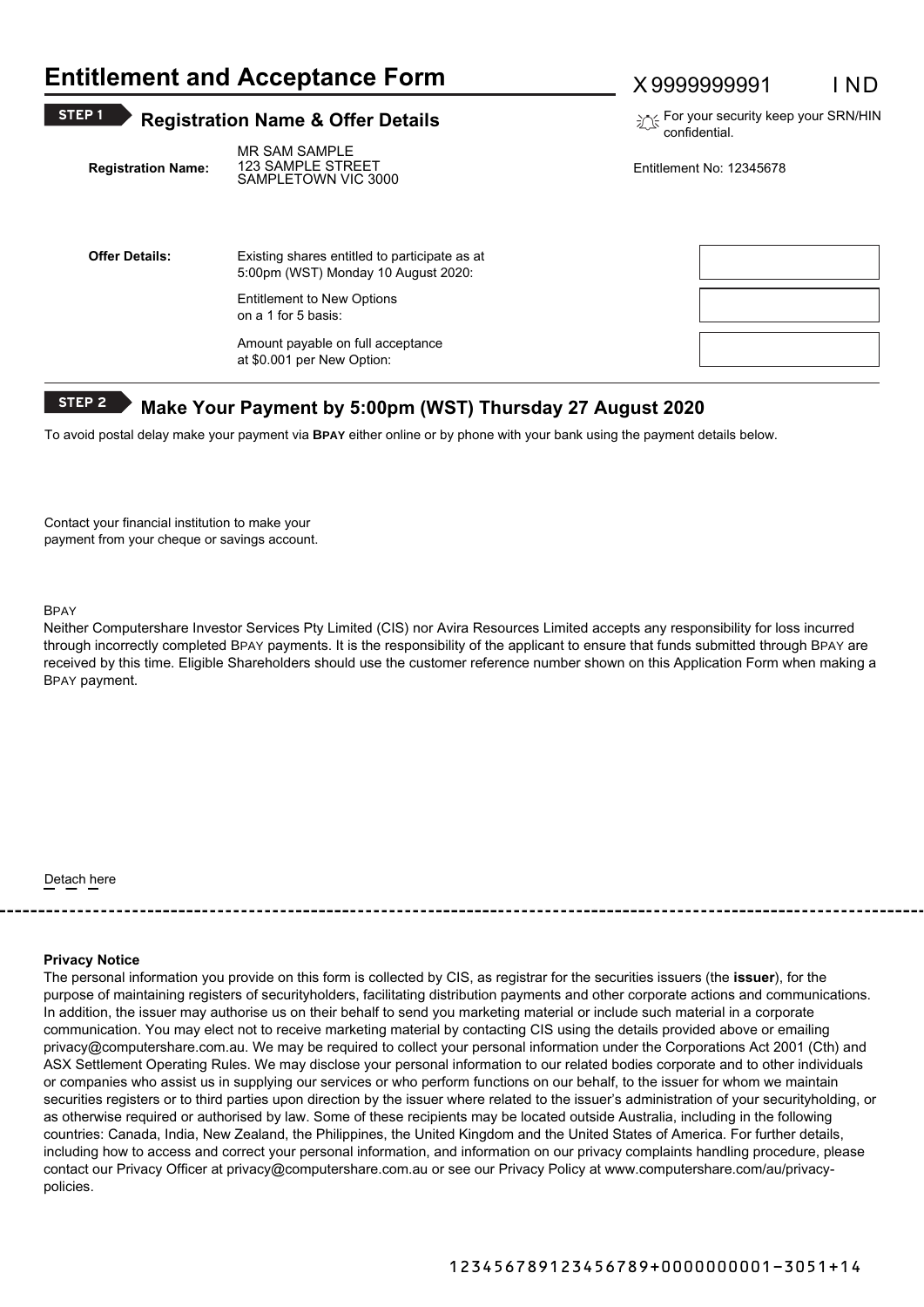# Entitlement and Acceptance Form

X 9999999991 IND

## STEP 1 Registration Name & Offer Details

For your security keep your SRN/HIN confidential.

**Registration Name:** MR SAM SAMPLE
123 SAMPLE STREET
SAMPLETOWN VIC 3000

Entitlement No: 12345678

**Offer Details:**

| | |
|---|---|
| Existing shares entitled to participate as at 5:00pm (WST) Monday 10 August 2020: | |
| Entitlement to New Options on a 1 for 5 basis: | |
| Amount payable on full acceptance at $0.001 per New Option: | |

## STEP 2 Make Your Payment by 5:00pm (WST) Thursday 27 August 2020

To avoid postal delay make your payment via **BPAY** either online or by phone with your bank using the payment details below.

Contact your financial institution to make your payment from your cheque or savings account.

BPAY

Neither Computershare Investor Services Pty Limited (CIS) nor Avira Resources Limited accepts any responsibility for loss incurred through incorrectly completed BPAY payments. It is the responsibility of the applicant to ensure that funds submitted through BPAY are received by this time. Eligible Shareholders should use the customer reference number shown on this Application Form when making a BPAY payment.

Detach here

**Privacy Notice**

The personal information you provide on this form is collected by CIS, as registrar for the securities issuers (the **issuer**), for the purpose of maintaining registers of securityholders, facilitating distribution payments and other corporate actions and communications. In addition, the issuer may authorise us on their behalf to send you marketing material or include such material in a corporate communication. You may elect not to receive marketing material by contacting CIS using the details provided above or emailing privacy@computershare.com.au. We may be required to collect your personal information under the Corporations Act 2001 (Cth) and ASX Settlement Operating Rules. We may disclose your personal information to our related bodies corporate and to other individuals or companies who assist us in supplying our services or who perform functions on our behalf, to the issuer for whom we maintain securities registers or to third parties upon direction by the issuer where related to the issuer's administration of your securityholding, or as otherwise required or authorised by law. Some of these recipients may be located outside Australia, including in the following countries: Canada, India, New Zealand, the Philippines, the United Kingdom and the United States of America. For further details, including how to access and correct your personal information, and information on our privacy complaints handling procedure, please contact our Privacy Officer at privacy@computershare.com.au or see our Privacy Policy at www.computershare.com/au/privacy-policies.

123456789123456789+0000000001-3051+14